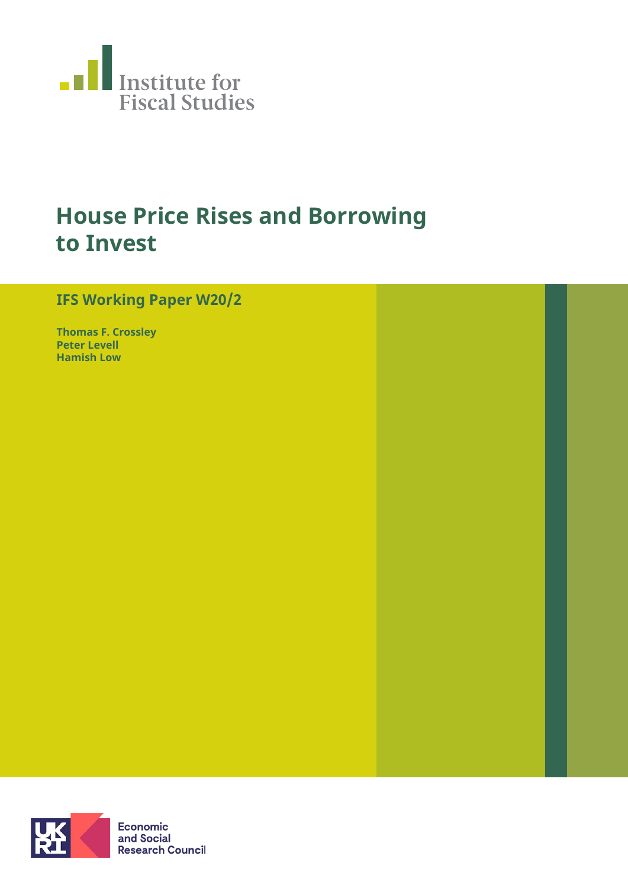Institute for Fiscal Studies

# House Price Rises and Borrowing to Invest

## IFS Working Paper W20/2

**Thomas F. Crossley**
**Peter Levell**
**Hamish Low**

Economic and Social Research Council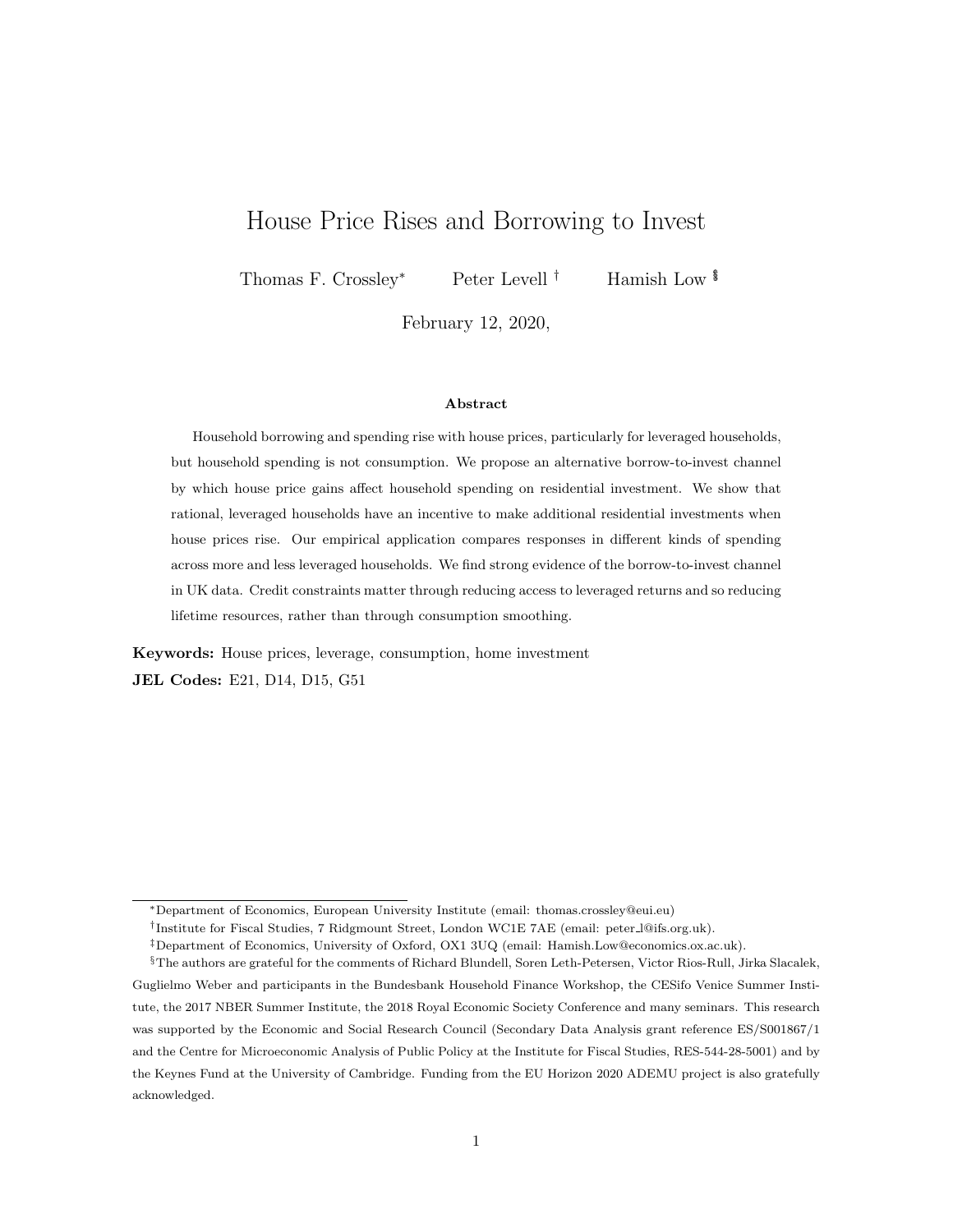# House Price Rises and Borrowing to Invest

Thomas F. Crossley[*] Peter Levell [†] Hamish Low [‡§]

February 12, 2020,

### Abstract

Household borrowing and spending rise with house prices, particularly for leveraged households, but household spending is not consumption. We propose an alternative borrow-to-invest channel by which house price gains affect household spending on residential investment. We show that rational, leveraged households have an incentive to make additional residential investments when house prices rise. Our empirical application compares responses in different kinds of spending across more and less leveraged households. We find strong evidence of the borrow-to-invest channel in UK data. Credit constraints matter through reducing access to leveraged returns and so reducing lifetime resources, rather than through consumption smoothing.

**Keywords:** House prices, leverage, consumption, home investment

**JEL Codes:** E21, D14, D15, G51

---

[*] Department of Economics, European University Institute (email: thomas.crossley@eui.eu)

[†] Institute for Fiscal Studies, 7 Ridgmount Street, London WC1E 7AE (email: peter_l@ifs.org.uk).

[‡] Department of Economics, University of Oxford, OX1 3UQ (email: Hamish.Low@economics.ox.ac.uk).

[§] The authors are grateful for the comments of Richard Blundell, Soren Leth-Petersen, Victor Rios-Rull, Jirka Slacalek, Guglielmo Weber and participants in the Bundesbank Household Finance Workshop, the CESifo Venice Summer Institute, the 2017 NBER Summer Institute, the 2018 Royal Economic Society Conference and many seminars. This research was supported by the Economic and Social Research Council (Secondary Data Analysis grant reference ES/S001867/1 and the Centre for Microeconomic Analysis of Public Policy at the Institute for Fiscal Studies, RES-544-28-5001) and by the Keynes Fund at the University of Cambridge. Funding from the EU Horizon 2020 ADEMU project is also gratefully acknowledged.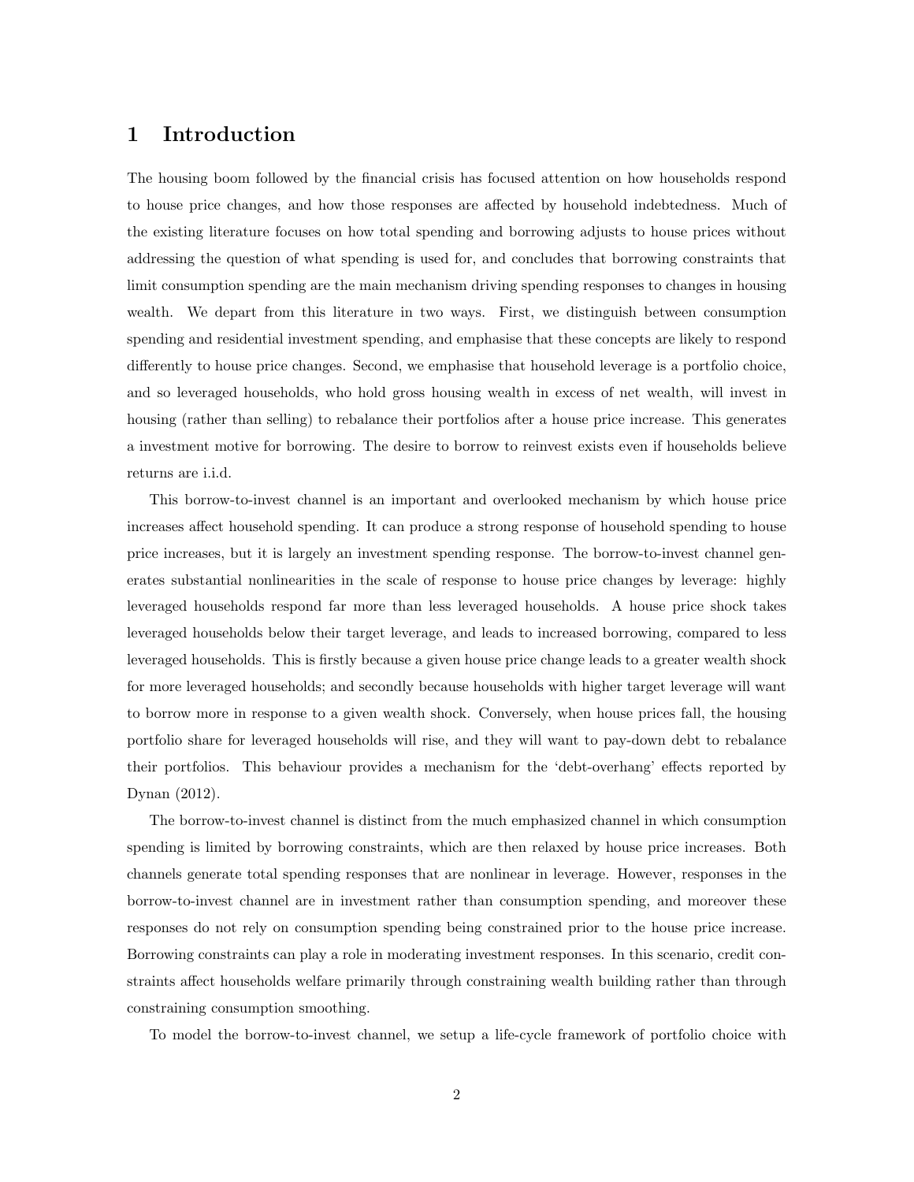# 1 Introduction

The housing boom followed by the financial crisis has focused attention on how households respond to house price changes, and how those responses are affected by household indebtedness. Much of the existing literature focuses on how total spending and borrowing adjusts to house prices without addressing the question of what spending is used for, and concludes that borrowing constraints that limit consumption spending are the main mechanism driving spending responses to changes in housing wealth. We depart from this literature in two ways. First, we distinguish between consumption spending and residential investment spending, and emphasise that these concepts are likely to respond differently to house price changes. Second, we emphasise that household leverage is a portfolio choice, and so leveraged households, who hold gross housing wealth in excess of net wealth, will invest in housing (rather than selling) to rebalance their portfolios after a house price increase. This generates a investment motive for borrowing. The desire to borrow to reinvest exists even if households believe returns are i.i.d.

This borrow-to-invest channel is an important and overlooked mechanism by which house price increases affect household spending. It can produce a strong response of household spending to house price increases, but it is largely an investment spending response. The borrow-to-invest channel generates substantial nonlinearities in the scale of response to house price changes by leverage: highly leveraged households respond far more than less leveraged households. A house price shock takes leveraged households below their target leverage, and leads to increased borrowing, compared to less leveraged households. This is firstly because a given house price change leads to a greater wealth shock for more leveraged households; and secondly because households with higher target leverage will want to borrow more in response to a given wealth shock. Conversely, when house prices fall, the housing portfolio share for leveraged households will rise, and they will want to pay-down debt to rebalance their portfolios. This behaviour provides a mechanism for the 'debt-overhang' effects reported by Dynan (2012).

The borrow-to-invest channel is distinct from the much emphasized channel in which consumption spending is limited by borrowing constraints, which are then relaxed by house price increases. Both channels generate total spending responses that are nonlinear in leverage. However, responses in the borrow-to-invest channel are in investment rather than consumption spending, and moreover these responses do not rely on consumption spending being constrained prior to the house price increase. Borrowing constraints can play a role in moderating investment responses. In this scenario, credit constraints affect households welfare primarily through constraining wealth building rather than through constraining consumption smoothing.

To model the borrow-to-invest channel, we setup a life-cycle framework of portfolio choice with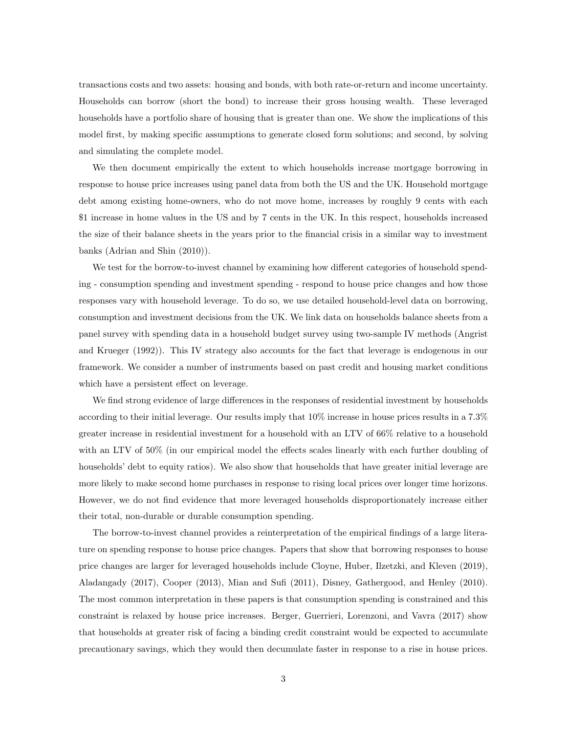transactions costs and two assets: housing and bonds, with both rate-or-return and income uncertainty. Households can borrow (short the bond) to increase their gross housing wealth. These leveraged households have a portfolio share of housing that is greater than one. We show the implications of this model first, by making specific assumptions to generate closed form solutions; and second, by solving and simulating the complete model.

We then document empirically the extent to which households increase mortgage borrowing in response to house price increases using panel data from both the US and the UK. Household mortgage debt among existing home-owners, who do not move home, increases by roughly 9 cents with each \$1 increase in home values in the US and by 7 cents in the UK. In this respect, households increased the size of their balance sheets in the years prior to the financial crisis in a similar way to investment banks (Adrian and Shin (2010)).

We test for the borrow-to-invest channel by examining how different categories of household spending - consumption spending and investment spending - respond to house price changes and how those responses vary with household leverage. To do so, we use detailed household-level data on borrowing, consumption and investment decisions from the UK. We link data on households balance sheets from a panel survey with spending data in a household budget survey using two-sample IV methods (Angrist and Krueger (1992)). This IV strategy also accounts for the fact that leverage is endogenous in our framework. We consider a number of instruments based on past credit and housing market conditions which have a persistent effect on leverage.

We find strong evidence of large differences in the responses of residential investment by households according to their initial leverage. Our results imply that 10% increase in house prices results in a 7.3% greater increase in residential investment for a household with an LTV of 66% relative to a household with an LTV of 50% (in our empirical model the effects scales linearly with each further doubling of households' debt to equity ratios). We also show that households that have greater initial leverage are more likely to make second home purchases in response to rising local prices over longer time horizons. However, we do not find evidence that more leveraged households disproportionately increase either their total, non-durable or durable consumption spending.

The borrow-to-invest channel provides a reinterpretation of the empirical findings of a large literature on spending response to house price changes. Papers that show that borrowing responses to house price changes are larger for leveraged households include Cloyne, Huber, Ilzetzki, and Kleven (2019), Aladangady (2017), Cooper (2013), Mian and Sufi (2011), Disney, Gathergood, and Henley (2010). The most common interpretation in these papers is that consumption spending is constrained and this constraint is relaxed by house price increases. Berger, Guerrieri, Lorenzoni, and Vavra (2017) show that households at greater risk of facing a binding credit constraint would be expected to accumulate precautionary savings, which they would then decumulate faster in response to a rise in house prices.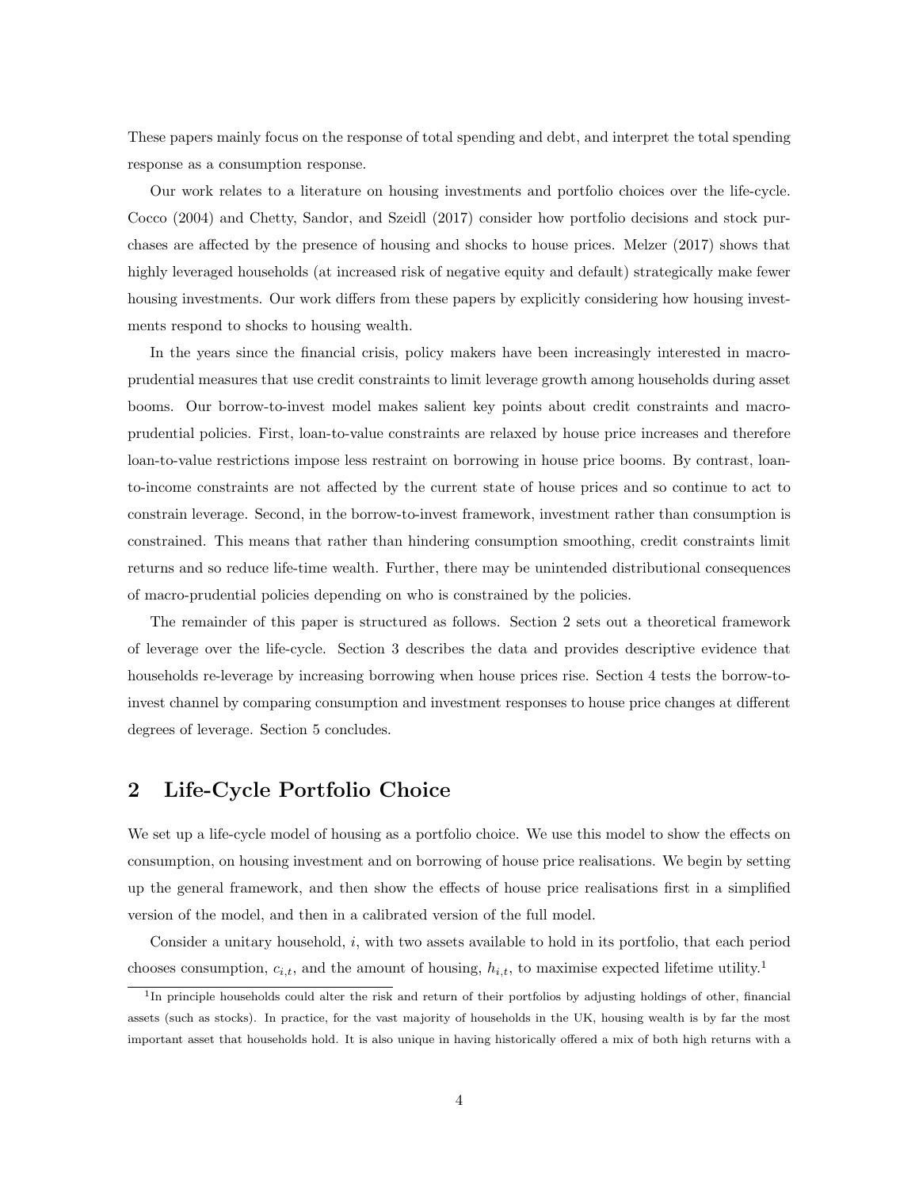These papers mainly focus on the response of total spending and debt, and interpret the total spending response as a consumption response.

Our work relates to a literature on housing investments and portfolio choices over the life-cycle. Cocco (2004) and Chetty, Sandor, and Szeidl (2017) consider how portfolio decisions and stock purchases are affected by the presence of housing and shocks to house prices. Melzer (2017) shows that highly leveraged households (at increased risk of negative equity and default) strategically make fewer housing investments. Our work differs from these papers by explicitly considering how housing investments respond to shocks to housing wealth.

In the years since the financial crisis, policy makers have been increasingly interested in macro-prudential measures that use credit constraints to limit leverage growth among households during asset booms. Our borrow-to-invest model makes salient key points about credit constraints and macro-prudential policies. First, loan-to-value constraints are relaxed by house price increases and therefore loan-to-value restrictions impose less restraint on borrowing in house price booms. By contrast, loan-to-income constraints are not affected by the current state of house prices and so continue to act to constrain leverage. Second, in the borrow-to-invest framework, investment rather than consumption is constrained. This means that rather than hindering consumption smoothing, credit constraints limit returns and so reduce life-time wealth. Further, there may be unintended distributional consequences of macro-prudential policies depending on who is constrained by the policies.

The remainder of this paper is structured as follows. Section 2 sets out a theoretical framework of leverage over the life-cycle. Section 3 describes the data and provides descriptive evidence that households re-leverage by increasing borrowing when house prices rise. Section 4 tests the borrow-to-invest channel by comparing consumption and investment responses to house price changes at different degrees of leverage. Section 5 concludes.

## 2 Life-Cycle Portfolio Choice

We set up a life-cycle model of housing as a portfolio choice. We use this model to show the effects on consumption, on housing investment and on borrowing of house price realisations. We begin by setting up the general framework, and then show the effects of house price realisations first in a simplified version of the model, and then in a calibrated version of the full model.

Consider a unitary household, $i$, with two assets available to hold in its portfolio, that each period chooses consumption, $c_{i,t}$, and the amount of housing, $h_{i,t}$, to maximise expected lifetime utility.[1]

[1] In principle households could alter the risk and return of their portfolios by adjusting holdings of other, financial assets (such as stocks). In practice, for the vast majority of households in the UK, housing wealth is by far the most important asset that households hold. It is also unique in having historically offered a mix of both high returns with a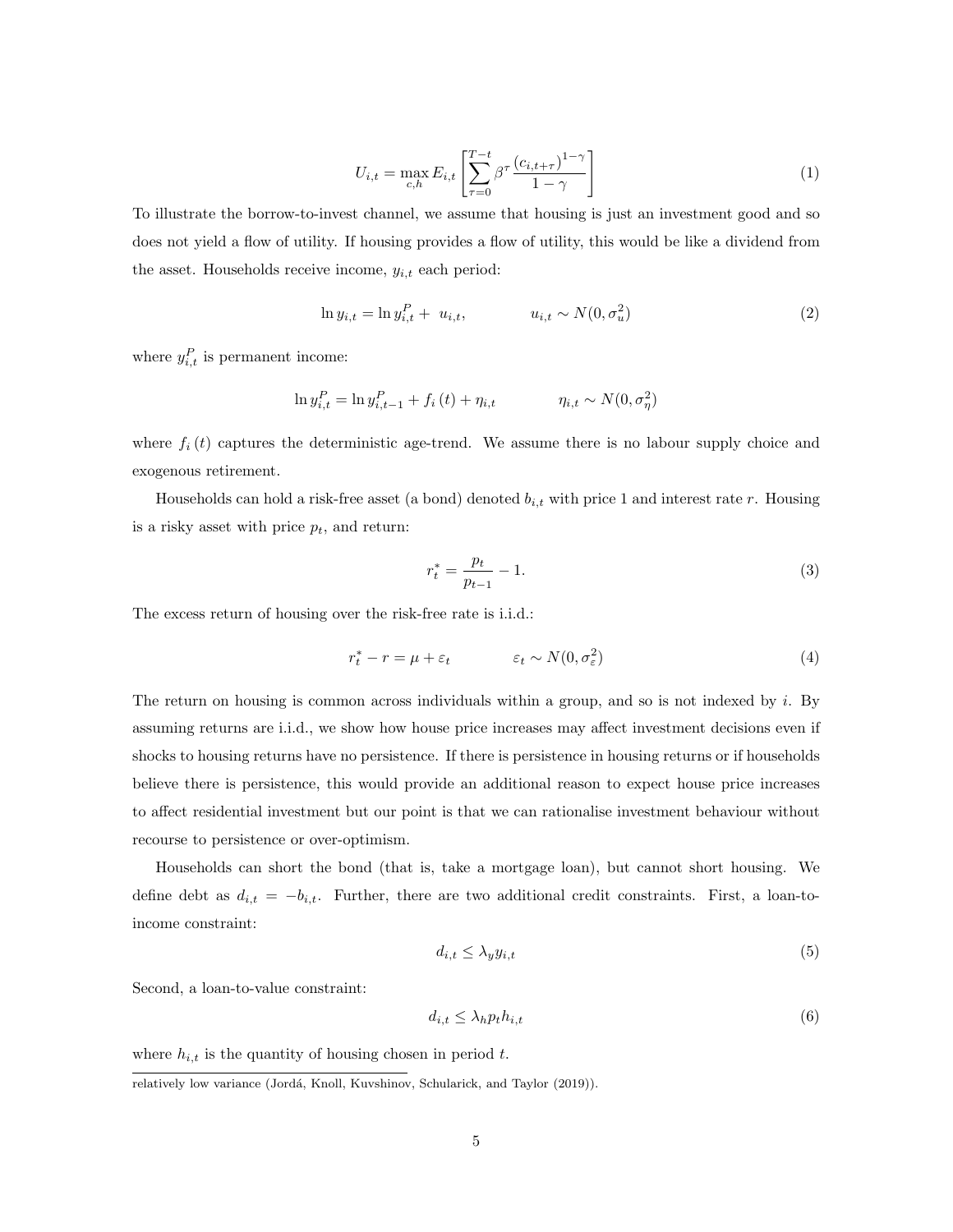$$U_{i,t} = \max_{c,h} E_{i,t} \left[ \sum_{\tau=0}^{T-t} \beta^{\tau} \frac{(c_{i,t+\tau})^{1-\gamma}}{1-\gamma} \right] \tag{1}$$

To illustrate the borrow-to-invest channel, we assume that housing is just an investment good and so does not yield a flow of utility. If housing provides a flow of utility, this would be like a dividend from the asset. Households receive income, $y_{i,t}$ each period:

$$\ln y_{i,t} = \ln y_{i,t}^{P} + u_{i,t}, \qquad u_{i,t} \sim N(0, \sigma_u^2) \tag{2}$$

where $y_{i,t}^{P}$ is permanent income:

$$\ln y_{i,t}^{P} = \ln y_{i,t-1}^{P} + f_i(t) + \eta_{i,t} \qquad \eta_{i,t} \sim N(0, \sigma_\eta^2)$$

where $f_i(t)$ captures the deterministic age-trend. We assume there is no labour supply choice and exogenous retirement.

Households can hold a risk-free asset (a bond) denoted $b_{i,t}$ with price 1 and interest rate $r$. Housing is a risky asset with price $p_t$, and return:

$$r_t^{*} = \frac{p_t}{p_{t-1}} - 1. \tag{3}$$

The excess return of housing over the risk-free rate is i.i.d.:

$$r_t^{*} - r = \mu + \varepsilon_t \qquad \varepsilon_t \sim N(0, \sigma_\varepsilon^2) \tag{4}$$

The return on housing is common across individuals within a group, and so is not indexed by $i$. By assuming returns are i.i.d., we show how house price increases may affect investment decisions even if shocks to housing returns have no persistence. If there is persistence in housing returns or if households believe there is persistence, this would provide an additional reason to expect house price increases to affect residential investment but our point is that we can rationalise investment behaviour without recourse to persistence or over-optimism.

Households can short the bond (that is, take a mortgage loan), but cannot short housing. We define debt as $d_{i,t} = -b_{i,t}$. Further, there are two additional credit constraints. First, a loan-to-income constraint:

$$d_{i,t} \leq \lambda_y y_{i,t} \tag{5}$$

Second, a loan-to-value constraint:

$$d_{i,t} \leq \lambda_h p_t h_{i,t} \tag{6}$$

where $h_{i,t}$ is the quantity of housing chosen in period $t$.

relatively low variance (Jordá, Knoll, Kuvshinov, Schularick, and Taylor (2019)).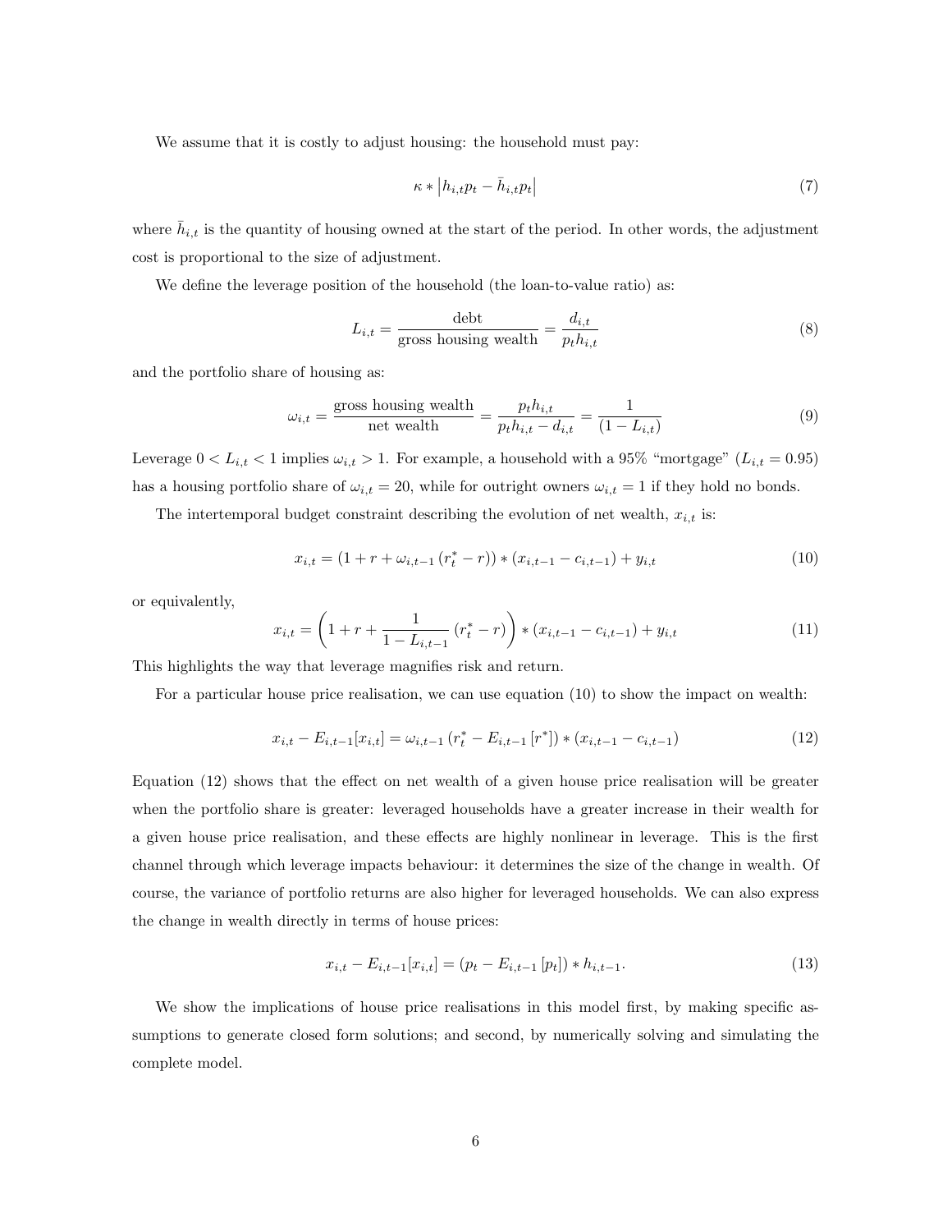We assume that it is costly to adjust housing: the household must pay:

$$\kappa * \left| h_{i,t} p_t - \bar{h}_{i,t} p_t \right| \tag{7}$$

where $\bar{h}_{i,t}$ is the quantity of housing owned at the start of the period. In other words, the adjustment cost is proportional to the size of adjustment.

We define the leverage position of the household (the loan-to-value ratio) as:

$$L_{i,t} = \frac{\text{debt}}{\text{gross housing wealth}} = \frac{d_{i,t}}{p_t h_{i,t}} \tag{8}$$

and the portfolio share of housing as:

$$\omega_{i,t} = \frac{\text{gross housing wealth}}{\text{net wealth}} = \frac{p_t h_{i,t}}{p_t h_{i,t} - d_{i,t}} = \frac{1}{(1 - L_{i,t})} \tag{9}$$

Leverage $0 < L_{i,t} < 1$ implies $\omega_{i,t} > 1$. For example, a household with a 95% "mortgage" ($L_{i,t} = 0.95$) has a housing portfolio share of $\omega_{i,t} = 20$, while for outright owners $\omega_{i,t} = 1$ if they hold no bonds.

The intertemporal budget constraint describing the evolution of net wealth, $x_{i,t}$ is:

$$x_{i,t} = (1 + r + \omega_{i,t-1} (r_t^* - r)) * (x_{i,t-1} - c_{i,t-1}) + y_{i,t} \tag{10}$$

or equivalently,

$$x_{i,t} = \left(1 + r + \frac{1}{1 - L_{i,t-1}} (r_t^* - r)\right) * (x_{i,t-1} - c_{i,t-1}) + y_{i,t} \tag{11}$$

This highlights the way that leverage magnifies risk and return.

For a particular house price realisation, we can use equation (10) to show the impact on wealth:

$$x_{i,t} - E_{i,t-1}[x_{i,t}] = \omega_{i,t-1} (r_t^* - E_{i,t-1} [r^*]) * (x_{i,t-1} - c_{i,t-1}) \tag{12}$$

Equation (12) shows that the effect on net wealth of a given house price realisation will be greater when the portfolio share is greater: leveraged households have a greater increase in their wealth for a given house price realisation, and these effects are highly nonlinear in leverage. This is the first channel through which leverage impacts behaviour: it determines the size of the change in wealth. Of course, the variance of portfolio returns are also higher for leveraged households. We can also express the change in wealth directly in terms of house prices:

$$x_{i,t} - E_{i,t-1}[x_{i,t}] = (p_t - E_{i,t-1} [p_t]) * h_{i,t-1}. \tag{13}$$

We show the implications of house price realisations in this model first, by making specific assumptions to generate closed form solutions; and second, by numerically solving and simulating the complete model.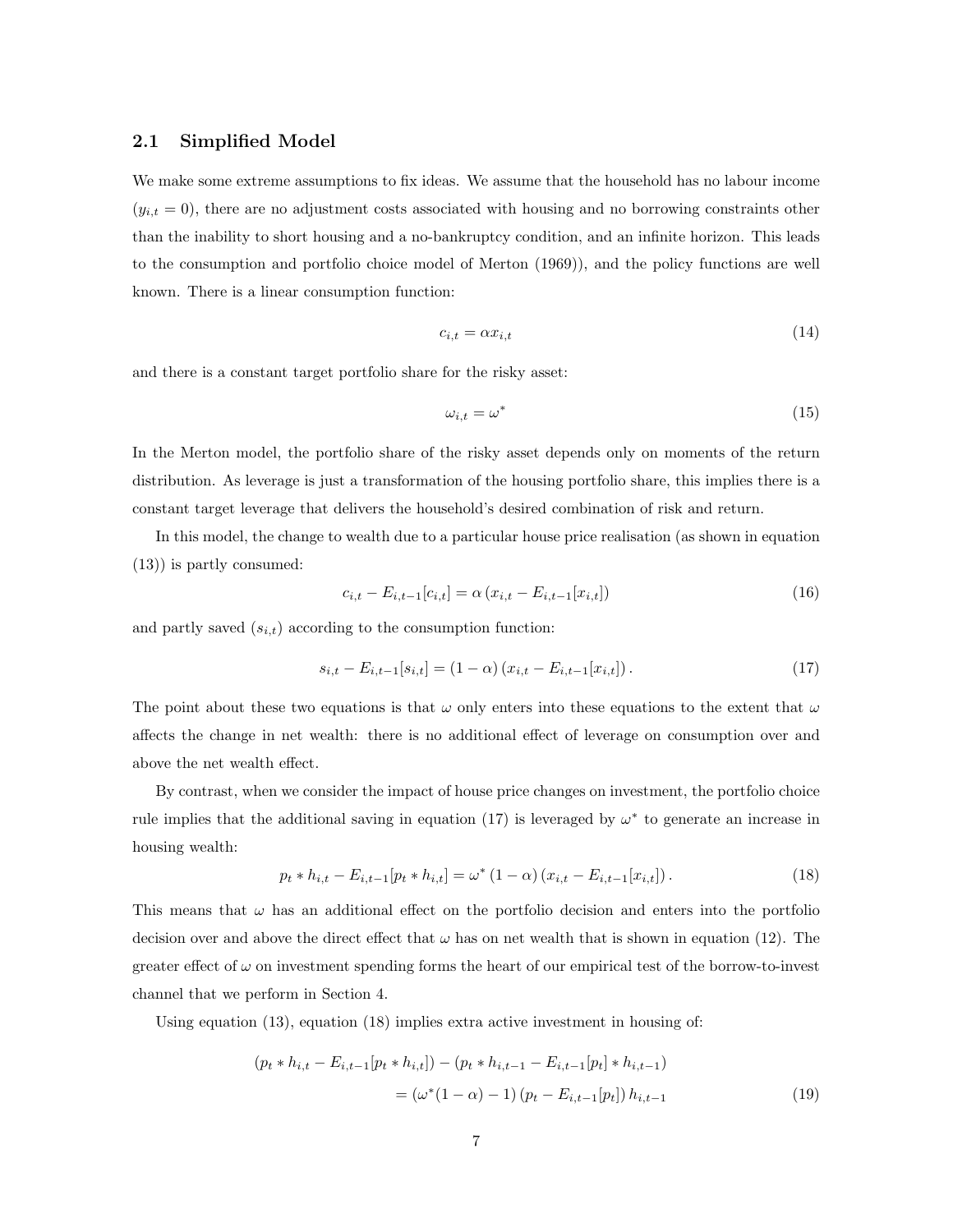### 2.1 Simplified Model

We make some extreme assumptions to fix ideas. We assume that the household has no labour income ($y_{i,t} = 0$), there are no adjustment costs associated with housing and no borrowing constraints other than the inability to short housing and a no-bankruptcy condition, and an infinite horizon. This leads to the consumption and portfolio choice model of Merton (1969)), and the policy functions are well known. There is a linear consumption function:

$$c_{i,t} = \alpha x_{i,t} \tag{14}$$

and there is a constant target portfolio share for the risky asset:

$$\omega_{i,t} = \omega^* \tag{15}$$

In the Merton model, the portfolio share of the risky asset depends only on moments of the return distribution. As leverage is just a transformation of the housing portfolio share, this implies there is a constant target leverage that delivers the household's desired combination of risk and return.

In this model, the change to wealth due to a particular house price realisation (as shown in equation (13)) is partly consumed:

$$c_{i,t} - E_{i,t-1}[c_{i,t}] = \alpha \left(x_{i,t} - E_{i,t-1}[x_{i,t}]\right) \tag{16}$$

and partly saved ($s_{i,t}$) according to the consumption function:

$$s_{i,t} - E_{i,t-1}[s_{i,t}] = (1-\alpha)\left(x_{i,t} - E_{i,t-1}[x_{i,t}]\right). \tag{17}$$

The point about these two equations is that $\omega$ only enters into these equations to the extent that $\omega$ affects the change in net wealth: there is no additional effect of leverage on consumption over and above the net wealth effect.

By contrast, when we consider the impact of house price changes on investment, the portfolio choice rule implies that the additional saving in equation (17) is leveraged by $\omega^*$ to generate an increase in housing wealth:

$$p_t * h_{i,t} - E_{i,t-1}[p_t * h_{i,t}] = \omega^* (1-\alpha)\left(x_{i,t} - E_{i,t-1}[x_{i,t}]\right). \tag{18}$$

This means that $\omega$ has an additional effect on the portfolio decision and enters into the portfolio decision over and above the direct effect that $\omega$ has on net wealth that is shown in equation (12). The greater effect of $\omega$ on investment spending forms the heart of our empirical test of the borrow-to-invest channel that we perform in Section 4.

Using equation (13), equation (18) implies extra active investment in housing of:

$$\begin{aligned}
(p_t * h_{i,t} - E_{i,t-1}[p_t * h_{i,t}]) &- (p_t * h_{i,t-1} - E_{i,t-1}[p_t] * h_{i,t-1}) \\
&= (\omega^*(1-\alpha) - 1)\left(p_t - E_{i,t-1}[p_t]\right) h_{i,t-1}
\end{aligned} \tag{19}$$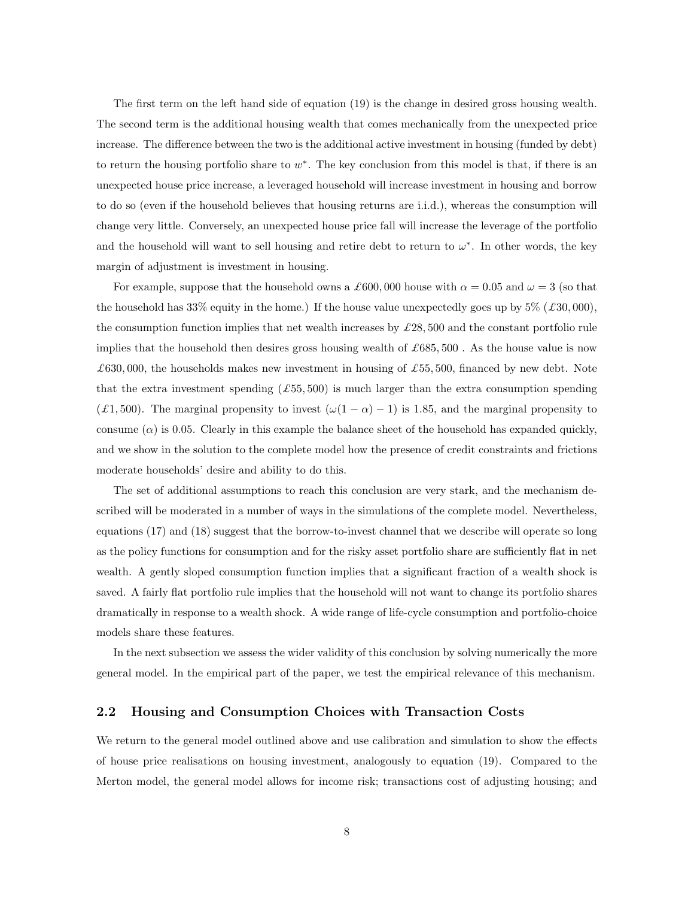The first term on the left hand side of equation (19) is the change in desired gross housing wealth. The second term is the additional housing wealth that comes mechanically from the unexpected price increase. The difference between the two is the additional active investment in housing (funded by debt) to return the housing portfolio share to $w^*$. The key conclusion from this model is that, if there is an unexpected house price increase, a leveraged household will increase investment in housing and borrow to do so (even if the household believes that housing returns are i.i.d.), whereas the consumption will change very little. Conversely, an unexpected house price fall will increase the leverage of the portfolio and the household will want to sell housing and retire debt to return to $\omega^*$. In other words, the key margin of adjustment is investment in housing.

For example, suppose that the household owns a £600,000 house with $\alpha = 0.05$ and $\omega = 3$ (so that the household has 33% equity in the home.) If the house value unexpectedly goes up by 5% (£30,000), the consumption function implies that net wealth increases by £28,500 and the constant portfolio rule implies that the household then desires gross housing wealth of £685,500 . As the house value is now £630,000, the households makes new investment in housing of £55,500, financed by new debt. Note that the extra investment spending (£55,500) is much larger than the extra consumption spending (£1,500). The marginal propensity to invest ($\omega(1 - \alpha) - 1$) is 1.85, and the marginal propensity to consume ($\alpha$) is 0.05. Clearly in this example the balance sheet of the household has expanded quickly, and we show in the solution to the complete model how the presence of credit constraints and frictions moderate households' desire and ability to do this.

The set of additional assumptions to reach this conclusion are very stark, and the mechanism described will be moderated in a number of ways in the simulations of the complete model. Nevertheless, equations (17) and (18) suggest that the borrow-to-invest channel that we describe will operate so long as the policy functions for consumption and for the risky asset portfolio share are sufficiently flat in net wealth. A gently sloped consumption function implies that a significant fraction of a wealth shock is saved. A fairly flat portfolio rule implies that the household will not want to change its portfolio shares dramatically in response to a wealth shock. A wide range of life-cycle consumption and portfolio-choice models share these features.

In the next subsection we assess the wider validity of this conclusion by solving numerically the more general model. In the empirical part of the paper, we test the empirical relevance of this mechanism.

## 2.2 Housing and Consumption Choices with Transaction Costs

We return to the general model outlined above and use calibration and simulation to show the effects of house price realisations on housing investment, analogously to equation (19). Compared to the Merton model, the general model allows for income risk; transactions cost of adjusting housing; and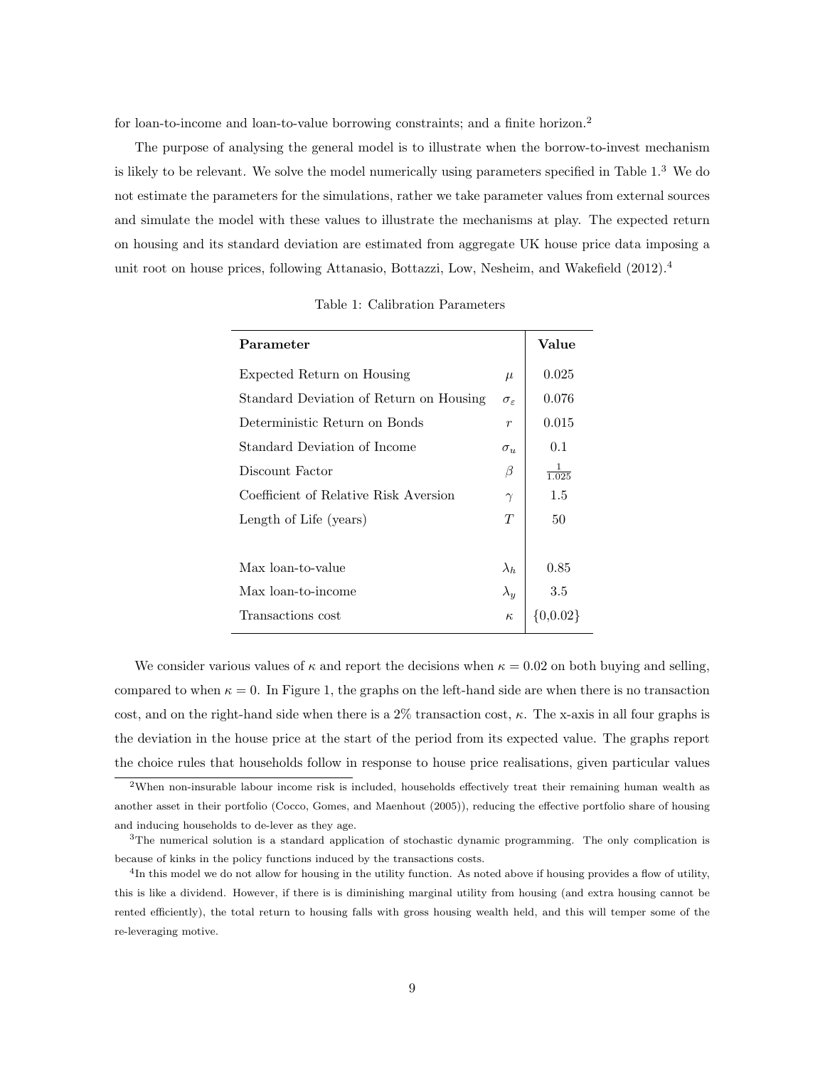for loan-to-income and loan-to-value borrowing constraints; and a finite horizon.[2]

The purpose of analysing the general model is to illustrate when the borrow-to-invest mechanism is likely to be relevant. We solve the model numerically using parameters specified in Table 1.[3] We do not estimate the parameters for the simulations, rather we take parameter values from external sources and simulate the model with these values to illustrate the mechanisms at play. The expected return on housing and its standard deviation are estimated from aggregate UK house price data imposing a unit root on house prices, following Attanasio, Bottazzi, Low, Nesheim, and Wakefield (2012).[4]

Table 1: Calibration Parameters

| **Parameter** | | **Value** |
|---|---|---|
| Expected Return on Housing | $\mu$ | 0.025 |
| Standard Deviation of Return on Housing | $\sigma_\varepsilon$ | 0.076 |
| Deterministic Return on Bonds | $r$ | 0.015 |
| Standard Deviation of Income | $\sigma_u$ | 0.1 |
| Discount Factor | $\beta$ | $\frac{1}{1.025}$ |
| Coefficient of Relative Risk Aversion | $\gamma$ | 1.5 |
| Length of Life (years) | $T$ | 50 |
| | | |
| Max loan-to-value | $\lambda_h$ | 0.85 |
| Max loan-to-income | $\lambda_y$ | 3.5 |
| Transactions cost | $\kappa$ | {0,0.02} |

We consider various values of $\kappa$ and report the decisions when $\kappa = 0.02$ on both buying and selling, compared to when $\kappa = 0$. In Figure 1, the graphs on the left-hand side are when there is no transaction cost, and on the right-hand side when there is a 2% transaction cost, $\kappa$. The x-axis in all four graphs is the deviation in the house price at the start of the period from its expected value. The graphs report the choice rules that households follow in response to house price realisations, given particular values

[2]When non-insurable labour income risk is included, households effectively treat their remaining human wealth as another asset in their portfolio (Cocco, Gomes, and Maenhout (2005)), reducing the effective portfolio share of housing and inducing households to de-lever as they age.

[3]The numerical solution is a standard application of stochastic dynamic programming. The only complication is because of kinks in the policy functions induced by the transactions costs.

[4]In this model we do not allow for housing in the utility function. As noted above if housing provides a flow of utility, this is like a dividend. However, if there is is diminishing marginal utility from housing (and extra housing cannot be rented efficiently), the total return to housing falls with gross housing wealth held, and this will temper some of the re-leveraging motive.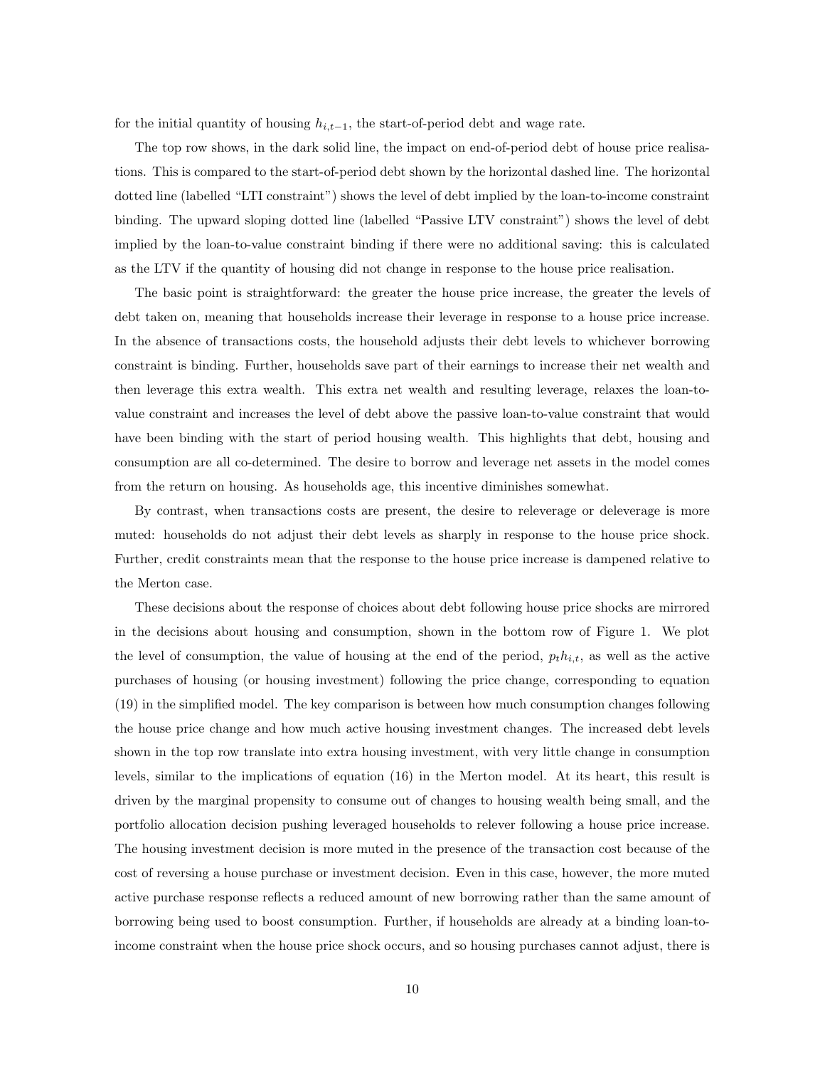for the initial quantity of housing $h_{i,t-1}$, the start-of-period debt and wage rate.

The top row shows, in the dark solid line, the impact on end-of-period debt of house price realisations. This is compared to the start-of-period debt shown by the horizontal dashed line. The horizontal dotted line (labelled "LTI constraint") shows the level of debt implied by the loan-to-income constraint binding. The upward sloping dotted line (labelled "Passive LTV constraint") shows the level of debt implied by the loan-to-value constraint binding if there were no additional saving: this is calculated as the LTV if the quantity of housing did not change in response to the house price realisation.

The basic point is straightforward: the greater the house price increase, the greater the levels of debt taken on, meaning that households increase their leverage in response to a house price increase. In the absence of transactions costs, the household adjusts their debt levels to whichever borrowing constraint is binding. Further, households save part of their earnings to increase their net wealth and then leverage this extra wealth. This extra net wealth and resulting leverage, relaxes the loan-to-value constraint and increases the level of debt above the passive loan-to-value constraint that would have been binding with the start of period housing wealth. This highlights that debt, housing and consumption are all co-determined. The desire to borrow and leverage net assets in the model comes from the return on housing. As households age, this incentive diminishes somewhat.

By contrast, when transactions costs are present, the desire to releverage or deleverage is more muted: households do not adjust their debt levels as sharply in response to the house price shock. Further, credit constraints mean that the response to the house price increase is dampened relative to the Merton case.

These decisions about the response of choices about debt following house price shocks are mirrored in the decisions about housing and consumption, shown in the bottom row of Figure 1. We plot the level of consumption, the value of housing at the end of the period, $p_t h_{i,t}$, as well as the active purchases of housing (or housing investment) following the price change, corresponding to equation (19) in the simplified model. The key comparison is between how much consumption changes following the house price change and how much active housing investment changes. The increased debt levels shown in the top row translate into extra housing investment, with very little change in consumption levels, similar to the implications of equation (16) in the Merton model. At its heart, this result is driven by the marginal propensity to consume out of changes to housing wealth being small, and the portfolio allocation decision pushing leveraged households to relever following a house price increase. The housing investment decision is more muted in the presence of the transaction cost because of the cost of reversing a house purchase or investment decision. Even in this case, however, the more muted active purchase response reflects a reduced amount of new borrowing rather than the same amount of borrowing being used to boost consumption. Further, if households are already at a binding loan-to-income constraint when the house price shock occurs, and so housing purchases cannot adjust, there is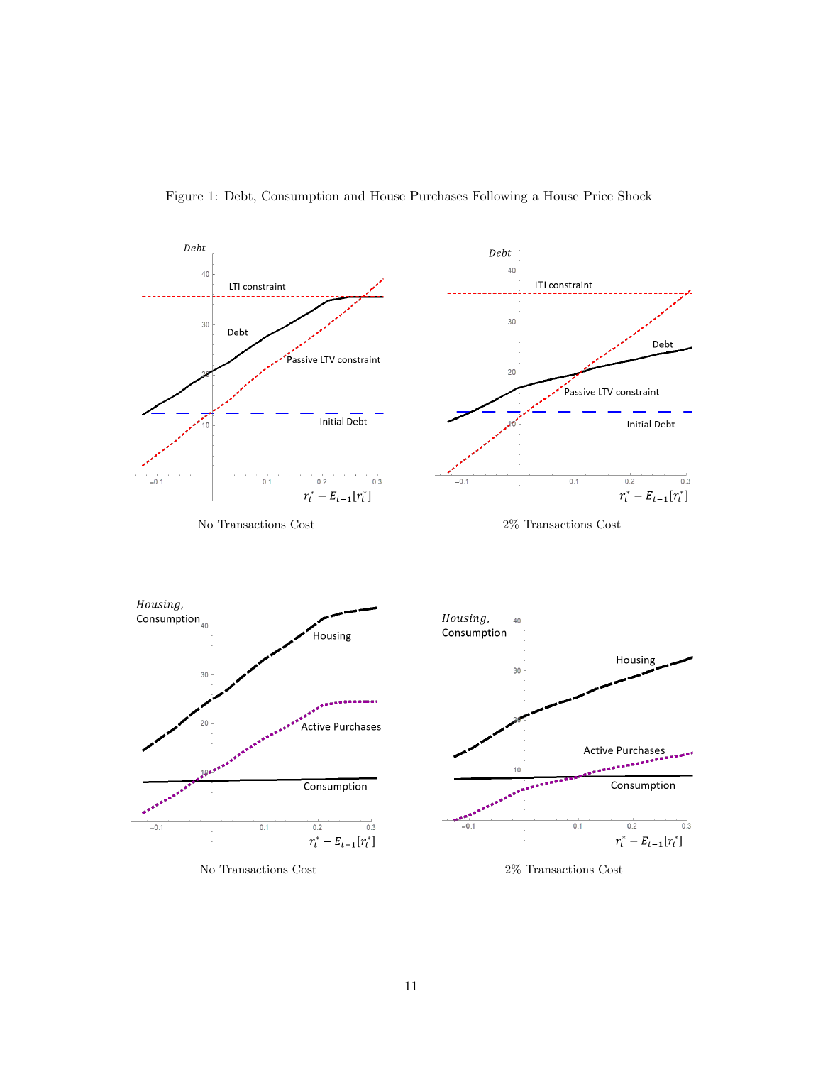Figure 1: Debt, Consumption and House Purchases Following a House Price Shock

No Transactions Cost

2% Transactions Cost

No Transactions Cost

2% Transactions Cost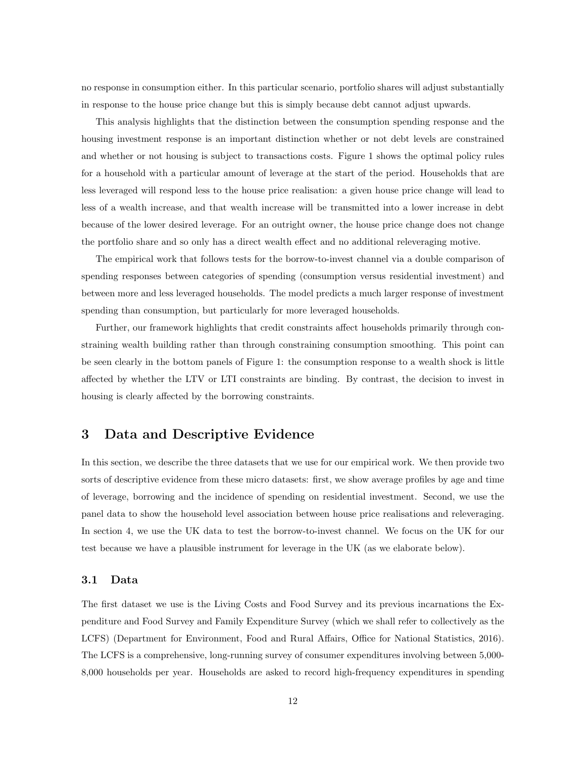no response in consumption either. In this particular scenario, portfolio shares will adjust substantially in response to the house price change but this is simply because debt cannot adjust upwards.

This analysis highlights that the distinction between the consumption spending response and the housing investment response is an important distinction whether or not debt levels are constrained and whether or not housing is subject to transactions costs. Figure 1 shows the optimal policy rules for a household with a particular amount of leverage at the start of the period. Households that are less leveraged will respond less to the house price realisation: a given house price change will lead to less of a wealth increase, and that wealth increase will be transmitted into a lower increase in debt because of the lower desired leverage. For an outright owner, the house price change does not change the portfolio share and so only has a direct wealth effect and no additional releveraging motive.

The empirical work that follows tests for the borrow-to-invest channel via a double comparison of spending responses between categories of spending (consumption versus residential investment) and between more and less leveraged households. The model predicts a much larger response of investment spending than consumption, but particularly for more leveraged households.

Further, our framework highlights that credit constraints affect households primarily through constraining wealth building rather than through constraining consumption smoothing. This point can be seen clearly in the bottom panels of Figure 1: the consumption response to a wealth shock is little affected by whether the LTV or LTI constraints are binding. By contrast, the decision to invest in housing is clearly affected by the borrowing constraints.

# 3 Data and Descriptive Evidence

In this section, we describe the three datasets that we use for our empirical work. We then provide two sorts of descriptive evidence from these micro datasets: first, we show average profiles by age and time of leverage, borrowing and the incidence of spending on residential investment. Second, we use the panel data to show the household level association between house price realisations and releveraging. In section 4, we use the UK data to test the borrow-to-invest channel. We focus on the UK for our test because we have a plausible instrument for leverage in the UK (as we elaborate below).

## 3.1 Data

The first dataset we use is the Living Costs and Food Survey and its previous incarnations the Expenditure and Food Survey and Family Expenditure Survey (which we shall refer to collectively as the LCFS) (Department for Environment, Food and Rural Affairs, Office for National Statistics, 2016). The LCFS is a comprehensive, long-running survey of consumer expenditures involving between 5,000-8,000 households per year. Households are asked to record high-frequency expenditures in spending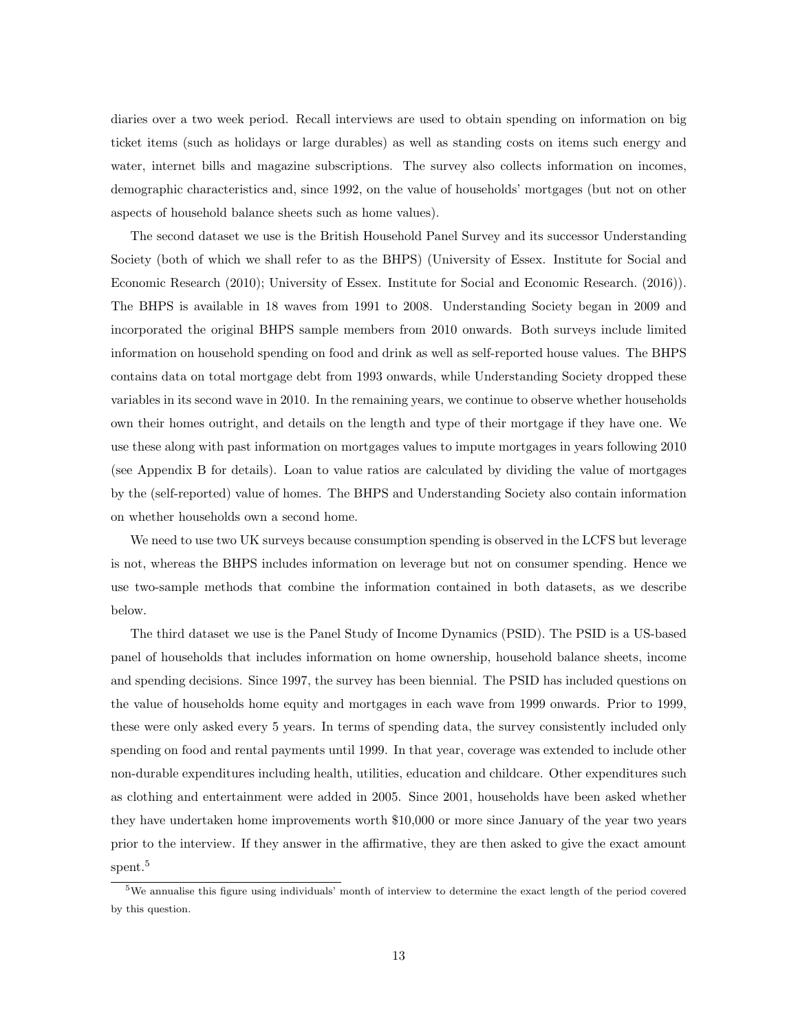diaries over a two week period. Recall interviews are used to obtain spending on information on big ticket items (such as holidays or large durables) as well as standing costs on items such energy and water, internet bills and magazine subscriptions. The survey also collects information on incomes, demographic characteristics and, since 1992, on the value of households' mortgages (but not on other aspects of household balance sheets such as home values).

The second dataset we use is the British Household Panel Survey and its successor Understanding Society (both of which we shall refer to as the BHPS) (University of Essex. Institute for Social and Economic Research (2010); University of Essex. Institute for Social and Economic Research. (2016)). The BHPS is available in 18 waves from 1991 to 2008. Understanding Society began in 2009 and incorporated the original BHPS sample members from 2010 onwards. Both surveys include limited information on household spending on food and drink as well as self-reported house values. The BHPS contains data on total mortgage debt from 1993 onwards, while Understanding Society dropped these variables in its second wave in 2010. In the remaining years, we continue to observe whether households own their homes outright, and details on the length and type of their mortgage if they have one. We use these along with past information on mortgages values to impute mortgages in years following 2010 (see Appendix B for details). Loan to value ratios are calculated by dividing the value of mortgages by the (self-reported) value of homes. The BHPS and Understanding Society also contain information on whether households own a second home.

We need to use two UK surveys because consumption spending is observed in the LCFS but leverage is not, whereas the BHPS includes information on leverage but not on consumer spending. Hence we use two-sample methods that combine the information contained in both datasets, as we describe below.

The third dataset we use is the Panel Study of Income Dynamics (PSID). The PSID is a US-based panel of households that includes information on home ownership, household balance sheets, income and spending decisions. Since 1997, the survey has been biennial. The PSID has included questions on the value of households home equity and mortgages in each wave from 1999 onwards. Prior to 1999, these were only asked every 5 years. In terms of spending data, the survey consistently included only spending on food and rental payments until 1999. In that year, coverage was extended to include other non-durable expenditures including health, utilities, education and childcare. Other expenditures such as clothing and entertainment were added in 2005. Since 2001, households have been asked whether they have undertaken home improvements worth \$10,000 or more since January of the year two years prior to the interview. If they answer in the affirmative, they are then asked to give the exact amount spent.[5]

[5]We annualise this figure using individuals' month of interview to determine the exact length of the period covered by this question.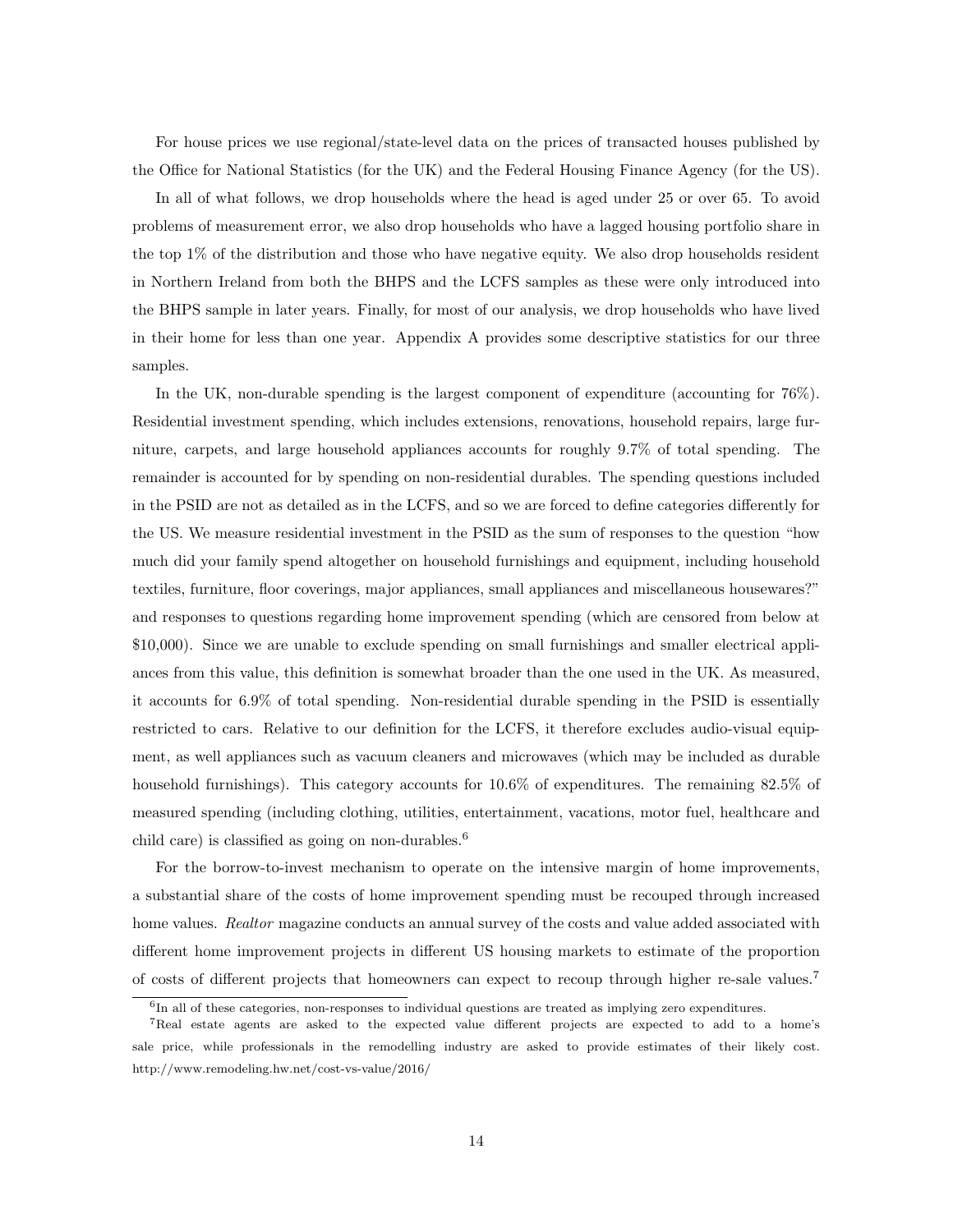For house prices we use regional/state-level data on the prices of transacted houses published by the Office for National Statistics (for the UK) and the Federal Housing Finance Agency (for the US).

In all of what follows, we drop households where the head is aged under 25 or over 65. To avoid problems of measurement error, we also drop households who have a lagged housing portfolio share in the top 1% of the distribution and those who have negative equity. We also drop households resident in Northern Ireland from both the BHPS and the LCFS samples as these were only introduced into the BHPS sample in later years. Finally, for most of our analysis, we drop households who have lived in their home for less than one year. Appendix A provides some descriptive statistics for our three samples.

In the UK, non-durable spending is the largest component of expenditure (accounting for 76%). Residential investment spending, which includes extensions, renovations, household repairs, large furniture, carpets, and large household appliances accounts for roughly 9.7% of total spending. The remainder is accounted for by spending on non-residential durables. The spending questions included in the PSID are not as detailed as in the LCFS, and so we are forced to define categories differently for the US. We measure residential investment in the PSID as the sum of responses to the question "how much did your family spend altogether on household furnishings and equipment, including household textiles, furniture, floor coverings, major appliances, small appliances and miscellaneous housewares?" and responses to questions regarding home improvement spending (which are censored from below at $10,000). Since we are unable to exclude spending on small furnishings and smaller electrical appliances from this value, this definition is somewhat broader than the one used in the UK. As measured, it accounts for 6.9% of total spending. Non-residential durable spending in the PSID is essentially restricted to cars. Relative to our definition for the LCFS, it therefore excludes audio-visual equipment, as well appliances such as vacuum cleaners and microwaves (which may be included as durable household furnishings). This category accounts for 10.6% of expenditures. The remaining 82.5% of measured spending (including clothing, utilities, entertainment, vacations, motor fuel, healthcare and child care) is classified as going on non-durables.[6]

For the borrow-to-invest mechanism to operate on the intensive margin of home improvements, a substantial share of the costs of home improvement spending must be recouped through increased home values. *Realtor* magazine conducts an annual survey of the costs and value added associated with different home improvement projects in different US housing markets to estimate of the proportion of costs of different projects that homeowners can expect to recoup through higher re-sale values.[7]

[6]In all of these categories, non-responses to individual questions are treated as implying zero expenditures.

[7]Real estate agents are asked to the expected value different projects are expected to add to a home's sale price, while professionals in the remodelling industry are asked to provide estimates of their likely cost. http://www.remodeling.hw.net/cost-vs-value/2016/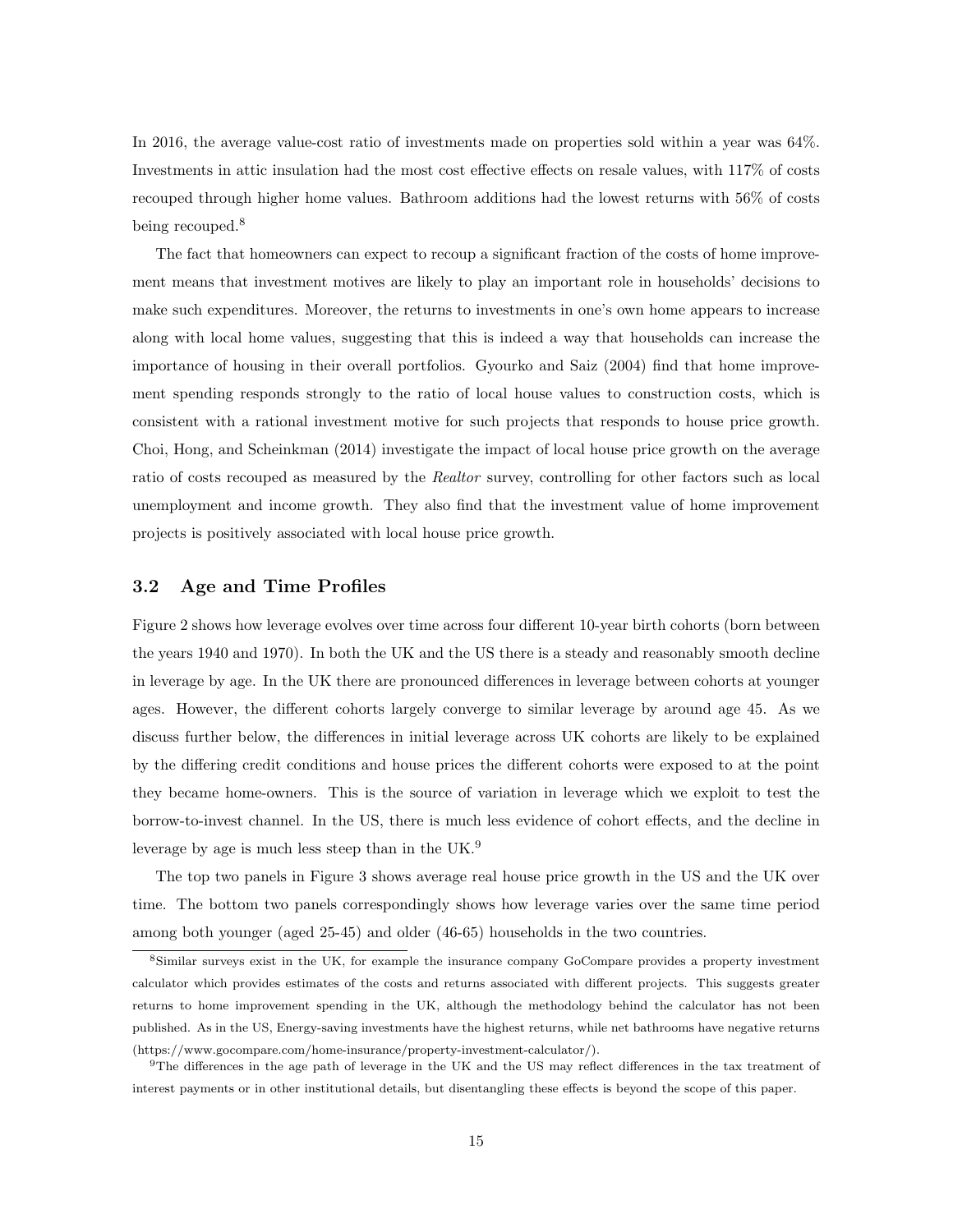In 2016, the average value-cost ratio of investments made on properties sold within a year was 64%. Investments in attic insulation had the most cost effective effects on resale values, with 117% of costs recouped through higher home values. Bathroom additions had the lowest returns with 56% of costs being recouped.[8]

The fact that homeowners can expect to recoup a significant fraction of the costs of home improvement means that investment motives are likely to play an important role in households' decisions to make such expenditures. Moreover, the returns to investments in one's own home appears to increase along with local home values, suggesting that this is indeed a way that households can increase the importance of housing in their overall portfolios. Gyourko and Saiz (2004) find that home improvement spending responds strongly to the ratio of local house values to construction costs, which is consistent with a rational investment motive for such projects that responds to house price growth. Choi, Hong, and Scheinkman (2014) investigate the impact of local house price growth on the average ratio of costs recouped as measured by the *Realtor* survey, controlling for other factors such as local unemployment and income growth. They also find that the investment value of home improvement projects is positively associated with local house price growth.

### 3.2 Age and Time Profiles

Figure 2 shows how leverage evolves over time across four different 10-year birth cohorts (born between the years 1940 and 1970). In both the UK and the US there is a steady and reasonably smooth decline in leverage by age. In the UK there are pronounced differences in leverage between cohorts at younger ages. However, the different cohorts largely converge to similar leverage by around age 45. As we discuss further below, the differences in initial leverage across UK cohorts are likely to be explained by the differing credit conditions and house prices the different cohorts were exposed to at the point they became home-owners. This is the source of variation in leverage which we exploit to test the borrow-to-invest channel. In the US, there is much less evidence of cohort effects, and the decline in leverage by age is much less steep than in the UK.[9]

The top two panels in Figure 3 shows average real house price growth in the US and the UK over time. The bottom two panels correspondingly shows how leverage varies over the same time period among both younger (aged 25-45) and older (46-65) households in the two countries.

---

[8] Similar surveys exist in the UK, for example the insurance company GoCompare provides a property investment calculator which provides estimates of the costs and returns associated with different projects. This suggests greater returns to home improvement spending in the UK, although the methodology behind the calculator has not been published. As in the US, Energy-saving investments have the highest returns, while net bathrooms have negative returns (https://www.gocompare.com/home-insurance/property-investment-calculator/).

[9] The differences in the age path of leverage in the UK and the US may reflect differences in the tax treatment of interest payments or in other institutional details, but disentangling these effects is beyond the scope of this paper.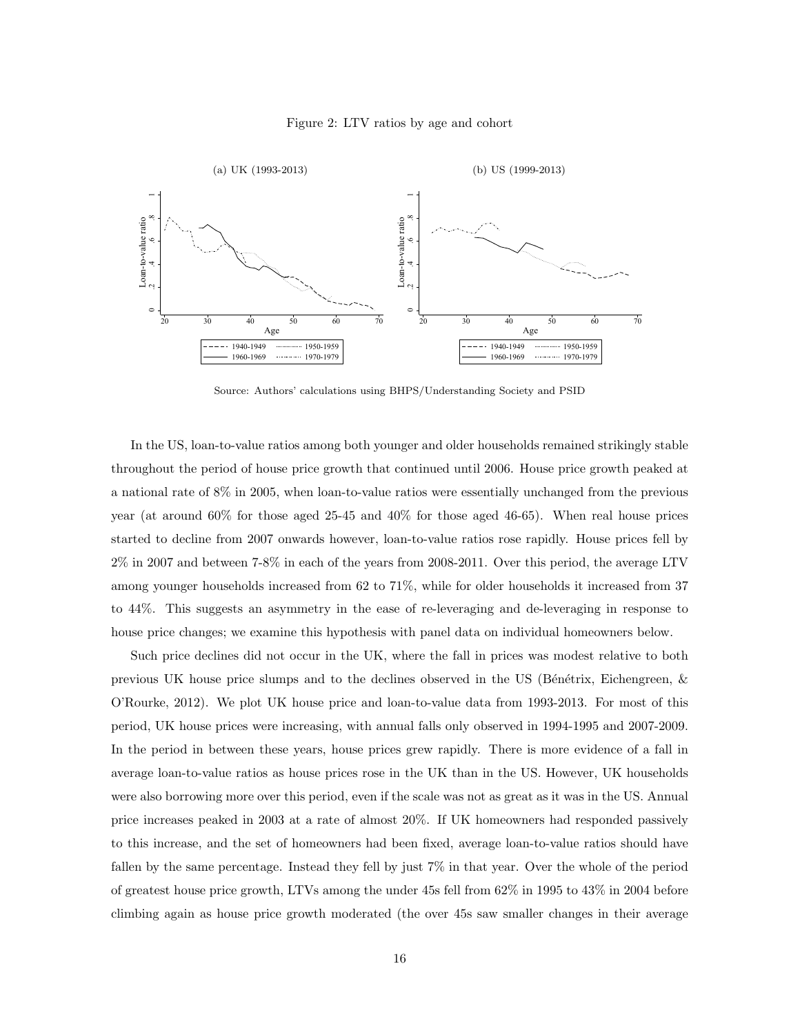Figure 2: LTV ratios by age and cohort

(a) UK (1993-2013)

(b) US (1999-2013)

Source: Authors' calculations using BHPS/Understanding Society and PSID

In the US, loan-to-value ratios among both younger and older households remained strikingly stable throughout the period of house price growth that continued until 2006. House price growth peaked at a national rate of 8% in 2005, when loan-to-value ratios were essentially unchanged from the previous year (at around 60% for those aged 25-45 and 40% for those aged 46-65). When real house prices started to decline from 2007 onwards however, loan-to-value ratios rose rapidly. House prices fell by 2% in 2007 and between 7-8% in each of the years from 2008-2011. Over this period, the average LTV among younger households increased from 62 to 71%, while for older households it increased from 37 to 44%. This suggests an asymmetry in the ease of re-leveraging and de-leveraging in response to house price changes; we examine this hypothesis with panel data on individual homeowners below.

Such price declines did not occur in the UK, where the fall in prices was modest relative to both previous UK house price slumps and to the declines observed in the US (Bénétrix, Eichengreen, & O'Rourke, 2012). We plot UK house price and loan-to-value data from 1993-2013. For most of this period, UK house prices were increasing, with annual falls only observed in 1994-1995 and 2007-2009. In the period in between these years, house prices grew rapidly. There is more evidence of a fall in average loan-to-value ratios as house prices rose in the UK than in the US. However, UK households were also borrowing more over this period, even if the scale was not as great as it was in the US. Annual price increases peaked in 2003 at a rate of almost 20%. If UK homeowners had responded passively to this increase, and the set of homeowners had been fixed, average loan-to-value ratios should have fallen by the same percentage. Instead they fell by just 7% in that year. Over the whole of the period of greatest house price growth, LTVs among the under 45s fell from 62% in 1995 to 43% in 2004 before climbing again as house price growth moderated (the over 45s saw smaller changes in their average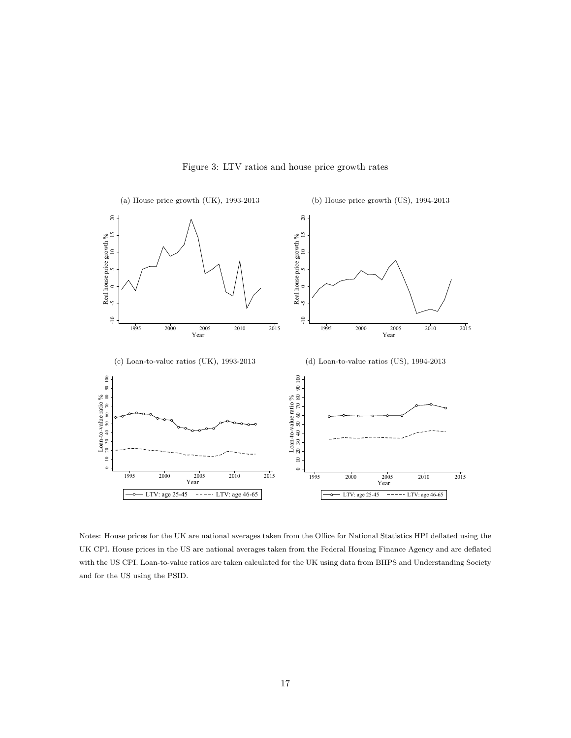Figure 3: LTV ratios and house price growth rates

(a) House price growth (UK), 1993-2013

(b) House price growth (US), 1994-2013

(c) Loan-to-value ratios (UK), 1993-2013

(d) Loan-to-value ratios (US), 1994-2013

Notes: House prices for the UK are national averages taken from the Office for National Statistics HPI deflated using the UK CPI. House prices in the US are national averages taken from the Federal Housing Finance Agency and are deflated with the US CPI. Loan-to-value ratios are taken calculated for the UK using data from BHPS and Understanding Society and for the US using the PSID.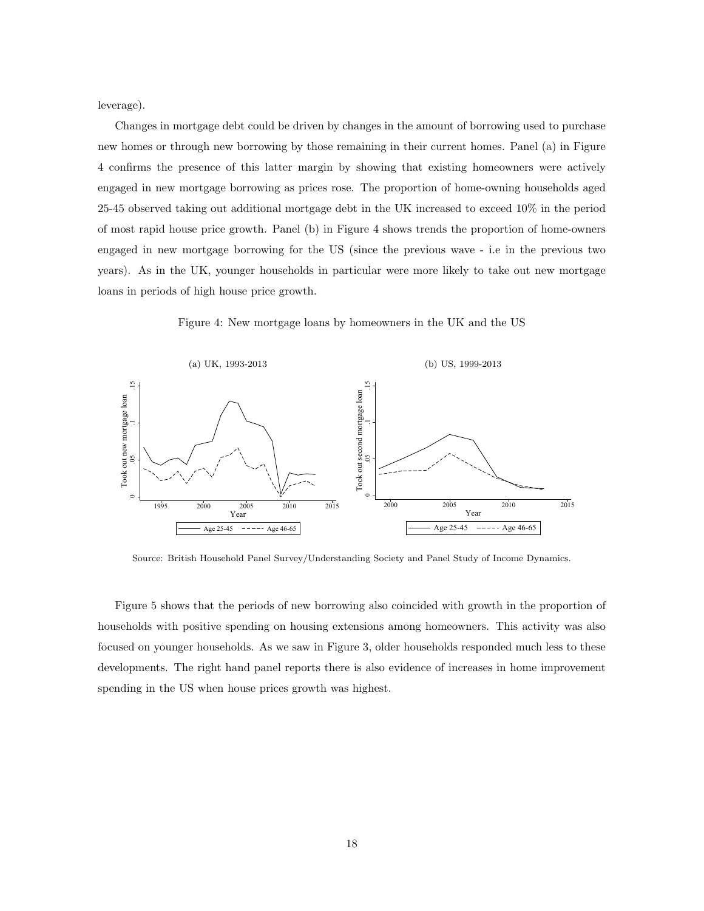leverage).

Changes in mortgage debt could be driven by changes in the amount of borrowing used to purchase new homes or through new borrowing by those remaining in their current homes. Panel (a) in Figure 4 confirms the presence of this latter margin by showing that existing homeowners were actively engaged in new mortgage borrowing as prices rose. The proportion of home-owning households aged 25-45 observed taking out additional mortgage debt in the UK increased to exceed 10% in the period of most rapid house price growth. Panel (b) in Figure 4 shows trends the proportion of home-owners engaged in new mortgage borrowing for the US (since the previous wave - i.e in the previous two years). As in the UK, younger households in particular were more likely to take out new mortgage loans in periods of high house price growth.

Figure 4: New mortgage loans by homeowners in the UK and the US

(a) UK, 1993-2013

(b) US, 1999-2013

Source: British Household Panel Survey/Understanding Society and Panel Study of Income Dynamics.

Figure 5 shows that the periods of new borrowing also coincided with growth in the proportion of households with positive spending on housing extensions among homeowners. This activity was also focused on younger households. As we saw in Figure 3, older households responded much less to these developments. The right hand panel reports there is also evidence of increases in home improvement spending in the US when house prices growth was highest.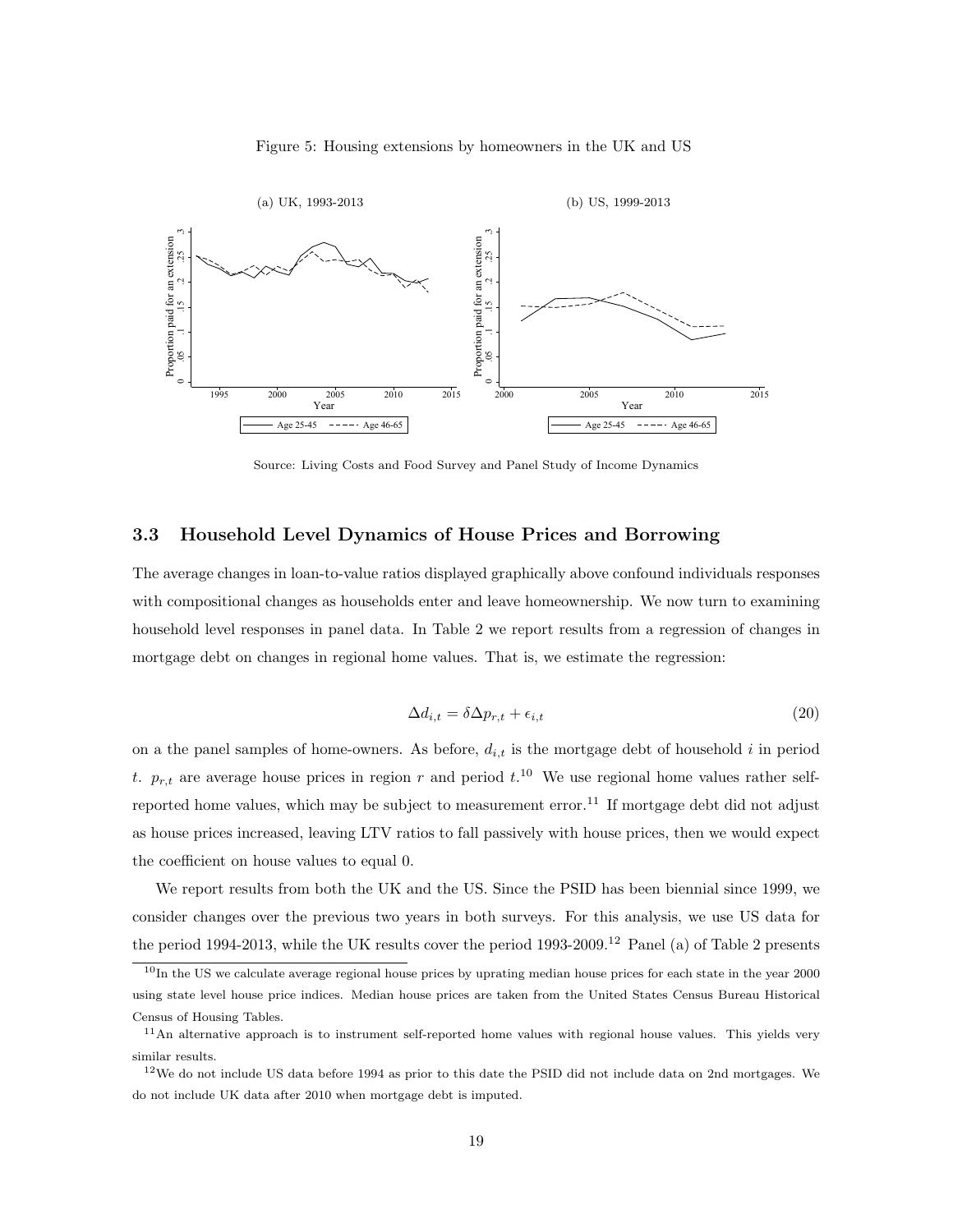Figure 5: Housing extensions by homeowners in the UK and US

(a) UK, 1993-2013

(b) US, 1999-2013

Source: Living Costs and Food Survey and Panel Study of Income Dynamics

### 3.3 Household Level Dynamics of House Prices and Borrowing

The average changes in loan-to-value ratios displayed graphically above confound individuals responses with compositional changes as households enter and leave homeownership. We now turn to examining household level responses in panel data. In Table 2 we report results from a regression of changes in mortgage debt on changes in regional home values. That is, we estimate the regression:

$$\Delta d_{i,t} = \delta \Delta p_{r,t} + \epsilon_{i,t} \tag{20}$$

on a the panel samples of home-owners. As before, $d_{i,t}$ is the mortgage debt of household $i$ in period $t$. $p_{r,t}$ are average house prices in region $r$ and period $t$.[10] We use regional home values rather self-reported home values, which may be subject to measurement error.[11] If mortgage debt did not adjust as house prices increased, leaving LTV ratios to fall passively with house prices, then we would expect the coefficient on house values to equal 0.

We report results from both the UK and the US. Since the PSID has been biennial since 1999, we consider changes over the previous two years in both surveys. For this analysis, we use US data for the period 1994-2013, while the UK results cover the period 1993-2009.[12] Panel (a) of Table 2 presents

[10] In the US we calculate average regional house prices by uprating median house prices for each state in the year 2000 using state level house price indices. Median house prices are taken from the United States Census Bureau Historical Census of Housing Tables.

[11] An alternative approach is to instrument self-reported home values with regional house values. This yields very similar results.

[12] We do not include US data before 1994 as prior to this date the PSID did not include data on 2nd mortgages. We do not include UK data after 2010 when mortgage debt is imputed.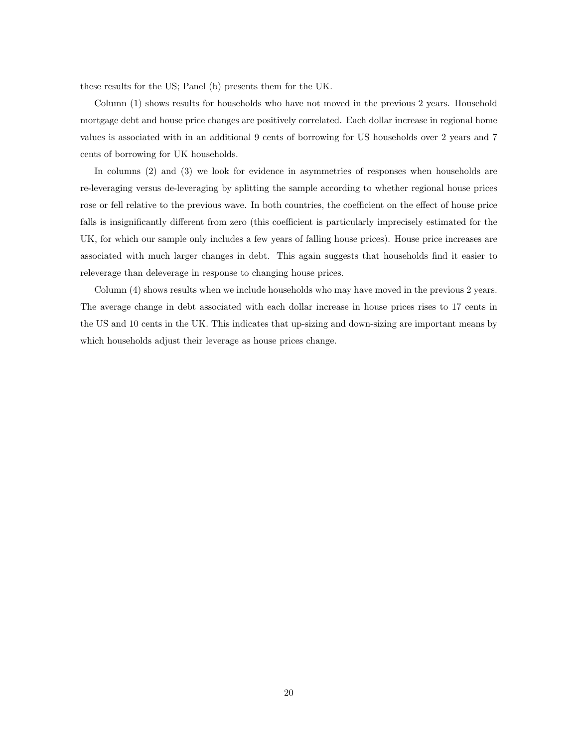these results for the US; Panel (b) presents them for the UK.

Column (1) shows results for households who have not moved in the previous 2 years. Household mortgage debt and house price changes are positively correlated. Each dollar increase in regional home values is associated with in an additional 9 cents of borrowing for US households over 2 years and 7 cents of borrowing for UK households.

In columns (2) and (3) we look for evidence in asymmetries of responses when households are re-leveraging versus de-leveraging by splitting the sample according to whether regional house prices rose or fell relative to the previous wave. In both countries, the coefficient on the effect of house price falls is insignificantly different from zero (this coefficient is particularly imprecisely estimated for the UK, for which our sample only includes a few years of falling house prices). House price increases are associated with much larger changes in debt. This again suggests that households find it easier to releverage than deleverage in response to changing house prices.

Column (4) shows results when we include households who may have moved in the previous 2 years. The average change in debt associated with each dollar increase in house prices rises to 17 cents in the US and 10 cents in the UK. This indicates that up-sizing and down-sizing are important means by which households adjust their leverage as house prices change.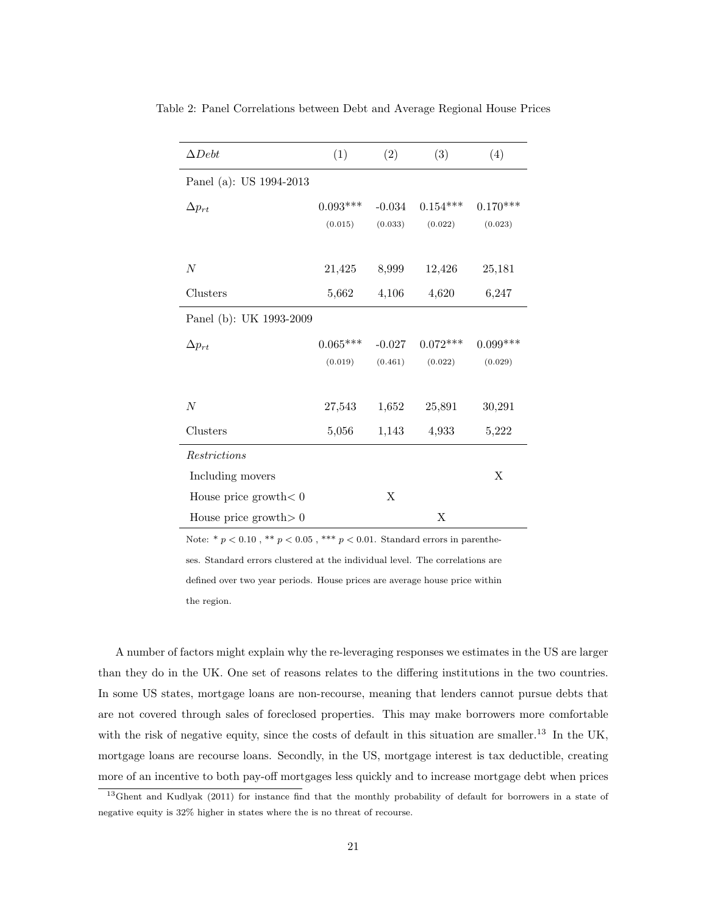Table 2: Panel Correlations between Debt and Average Regional House Prices

| $\Delta Debt$ | (1) | (2) | (3) | (4) |
|---|---|---|---|---|
| Panel (a): US 1994-2013 | | | | |
| $\Delta p_{rt}$ | 0.093*** | -0.034 | 0.154*** | 0.170*** |
| | (0.015) | (0.033) | (0.022) | (0.023) |
| $N$ | 21,425 | 8,999 | 12,426 | 25,181 |
| Clusters | 5,662 | 4,106 | 4,620 | 6,247 |
| Panel (b): UK 1993-2009 | | | | |
| $\Delta p_{rt}$ | 0.065*** | -0.027 | 0.072*** | 0.099*** |
| | (0.019) | (0.461) | (0.022) | (0.029) |
| $N$ | 27,543 | 1,652 | 25,891 | 30,291 |
| Clusters | 5,056 | 1,143 | 4,933 | 5,222 |
| *Restrictions* | | | | |
| Including movers | | | | X |
| House price growth$< 0$ | | X | | |
| House price growth$> 0$ | | | X | |

Note: * $p < 0.10$ , ** $p < 0.05$ , *** $p < 0.01$. Standard errors in parentheses. Standard errors clustered at the individual level. The correlations are defined over two year periods. House prices are average house price within the region.

A number of factors might explain why the re-leveraging responses we estimates in the US are larger than they do in the UK. One set of reasons relates to the differing institutions in the two countries. In some US states, mortgage loans are non-recourse, meaning that lenders cannot pursue debts that are not covered through sales of foreclosed properties. This may make borrowers more comfortable with the risk of negative equity, since the costs of default in this situation are smaller.[13] In the UK, mortgage loans are recourse loans. Secondly, in the US, mortgage interest is tax deductible, creating more of an incentive to both pay-off mortgages less quickly and to increase mortgage debt when prices

[13] Ghent and Kudlyak (2011) for instance find that the monthly probability of default for borrowers in a state of negative equity is 32% higher in states where the is no threat of recourse.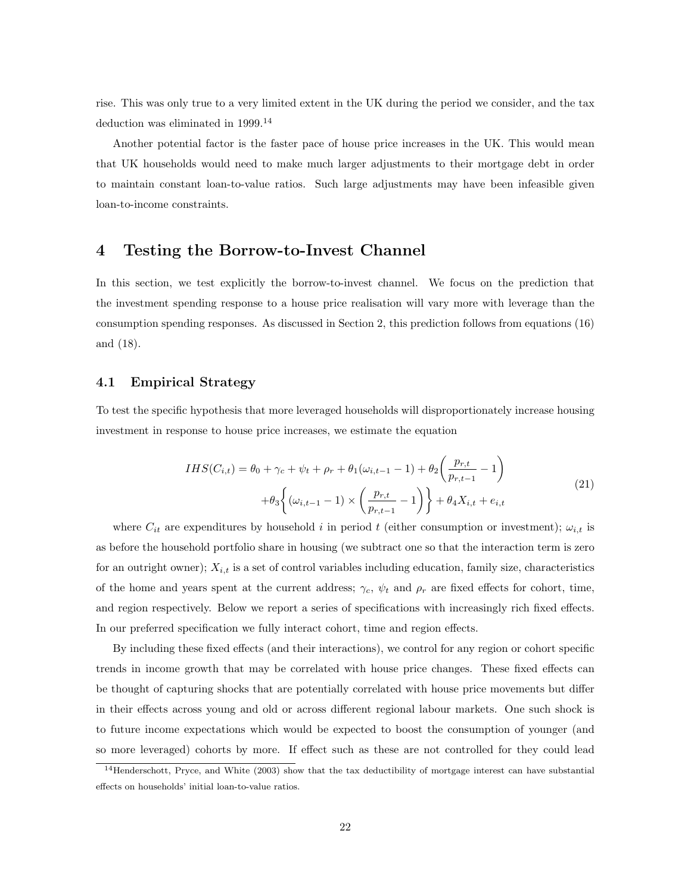rise. This was only true to a very limited extent in the UK during the period we consider, and the tax deduction was eliminated in 1999.[14]

Another potential factor is the faster pace of house price increases in the UK. This would mean that UK households would need to make much larger adjustments to their mortgage debt in order to maintain constant loan-to-value ratios. Such large adjustments may have been infeasible given loan-to-income constraints.

# 4 Testing the Borrow-to-Invest Channel

In this section, we test explicitly the borrow-to-invest channel. We focus on the prediction that the investment spending response to a house price realisation will vary more with leverage than the consumption spending responses. As discussed in Section 2, this prediction follows from equations (16) and (18).

## 4.1 Empirical Strategy

To test the specific hypothesis that more leveraged households will disproportionately increase housing investment in response to house price increases, we estimate the equation

$$
\begin{aligned}
IHS(C_{i,t}) = \theta_0 + \gamma_c + \psi_t + \rho_r + \theta_1(\omega_{i,t-1} - 1) + \theta_2\left(\frac{p_{r,t}}{p_{r,t-1}} - 1\right) \\
+\theta_3\left\{(\omega_{i,t-1} - 1) \times \left(\frac{p_{r,t}}{p_{r,t-1}} - 1\right)\right\} + \theta_4 X_{i,t} + e_{i,t}
\end{aligned}
\tag{21}
$$

where $C_{it}$ are expenditures by household $i$ in period $t$ (either consumption or investment); $\omega_{i,t}$ is as before the household portfolio share in housing (we subtract one so that the interaction term is zero for an outright owner); $X_{i,t}$ is a set of control variables including education, family size, characteristics of the home and years spent at the current address; $\gamma_c$, $\psi_t$ and $\rho_r$ are fixed effects for cohort, time, and region respectively. Below we report a series of specifications with increasingly rich fixed effects. In our preferred specification we fully interact cohort, time and region effects.

By including these fixed effects (and their interactions), we control for any region or cohort specific trends in income growth that may be correlated with house price changes. These fixed effects can be thought of capturing shocks that are potentially correlated with house price movements but differ in their effects across young and old or across different regional labour markets. One such shock is to future income expectations which would be expected to boost the consumption of younger (and so more leveraged) cohorts by more. If effect such as these are not controlled for they could lead

[14] Henderschott, Pryce, and White (2003) show that the tax deductibility of mortgage interest can have substantial effects on households' initial loan-to-value ratios.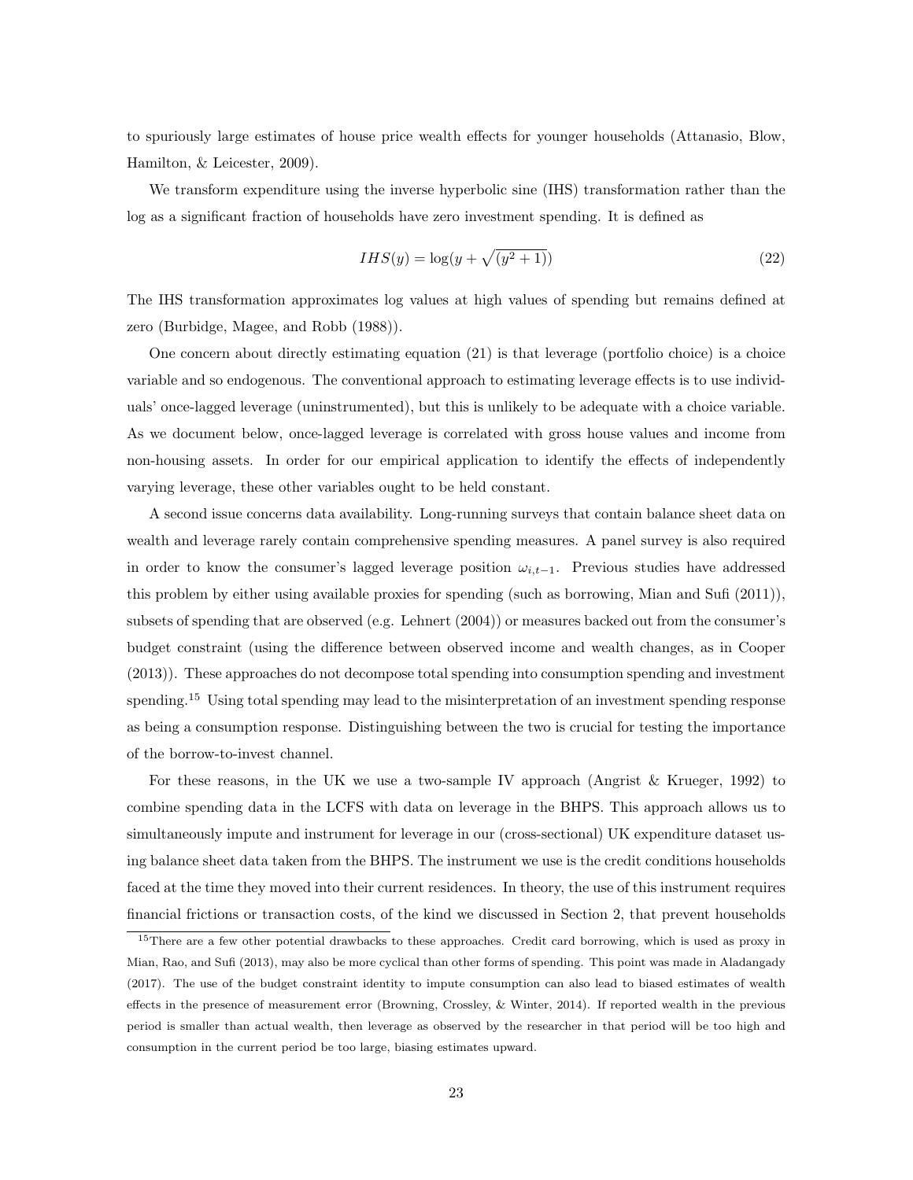to spuriously large estimates of house price wealth effects for younger households (Attanasio, Blow, Hamilton, & Leicester, 2009).

We transform expenditure using the inverse hyperbolic sine (IHS) transformation rather than the log as a significant fraction of households have zero investment spending. It is defined as

$$IHS(y) = \log(y + \sqrt{(y^2 + 1)}) \tag{22}$$

The IHS transformation approximates log values at high values of spending but remains defined at zero (Burbidge, Magee, and Robb (1988)).

One concern about directly estimating equation (21) is that leverage (portfolio choice) is a choice variable and so endogenous. The conventional approach to estimating leverage effects is to use individuals' once-lagged leverage (uninstrumented), but this is unlikely to be adequate with a choice variable. As we document below, once-lagged leverage is correlated with gross house values and income from non-housing assets. In order for our empirical application to identify the effects of independently varying leverage, these other variables ought to be held constant.

A second issue concerns data availability. Long-running surveys that contain balance sheet data on wealth and leverage rarely contain comprehensive spending measures. A panel survey is also required in order to know the consumer's lagged leverage position $\omega_{i,t-1}$. Previous studies have addressed this problem by either using available proxies for spending (such as borrowing, Mian and Sufi (2011)), subsets of spending that are observed (e.g. Lehnert (2004)) or measures backed out from the consumer's budget constraint (using the difference between observed income and wealth changes, as in Cooper (2013)). These approaches do not decompose total spending into consumption spending and investment spending.[15] Using total spending may lead to the misinterpretation of an investment spending response as being a consumption response. Distinguishing between the two is crucial for testing the importance of the borrow-to-invest channel.

For these reasons, in the UK we use a two-sample IV approach (Angrist & Krueger, 1992) to combine spending data in the LCFS with data on leverage in the BHPS. This approach allows us to simultaneously impute and instrument for leverage in our (cross-sectional) UK expenditure dataset using balance sheet data taken from the BHPS. The instrument we use is the credit conditions households faced at the time they moved into their current residences. In theory, the use of this instrument requires financial frictions or transaction costs, of the kind we discussed in Section 2, that prevent households

[15] There are a few other potential drawbacks to these approaches. Credit card borrowing, which is used as proxy in Mian, Rao, and Sufi (2013), may also be more cyclical than other forms of spending. This point was made in Aladangady (2017). The use of the budget constraint identity to impute consumption can also lead to biased estimates of wealth effects in the presence of measurement error (Browning, Crossley, & Winter, 2014). If reported wealth in the previous period is smaller than actual wealth, then leverage as observed by the researcher in that period will be too high and consumption in the current period be too large, biasing estimates upward.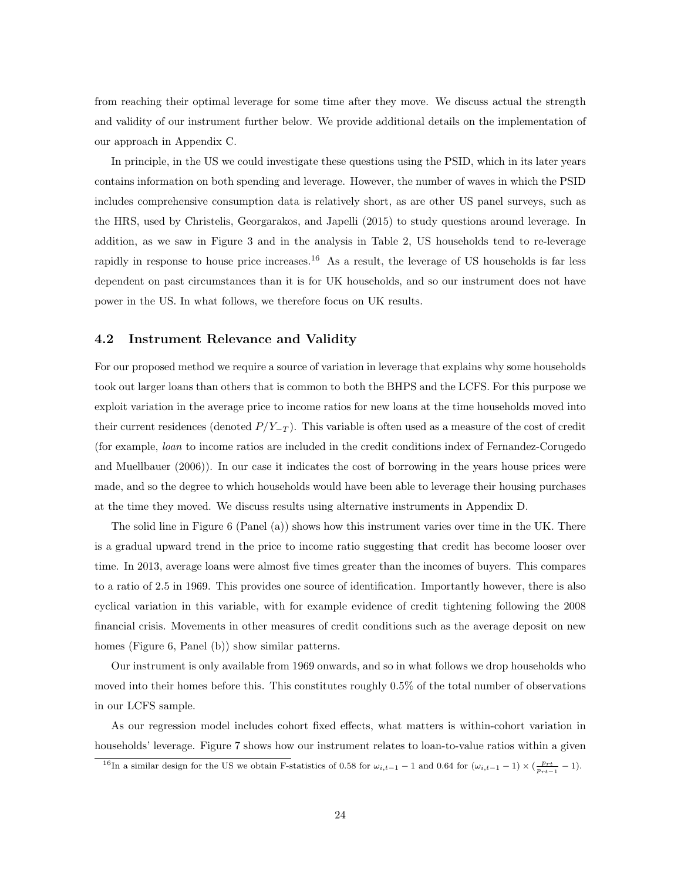from reaching their optimal leverage for some time after they move. We discuss actual the strength and validity of our instrument further below. We provide additional details on the implementation of our approach in Appendix C.

In principle, in the US we could investigate these questions using the PSID, which in its later years contains information on both spending and leverage. However, the number of waves in which the PSID includes comprehensive consumption data is relatively short, as are other US panel surveys, such as the HRS, used by Christelis, Georgarakos, and Japelli (2015) to study questions around leverage. In addition, as we saw in Figure 3 and in the analysis in Table 2, US households tend to re-leverage rapidly in response to house price increases.[16] As a result, the leverage of US households is far less dependent on past circumstances than it is for UK households, and so our instrument does not have power in the US. In what follows, we therefore focus on UK results.

## 4.2 Instrument Relevance and Validity

For our proposed method we require a source of variation in leverage that explains why some households took out larger loans than others that is common to both the BHPS and the LCFS. For this purpose we exploit variation in the average price to income ratios for new loans at the time households moved into their current residences (denoted $P/Y_{-T}$). This variable is often used as a measure of the cost of credit (for example, *loan* to income ratios are included in the credit conditions index of Fernandez-Corugedo and Muellbauer (2006)). In our case it indicates the cost of borrowing in the years house prices were made, and so the degree to which households would have been able to leverage their housing purchases at the time they moved. We discuss results using alternative instruments in Appendix D.

The solid line in Figure 6 (Panel (a)) shows how this instrument varies over time in the UK. There is a gradual upward trend in the price to income ratio suggesting that credit has become looser over time. In 2013, average loans were almost five times greater than the incomes of buyers. This compares to a ratio of 2.5 in 1969. This provides one source of identification. Importantly however, there is also cyclical variation in this variable, with for example evidence of credit tightening following the 2008 financial crisis. Movements in other measures of credit conditions such as the average deposit on new homes (Figure 6, Panel (b)) show similar patterns.

Our instrument is only available from 1969 onwards, and so in what follows we drop households who moved into their homes before this. This constitutes roughly 0.5% of the total number of observations in our LCFS sample.

As our regression model includes cohort fixed effects, what matters is within-cohort variation in households' leverage. Figure 7 shows how our instrument relates to loan-to-value ratios within a given

[16] In a similar design for the US we obtain F-statistics of 0.58 for $\omega_{i,t-1} - 1$ and 0.64 for $(\omega_{i,t-1} - 1) \times (\frac{p_{rt}}{p_{rt-1}} - 1)$.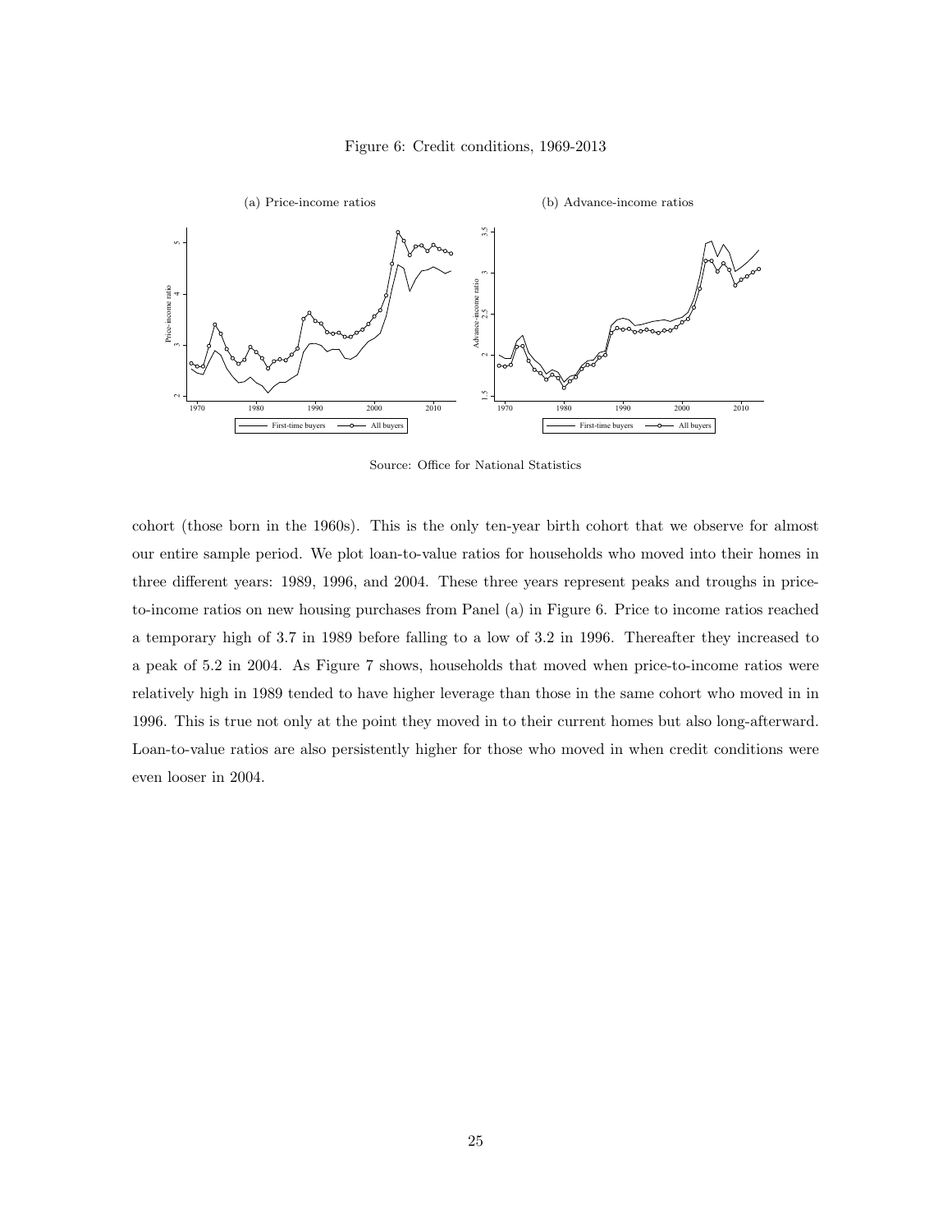Figure 6: Credit conditions, 1969-2013

(a) Price-income ratios

(b) Advance-income ratios

Source: Office for National Statistics

cohort (those born in the 1960s). This is the only ten-year birth cohort that we observe for almost our entire sample period. We plot loan-to-value ratios for households who moved into their homes in three different years: 1989, 1996, and 2004. These three years represent peaks and troughs in price-to-income ratios on new housing purchases from Panel (a) in Figure 6. Price to income ratios reached a temporary high of 3.7 in 1989 before falling to a low of 3.2 in 1996. Thereafter they increased to a peak of 5.2 in 2004. As Figure 7 shows, households that moved when price-to-income ratios were relatively high in 1989 tended to have higher leverage than those in the same cohort who moved in in 1996. This is true not only at the point they moved in to their current homes but also long-afterward. Loan-to-value ratios are also persistently higher for those who moved in when credit conditions were even looser in 2004.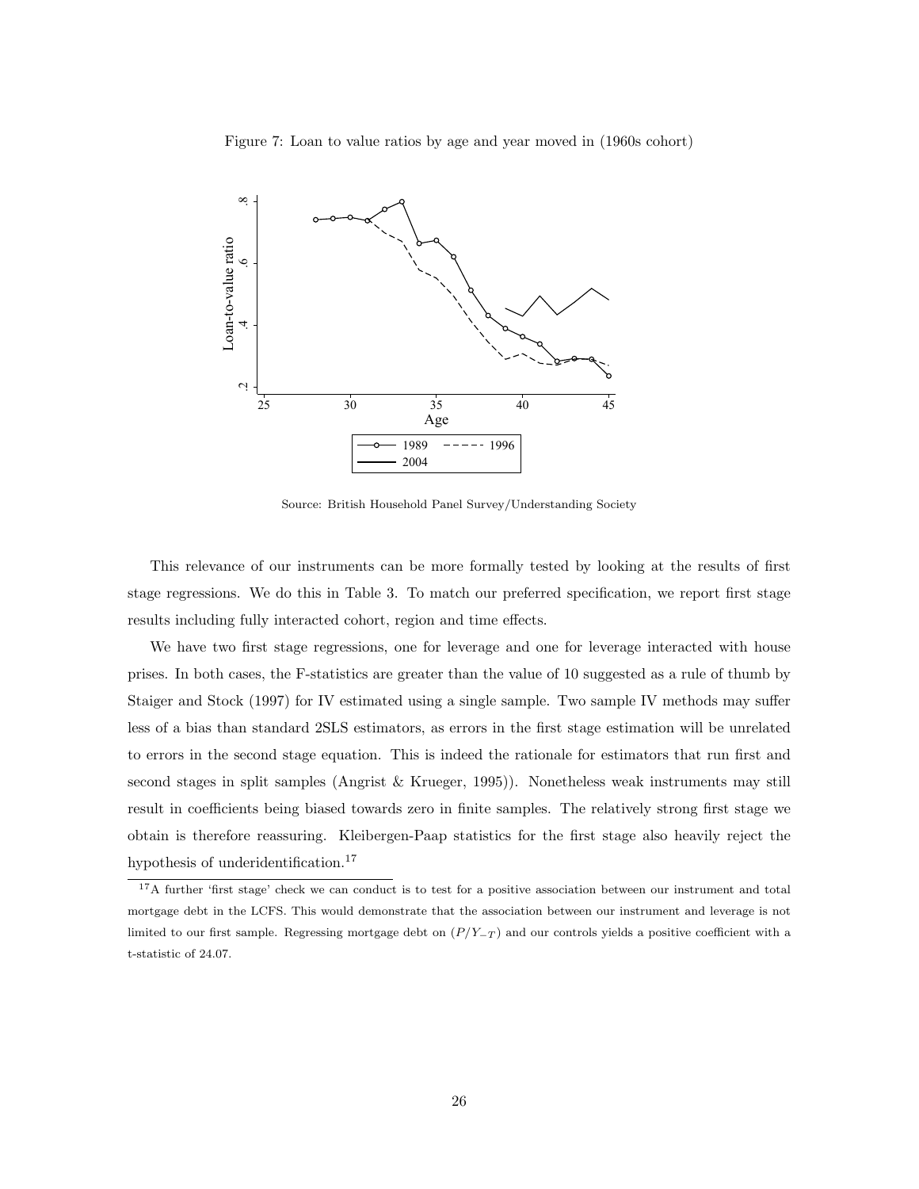Figure 7: Loan to value ratios by age and year moved in (1960s cohort)

Source: British Household Panel Survey/Understanding Society

This relevance of our instruments can be more formally tested by looking at the results of first stage regressions. We do this in Table 3. To match our preferred specification, we report first stage results including fully interacted cohort, region and time effects.

We have two first stage regressions, one for leverage and one for leverage interacted with house prises. In both cases, the F-statistics are greater than the value of 10 suggested as a rule of thumb by Staiger and Stock (1997) for IV estimated using a single sample. Two sample IV methods may suffer less of a bias than standard 2SLS estimators, as errors in the first stage estimation will be unrelated to errors in the second stage equation. This is indeed the rationale for estimators that run first and second stages in split samples (Angrist & Krueger, 1995)). Nonetheless weak instruments may still result in coefficients being biased towards zero in finite samples. The relatively strong first stage we obtain is therefore reassuring. Kleibergen-Paap statistics for the first stage also heavily reject the hypothesis of underidentification.[17]

[17]A further 'first stage' check we can conduct is to test for a positive association between our instrument and total mortgage debt in the LCFS. This would demonstrate that the association between our instrument and leverage is not limited to our first sample. Regressing mortgage debt on $(P/Y_{-T})$ and our controls yields a positive coefficient with a t-statistic of 24.07.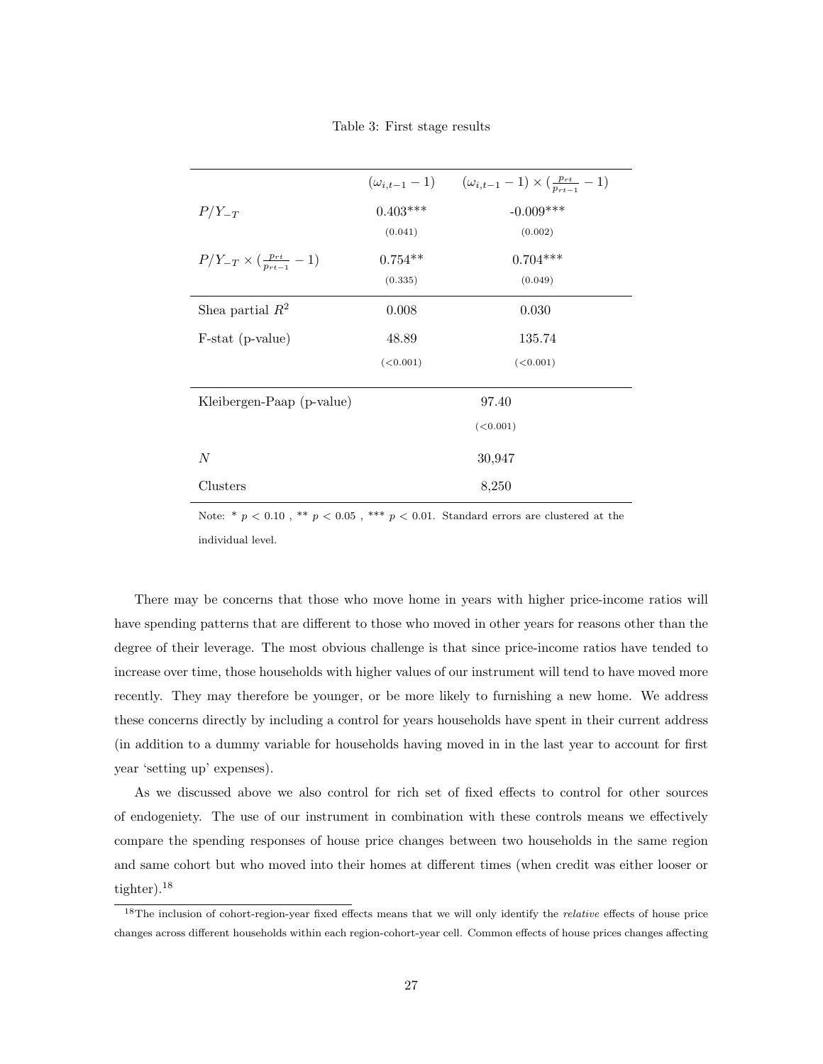Table 3: First stage results

| | $(\omega_{i,t-1} - 1)$ | $(\omega_{i,t-1} - 1) \times (\frac{p_{rt}}{p_{rt-1}} - 1)$ |
|---|---|---|
| $P/Y_{-T}$ | 0.403*** | -0.009*** |
| | (0.041) | (0.002) |
| $P/Y_{-T} \times (\frac{p_{rt}}{p_{rt-1}} - 1)$ | 0.754** | 0.704*** |
| | (0.335) | (0.049) |
| Shea partial $R^2$ | 0.008 | 0.030 |
| F-stat (p-value) | 48.89 | 135.74 |
| | (<0.001) | (<0.001) |
| Kleibergen-Paap (p-value) | 97.40 | |
| | (<0.001) | |
| $N$ | 30,947 | |
| Clusters | 8,250 | |

Note: * $p < 0.10$ , ** $p < 0.05$ , *** $p < 0.01$. Standard errors are clustered at the individual level.

There may be concerns that those who move home in years with higher price-income ratios will have spending patterns that are different to those who moved in other years for reasons other than the degree of their leverage. The most obvious challenge is that since price-income ratios have tended to increase over time, those households with higher values of our instrument will tend to have moved more recently. They may therefore be younger, or be more likely to furnishing a new home. We address these concerns directly by including a control for years households have spent in their current address (in addition to a dummy variable for households having moved in in the last year to account for first year 'setting up' expenses).

As we discussed above we also control for rich set of fixed effects to control for other sources of endogeniety. The use of our instrument in combination with these controls means we effectively compare the spending responses of house price changes between two households in the same region and same cohort but who moved into their homes at different times (when credit was either looser or tighter).[18]

[18] The inclusion of cohort-region-year fixed effects means that we will only identify the *relative* effects of house price changes across different households within each region-cohort-year cell. Common effects of house prices changes affecting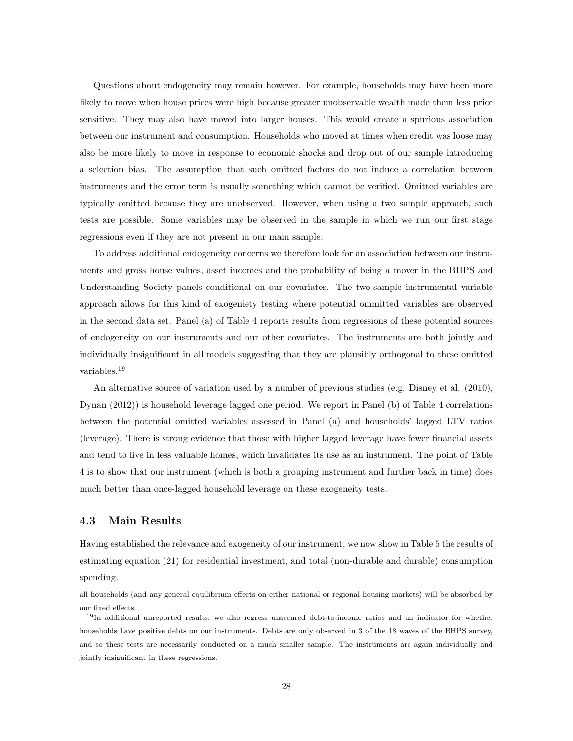Questions about endogeneity may remain however. For example, households may have been more likely to move when house prices were high because greater unobservable wealth made them less price sensitive. They may also have moved into larger houses. This would create a spurious association between our instrument and consumption. Households who moved at times when credit was loose may also be more likely to move in response to economic shocks and drop out of our sample introducing a selection bias. The assumption that such omitted factors do not induce a correlation between instruments and the error term is usually something which cannot be verified. Omitted variables are typically omitted because they are unobserved. However, when using a two sample approach, such tests are possible. Some variables may be observed in the sample in which we run our first stage regressions even if they are not present in our main sample.

To address additional endogeneity concerns we therefore look for an association between our instruments and gross house values, asset incomes and the probability of being a mover in the BHPS and Understanding Society panels conditional on our covariates. The two-sample instrumental variable approach allows for this kind of exogeniety testing where potential ommitted variables are observed in the second data set. Panel (a) of Table 4 reports results from regressions of these potential sources of endogeneity on our instruments and our other covariates. The instruments are both jointly and individually insignificant in all models suggesting that they are plausibly orthogonal to these omitted variables.[19]

An alternative source of variation used by a number of previous studies (e.g. Disney et al. (2010), Dynan (2012)) is household leverage lagged one period. We report in Panel (b) of Table 4 correlations between the potential omitted variables assessed in Panel (a) and households' lagged LTV ratios (leverage). There is strong evidence that those with higher lagged leverage have fewer financial assets and tend to live in less valuable homes, which invalidates its use as an instrument. The point of Table 4 is to show that our instrument (which is both a grouping instrument and further back in time) does much better than once-lagged household leverage on these exogeneity tests.

### 4.3 Main Results

Having established the relevance and exogeneity of our instrument, we now show in Table 5 the results of estimating equation (21) for residential investment, and total (non-durable and durable) consumption spending.

all households (and any general equilibrium effects on either national or regional housing markets) will be absorbed by our fixed effects.

[19] In additional unreported results, we also regress unsecured debt-to-income ratios and an indicator for whether households have positive debts on our instruments. Debts are only observed in 3 of the 18 waves of the BHPS survey, and so these tests are necessarily conducted on a much smaller sample. The instruments are again individually and jointly insignificant in these regressions.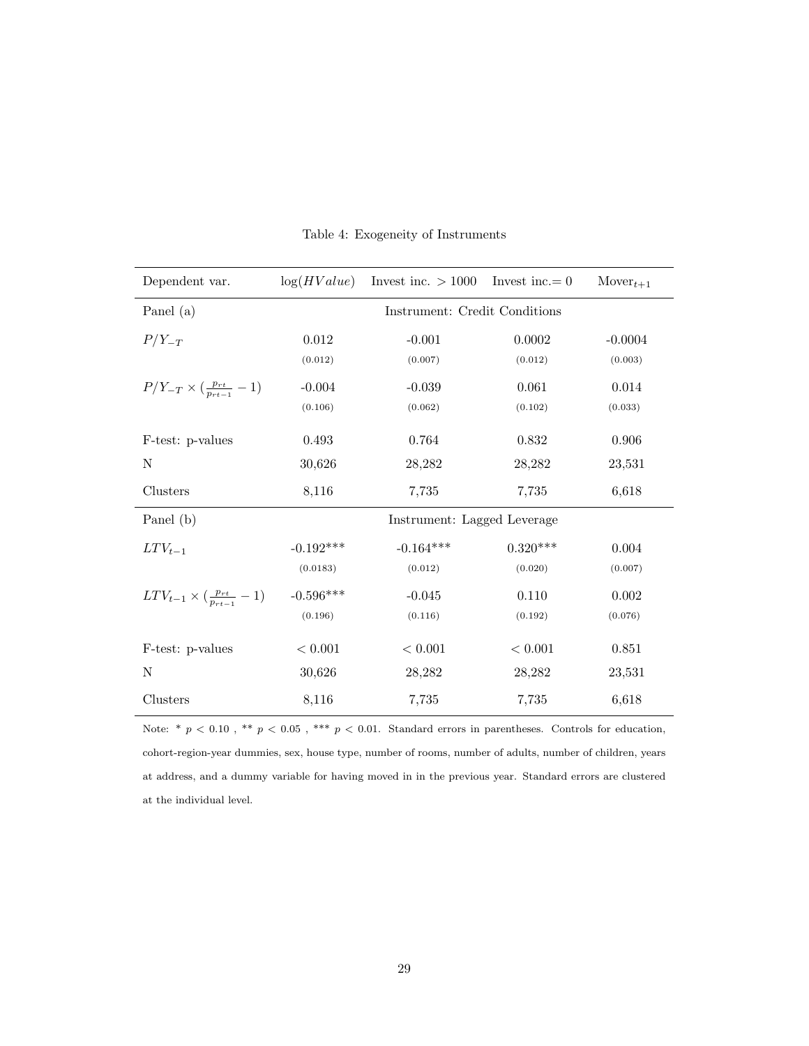Table 4: Exogeneity of Instruments

| Dependent var. | $\log(HValue)$ | Invest inc. $> 1000$ | Invest inc.$= 0$ | $\text{Mover}_{t+1}$ |
|---|---|---|---|---|
| Panel (a) | Instrument: Credit Conditions | | | |
| $P/Y_{-T}$ | 0.012 | -0.001 | 0.0002 | -0.0004 |
| | (0.012) | (0.007) | (0.012) | (0.003) |
| $P/Y_{-T} \times (\frac{p_{rt}}{p_{rt-1}} - 1)$ | -0.004 | -0.039 | 0.061 | 0.014 |
| | (0.106) | (0.062) | (0.102) | (0.033) |
| F-test: p-values | 0.493 | 0.764 | 0.832 | 0.906 |
| N | 30,626 | 28,282 | 28,282 | 23,531 |
| Clusters | 8,116 | 7,735 | 7,735 | 6,618 |
| Panel (b) | Instrument: Lagged Leverage | | | |
| $LTV_{t-1}$ | -0.192*** | -0.164*** | 0.320*** | 0.004 |
| | (0.0183) | (0.012) | (0.020) | (0.007) |
| $LTV_{t-1} \times (\frac{p_{rt}}{p_{rt-1}} - 1)$ | -0.596*** | -0.045 | 0.110 | 0.002 |
| | (0.196) | (0.116) | (0.192) | (0.076) |
| F-test: p-values | $< 0.001$ | $< 0.001$ | $< 0.001$ | 0.851 |
| N | 30,626 | 28,282 | 28,282 | 23,531 |
| Clusters | 8,116 | 7,735 | 7,735 | 6,618 |

Note: * $p < 0.10$ , ** $p < 0.05$ , *** $p < 0.01$. Standard errors in parentheses. Controls for education, cohort-region-year dummies, sex, house type, number of rooms, number of adults, number of children, years at address, and a dummy variable for having moved in in the previous year. Standard errors are clustered at the individual level.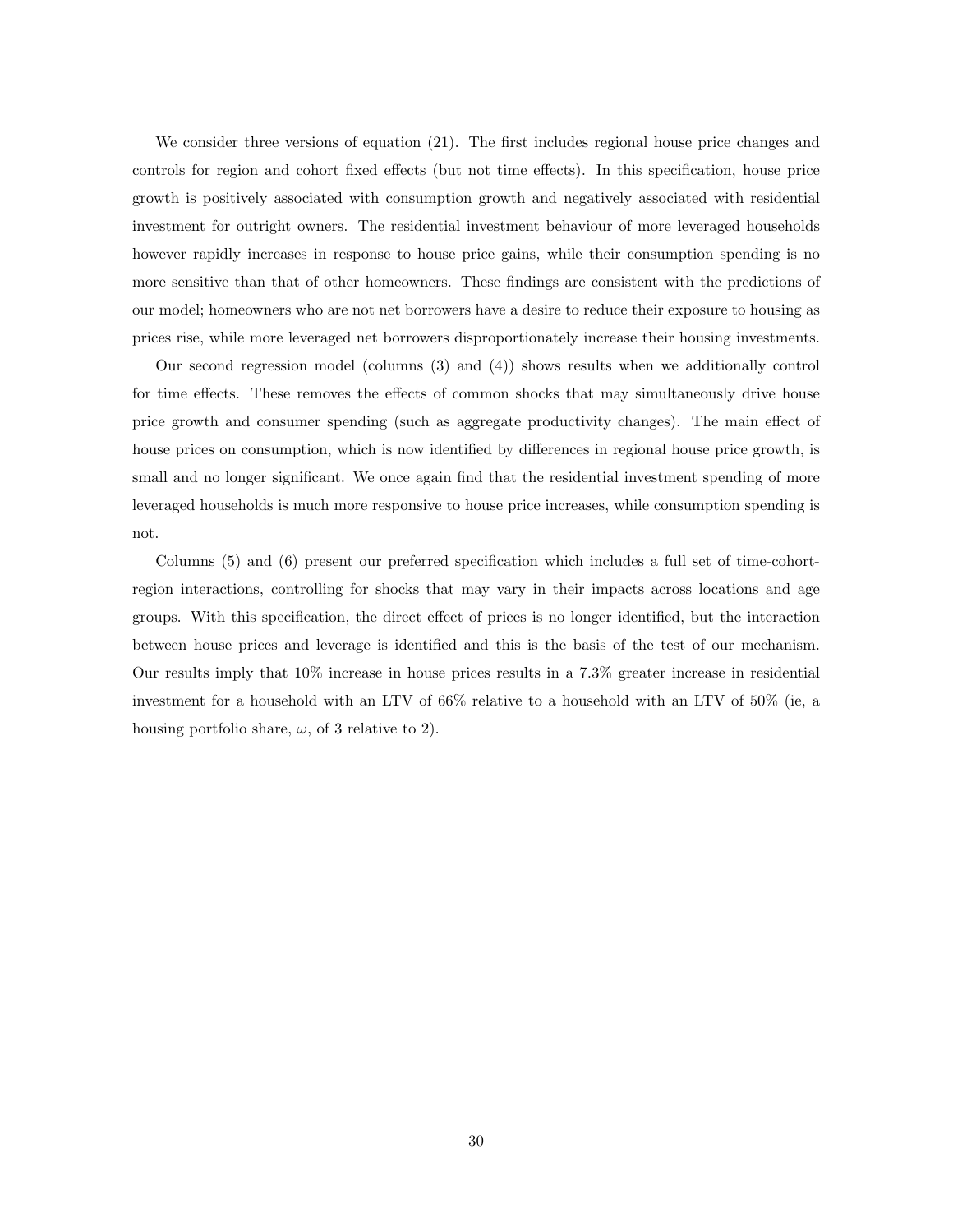We consider three versions of equation (21). The first includes regional house price changes and controls for region and cohort fixed effects (but not time effects). In this specification, house price growth is positively associated with consumption growth and negatively associated with residential investment for outright owners. The residential investment behaviour of more leveraged households however rapidly increases in response to house price gains, while their consumption spending is no more sensitive than that of other homeowners. These findings are consistent with the predictions of our model; homeowners who are not net borrowers have a desire to reduce their exposure to housing as prices rise, while more leveraged net borrowers disproportionately increase their housing investments.

Our second regression model (columns (3) and (4)) shows results when we additionally control for time effects. These removes the effects of common shocks that may simultaneously drive house price growth and consumer spending (such as aggregate productivity changes). The main effect of house prices on consumption, which is now identified by differences in regional house price growth, is small and no longer significant. We once again find that the residential investment spending of more leveraged households is much more responsive to house price increases, while consumption spending is not.

Columns (5) and (6) present our preferred specification which includes a full set of time-cohort-region interactions, controlling for shocks that may vary in their impacts across locations and age groups. With this specification, the direct effect of prices is no longer identified, but the interaction between house prices and leverage is identified and this is the basis of the test of our mechanism. Our results imply that 10% increase in house prices results in a 7.3% greater increase in residential investment for a household with an LTV of 66% relative to a household with an LTV of 50% (ie, a housing portfolio share, $\omega$, of 3 relative to 2).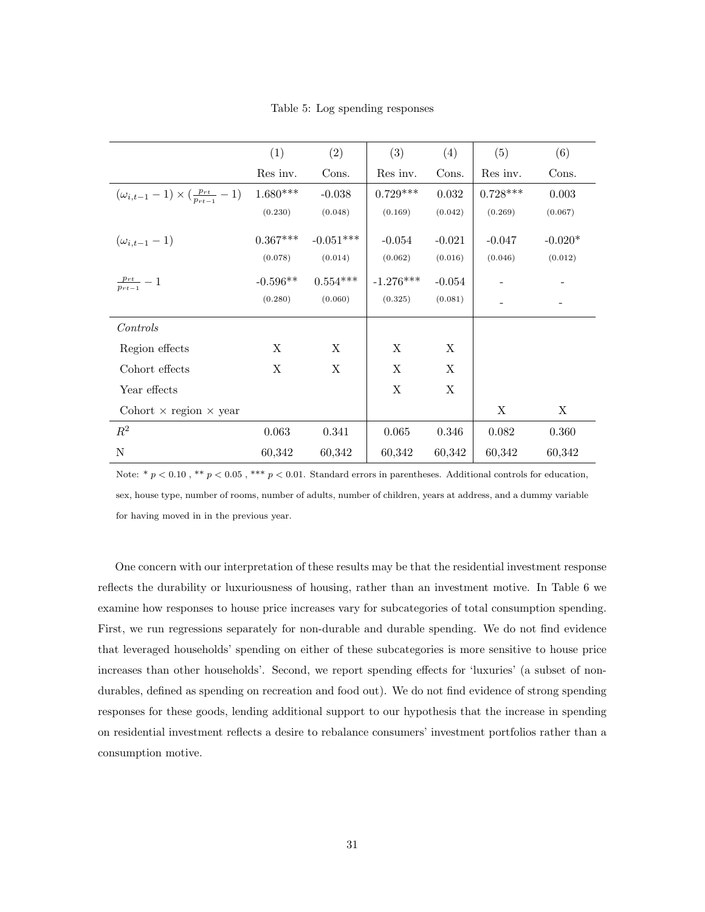Table 5: Log spending responses

| | (1) | (2) | (3) | (4) | (5) | (6) |
|---|---|---|---|---|---|---|
| | Res inv. | Cons. | Res inv. | Cons. | Res inv. | Cons. |
| $(\omega_{i,t-1} - 1) \times (\frac{p_{rt}}{p_{rt-1}} - 1)$ | 1.680*** | -0.038 | 0.729*** | 0.032 | 0.728*** | 0.003 |
| | (0.230) | (0.048) | (0.169) | (0.042) | (0.269) | (0.067) |
| $(\omega_{i,t-1} - 1)$ | 0.367*** | -0.051*** | -0.054 | -0.021 | -0.047 | -0.020* |
| | (0.078) | (0.014) | (0.062) | (0.016) | (0.046) | (0.012) |
| $\frac{p_{rt}}{p_{rt-1}} - 1$ | -0.596** | 0.554*** | -1.276*** | -0.054 | - | - |
| | (0.280) | (0.060) | (0.325) | (0.081) | - | - |
| *Controls* | | | | | | |
| Region effects | X | X | X | X | | |
| Cohort effects | X | X | X | X | | |
| Year effects | | | X | X | | |
| Cohort × region × year | | | | | X | X |
| $R^2$ | 0.063 | 0.341 | 0.065 | 0.346 | 0.082 | 0.360 |
| N | 60,342 | 60,342 | 60,342 | 60,342 | 60,342 | 60,342 |

Note: * $p < 0.10$ , ** $p < 0.05$ , *** $p < 0.01$. Standard errors in parentheses. Additional controls for education, sex, house type, number of rooms, number of adults, number of children, years at address, and a dummy variable for having moved in in the previous year.

One concern with our interpretation of these results may be that the residential investment response reflects the durability or luxuriousness of housing, rather than an investment motive. In Table 6 we examine how responses to house price increases vary for subcategories of total consumption spending. First, we run regressions separately for non-durable and durable spending. We do not find evidence that leveraged households' spending on either of these subcategories is more sensitive to house price increases than other households'. Second, we report spending effects for 'luxuries' (a subset of non-durables, defined as spending on recreation and food out). We do not find evidence of strong spending responses for these goods, lending additional support to our hypothesis that the increase in spending on residential investment reflects a desire to rebalance consumers' investment portfolios rather than a consumption motive.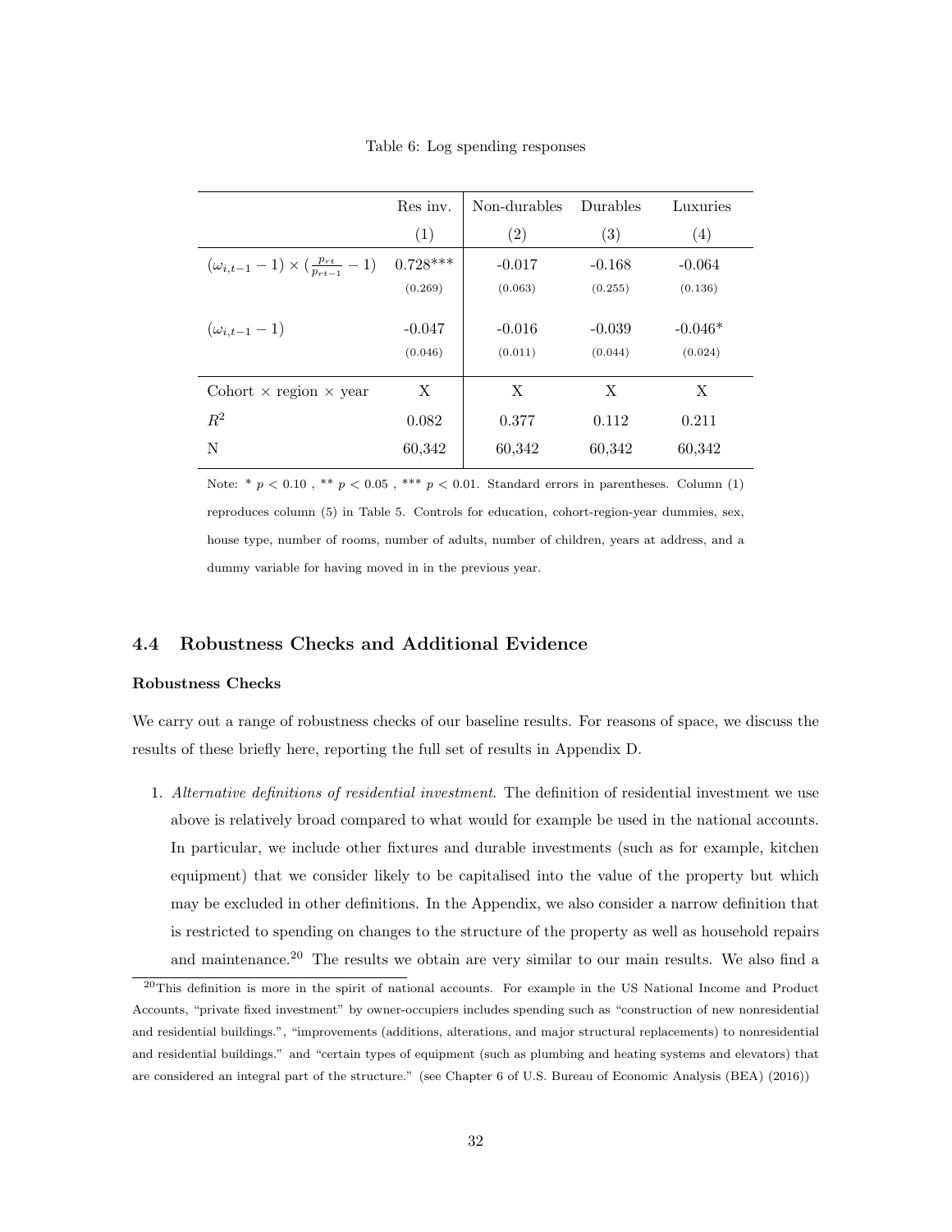Table 6: Log spending responses

| | Res inv. | Non-durables | Durables | Luxuries |
|---|---|---|---|---|
| | (1) | (2) | (3) | (4) |
| $(\omega_{i,t-1} - 1) \times (\frac{p_{rt}}{p_{rt-1}} - 1)$ | 0.728*** | -0.017 | -0.168 | -0.064 |
| | (0.269) | (0.063) | (0.255) | (0.136) |
| $(\omega_{i,t-1} - 1)$ | -0.047 | -0.016 | -0.039 | -0.046* |
| | (0.046) | (0.011) | (0.044) | (0.024) |
| Cohort × region × year | X | X | X | X |
| $R^2$ | 0.082 | 0.377 | 0.112 | 0.211 |
| N | 60,342 | 60,342 | 60,342 | 60,342 |

Note: * $p < 0.10$ , ** $p < 0.05$ , *** $p < 0.01$. Standard errors in parentheses. Column (1) reproduces column (5) in Table 5. Controls for education, cohort-region-year dummies, sex, house type, number of rooms, number of adults, number of children, years at address, and a dummy variable for having moved in in the previous year.

## 4.4 Robustness Checks and Additional Evidence

**Robustness Checks**

We carry out a range of robustness checks of our baseline results. For reasons of space, we discuss the results of these briefly here, reporting the full set of results in Appendix D.

1. *Alternative definitions of residential investment*. The definition of residential investment we use above is relatively broad compared to what would for example be used in the national accounts. In particular, we include other fixtures and durable investments (such as for example, kitchen equipment) that we consider likely to be capitalised into the value of the property but which may be excluded in other definitions. In the Appendix, we also consider a narrow definition that is restricted to spending on changes to the structure of the property as well as household repairs and maintenance.[20] The results we obtain are very similar to our main results. We also find a

[20]This definition is more in the spirit of national accounts. For example in the US National Income and Product Accounts, "private fixed investment" by owner-occupiers includes spending such as "construction of new nonresidential and residential buildings.", "improvements (additions, alterations, and major structural replacements) to nonresidential and residential buildings." and "certain types of equipment (such as plumbing and heating systems and elevators) that are considered an integral part of the structure." (see Chapter 6 of U.S. Bureau of Economic Analysis (BEA) (2016))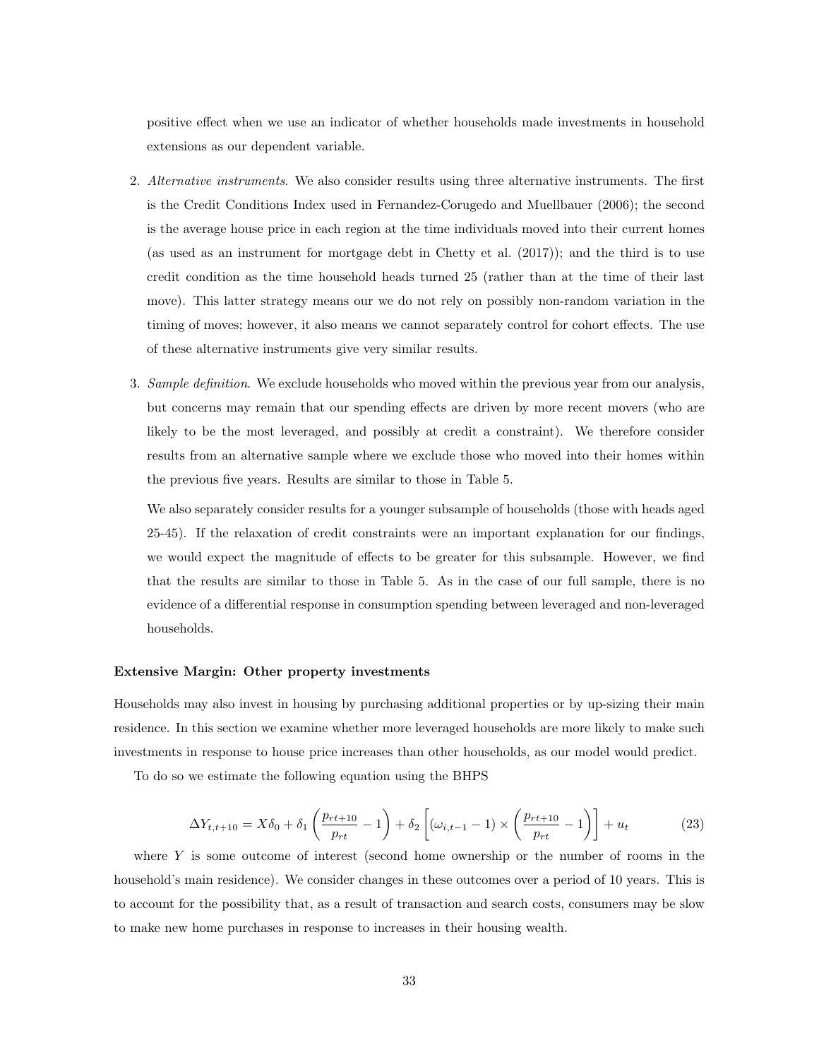positive effect when we use an indicator of whether households made investments in household extensions as our dependent variable.

2. *Alternative instruments*. We also consider results using three alternative instruments. The first is the Credit Conditions Index used in Fernandez-Corugedo and Muellbauer (2006); the second is the average house price in each region at the time individuals moved into their current homes (as used as an instrument for mortgage debt in Chetty et al. (2017)); and the third is to use credit condition as the time household heads turned 25 (rather than at the time of their last move). This latter strategy means our we do not rely on possibly non-random variation in the timing of moves; however, it also means we cannot separately control for cohort effects. The use of these alternative instruments give very similar results.

3. *Sample definition*. We exclude households who moved within the previous year from our analysis, but concerns may remain that our spending effects are driven by more recent movers (who are likely to be the most leveraged, and possibly at credit a constraint). We therefore consider results from an alternative sample where we exclude those who moved into their homes within the previous five years. Results are similar to those in Table 5.

   We also separately consider results for a younger subsample of households (those with heads aged 25-45). If the relaxation of credit constraints were an important explanation for our findings, we would expect the magnitude of effects to be greater for this subsample. However, we find that the results are similar to those in Table 5. As in the case of our full sample, there is no evidence of a differential response in consumption spending between leveraged and non-leveraged households.

**Extensive Margin: Other property investments**

Households may also invest in housing by purchasing additional properties or by up-sizing their main residence. In this section we examine whether more leveraged households are more likely to make such investments in response to house price increases than other households, as our model would predict.

To do so we estimate the following equation using the BHPS

$$\Delta Y_{t,t+10} = X\delta_0 + \delta_1 \left( \frac{p_{rt+10}}{p_{rt}} - 1 \right) + \delta_2 \left[ (\omega_{i,t-1} - 1) \times \left( \frac{p_{rt+10}}{p_{rt}} - 1 \right) \right] + u_t \tag{23}$$

where $Y$ is some outcome of interest (second home ownership or the number of rooms in the household's main residence). We consider changes in these outcomes over a period of 10 years. This is to account for the possibility that, as a result of transaction and search costs, consumers may be slow to make new home purchases in response to increases in their housing wealth.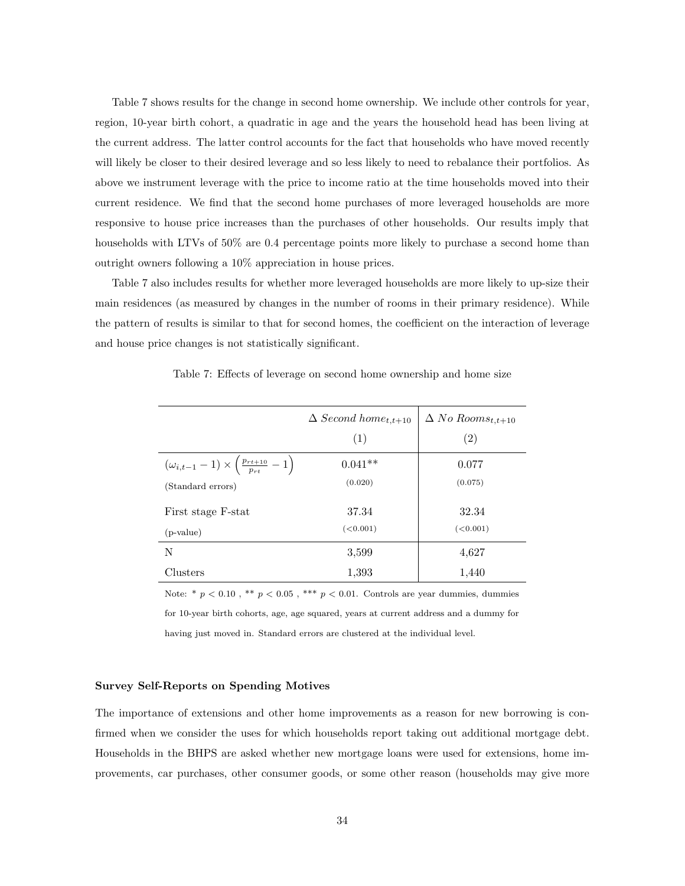Table 7 shows results for the change in second home ownership. We include other controls for year, region, 10-year birth cohort, a quadratic in age and the years the household head has been living at the current address. The latter control accounts for the fact that households who have moved recently will likely be closer to their desired leverage and so less likely to need to rebalance their portfolios. As above we instrument leverage with the price to income ratio at the time households moved into their current residence. We find that the second home purchases of more leveraged households are more responsive to house price increases than the purchases of other households. Our results imply that households with LTVs of 50% are 0.4 percentage points more likely to purchase a second home than outright owners following a 10% appreciation in house prices.

Table 7 also includes results for whether more leveraged households are more likely to up-size their main residences (as measured by changes in the number of rooms in their primary residence). While the pattern of results is similar to that for second homes, the coefficient on the interaction of leverage and house price changes is not statistically significant.

Table 7: Effects of leverage on second home ownership and home size

| | $\Delta$ *Second home*$_{t,t+10}$ | $\Delta$ *No Rooms*$_{t,t+10}$ |
|---|---|---|
| | (1) | (2) |
| $(\omega_{i,t-1} - 1) \times \left(\frac{p_{rt+10}}{p_{rt}} - 1\right)$ | 0.041** | 0.077 |
| (Standard errors) | (0.020) | (0.075) |
| First stage F-stat | 37.34 | 32.34 |
| (p-value) | (<0.001) | (<0.001) |
| N | 3,599 | 4,627 |
| Clusters | 1,393 | 1,440 |

Note: * $p < 0.10$ , ** $p < 0.05$ , *** $p < 0.01$. Controls are year dummies, dummies for 10-year birth cohorts, age, age squared, years at current address and a dummy for having just moved in. Standard errors are clustered at the individual level.

**Survey Self-Reports on Spending Motives**

The importance of extensions and other home improvements as a reason for new borrowing is confirmed when we consider the uses for which households report taking out additional mortgage debt. Households in the BHPS are asked whether new mortgage loans were used for extensions, home improvements, car purchases, other consumer goods, or some other reason (households may give more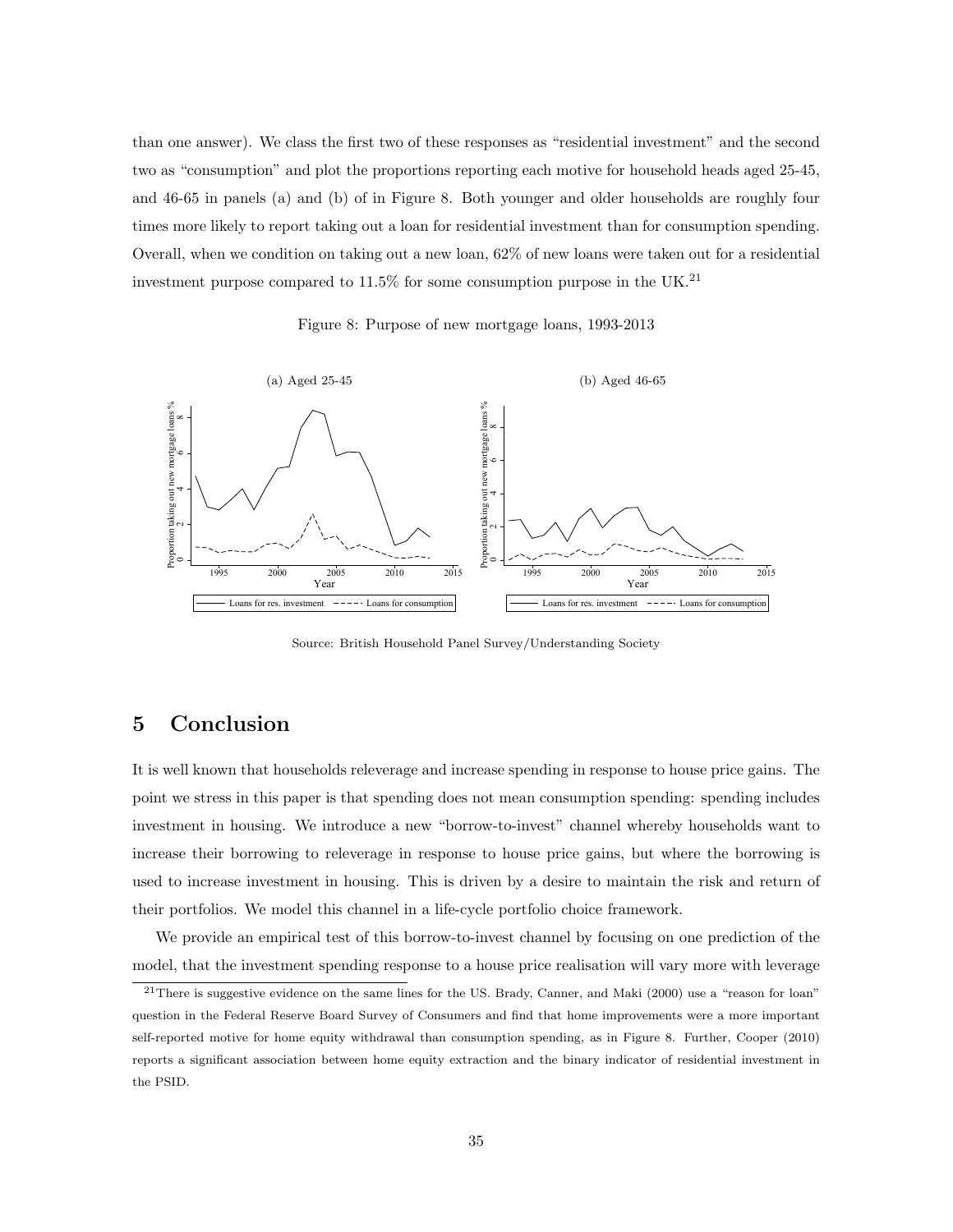than one answer). We class the first two of these responses as "residential investment" and the second two as "consumption" and plot the proportions reporting each motive for household heads aged 25-45, and 46-65 in panels (a) and (b) of in Figure 8. Both younger and older households are roughly four times more likely to report taking out a loan for residential investment than for consumption spending. Overall, when we condition on taking out a new loan, 62% of new loans were taken out for a residential investment purpose compared to 11.5% for some consumption purpose in the UK.[21]

Figure 8: Purpose of new mortgage loans, 1993-2013

Source: British Household Panel Survey/Understanding Society

# 5 Conclusion

It is well known that households releverage and increase spending in response to house price gains. The point we stress in this paper is that spending does not mean consumption spending: spending includes investment in housing. We introduce a new "borrow-to-invest" channel whereby households want to increase their borrowing to releverage in response to house price gains, but where the borrowing is used to increase investment in housing. This is driven by a desire to maintain the risk and return of their portfolios. We model this channel in a life-cycle portfolio choice framework.

We provide an empirical test of this borrow-to-invest channel by focusing on one prediction of the model, that the investment spending response to a house price realisation will vary more with leverage

[21] There is suggestive evidence on the same lines for the US. Brady, Canner, and Maki (2000) use a "reason for loan" question in the Federal Reserve Board Survey of Consumers and find that home improvements were a more important self-reported motive for home equity withdrawal than consumption spending, as in Figure 8. Further, Cooper (2010) reports a significant association between home equity extraction and the binary indicator of residential investment in the PSID.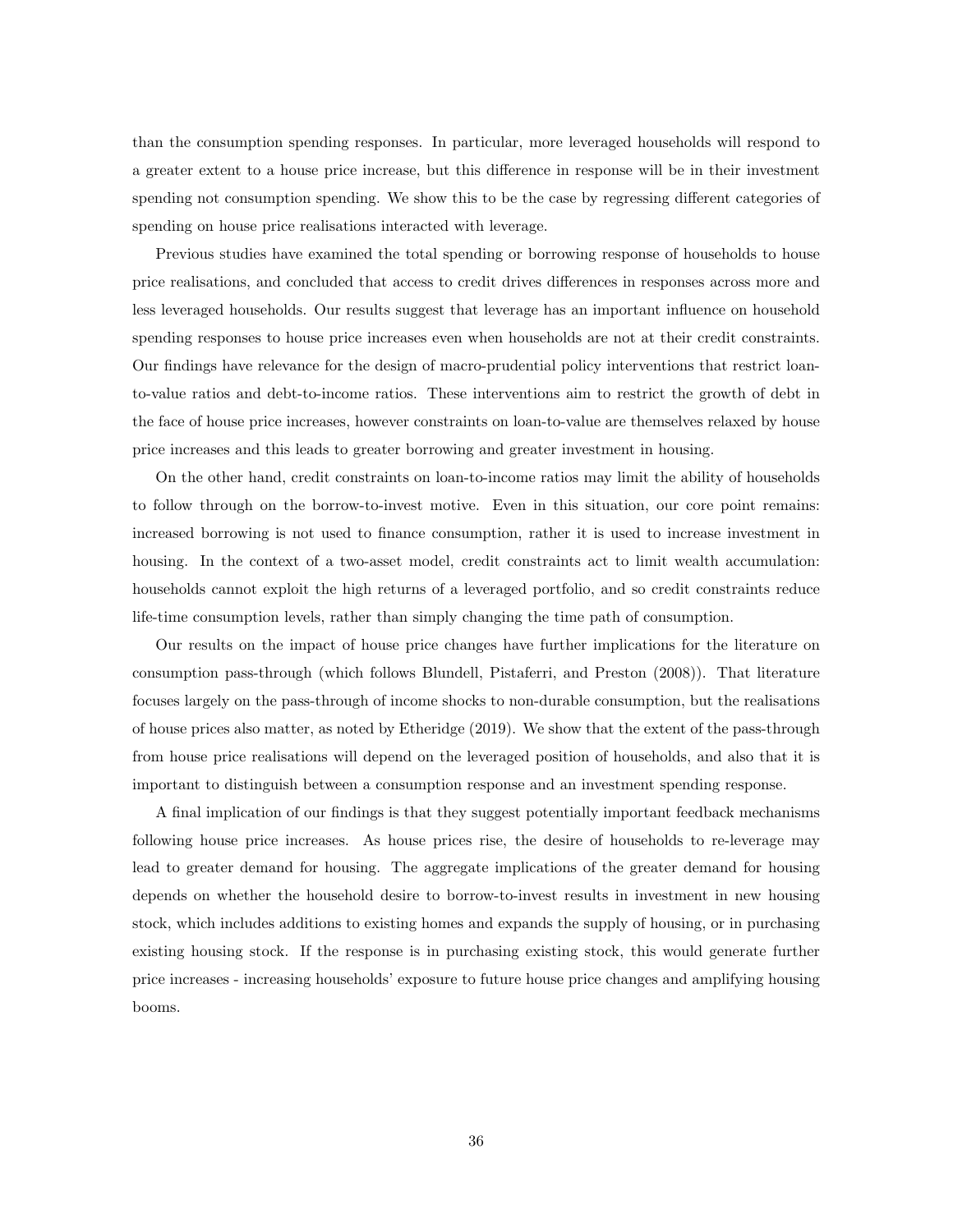than the consumption spending responses. In particular, more leveraged households will respond to a greater extent to a house price increase, but this difference in response will be in their investment spending not consumption spending. We show this to be the case by regressing different categories of spending on house price realisations interacted with leverage.

Previous studies have examined the total spending or borrowing response of households to house price realisations, and concluded that access to credit drives differences in responses across more and less leveraged households. Our results suggest that leverage has an important influence on household spending responses to house price increases even when households are not at their credit constraints. Our findings have relevance for the design of macro-prudential policy interventions that restrict loan-to-value ratios and debt-to-income ratios. These interventions aim to restrict the growth of debt in the face of house price increases, however constraints on loan-to-value are themselves relaxed by house price increases and this leads to greater borrowing and greater investment in housing.

On the other hand, credit constraints on loan-to-income ratios may limit the ability of households to follow through on the borrow-to-invest motive. Even in this situation, our core point remains: increased borrowing is not used to finance consumption, rather it is used to increase investment in housing. In the context of a two-asset model, credit constraints act to limit wealth accumulation: households cannot exploit the high returns of a leveraged portfolio, and so credit constraints reduce life-time consumption levels, rather than simply changing the time path of consumption.

Our results on the impact of house price changes have further implications for the literature on consumption pass-through (which follows Blundell, Pistaferri, and Preston (2008)). That literature focuses largely on the pass-through of income shocks to non-durable consumption, but the realisations of house prices also matter, as noted by Etheridge (2019). We show that the extent of the pass-through from house price realisations will depend on the leveraged position of households, and also that it is important to distinguish between a consumption response and an investment spending response.

A final implication of our findings is that they suggest potentially important feedback mechanisms following house price increases. As house prices rise, the desire of households to re-leverage may lead to greater demand for housing. The aggregate implications of the greater demand for housing depends on whether the household desire to borrow-to-invest results in investment in new housing stock, which includes additions to existing homes and expands the supply of housing, or in purchasing existing housing stock. If the response is in purchasing existing stock, this would generate further price increases - increasing households' exposure to future house price changes and amplifying housing booms.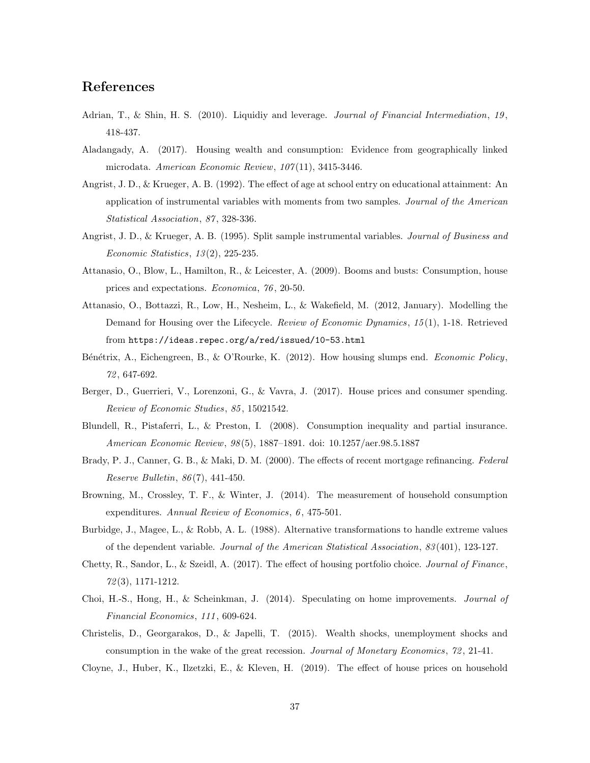## References

Adrian, T., & Shin, H. S. (2010). Liquidiy and leverage. *Journal of Financial Intermediation*, *19*, 418-437.

Aladangady, A. (2017). Housing wealth and consumption: Evidence from geographically linked microdata. *American Economic Review*, *107*(11), 3415-3446.

Angrist, J. D., & Krueger, A. B. (1992). The effect of age at school entry on educational attainment: An application of instrumental variables with moments from two samples. *Journal of the American Statistical Association*, *87*, 328-336.

Angrist, J. D., & Krueger, A. B. (1995). Split sample instrumental variables. *Journal of Business and Economic Statistics*, *13*(2), 225-235.

Attanasio, O., Blow, L., Hamilton, R., & Leicester, A. (2009). Booms and busts: Consumption, house prices and expectations. *Economica*, *76*, 20-50.

Attanasio, O., Bottazzi, R., Low, H., Nesheim, L., & Wakefield, M. (2012, January). Modelling the Demand for Housing over the Lifecycle. *Review of Economic Dynamics*, *15*(1), 1-18. Retrieved from `https://ideas.repec.org/a/red/issued/10-53.html`

Bénétrix, A., Eichengreen, B., & O'Rourke, K. (2012). How housing slumps end. *Economic Policy*, *72*, 647-692.

Berger, D., Guerrieri, V., Lorenzoni, G., & Vavra, J. (2017). House prices and consumer spending. *Review of Economic Studies*, *85*, 15021542.

Blundell, R., Pistaferri, L., & Preston, I. (2008). Consumption inequality and partial insurance. *American Economic Review*, *98*(5), 1887–1891. doi: 10.1257/aer.98.5.1887

Brady, P. J., Canner, G. B., & Maki, D. M. (2000). The effects of recent mortgage refinancing. *Federal Reserve Bulletin*, *86*(7), 441-450.

Browning, M., Crossley, T. F., & Winter, J. (2014). The measurement of household consumption expenditures. *Annual Review of Economics*, *6*, 475-501.

Burbidge, J., Magee, L., & Robb, A. L. (1988). Alternative transformations to handle extreme values of the dependent variable. *Journal of the American Statistical Association*, *83*(401), 123-127.

Chetty, R., Sandor, L., & Szeidl, A. (2017). The effect of housing portfolio choice. *Journal of Finance*, *72*(3), 1171-1212.

Choi, H.-S., Hong, H., & Scheinkman, J. (2014). Speculating on home improvements. *Journal of Financial Economics*, *111*, 609-624.

Christelis, D., Georgarakos, D., & Japelli, T. (2015). Wealth shocks, unemployment shocks and consumption in the wake of the great recession. *Journal of Monetary Economics*, *72*, 21-41.

Cloyne, J., Huber, K., Ilzetzki, E., & Kleven, H. (2019). The effect of house prices on household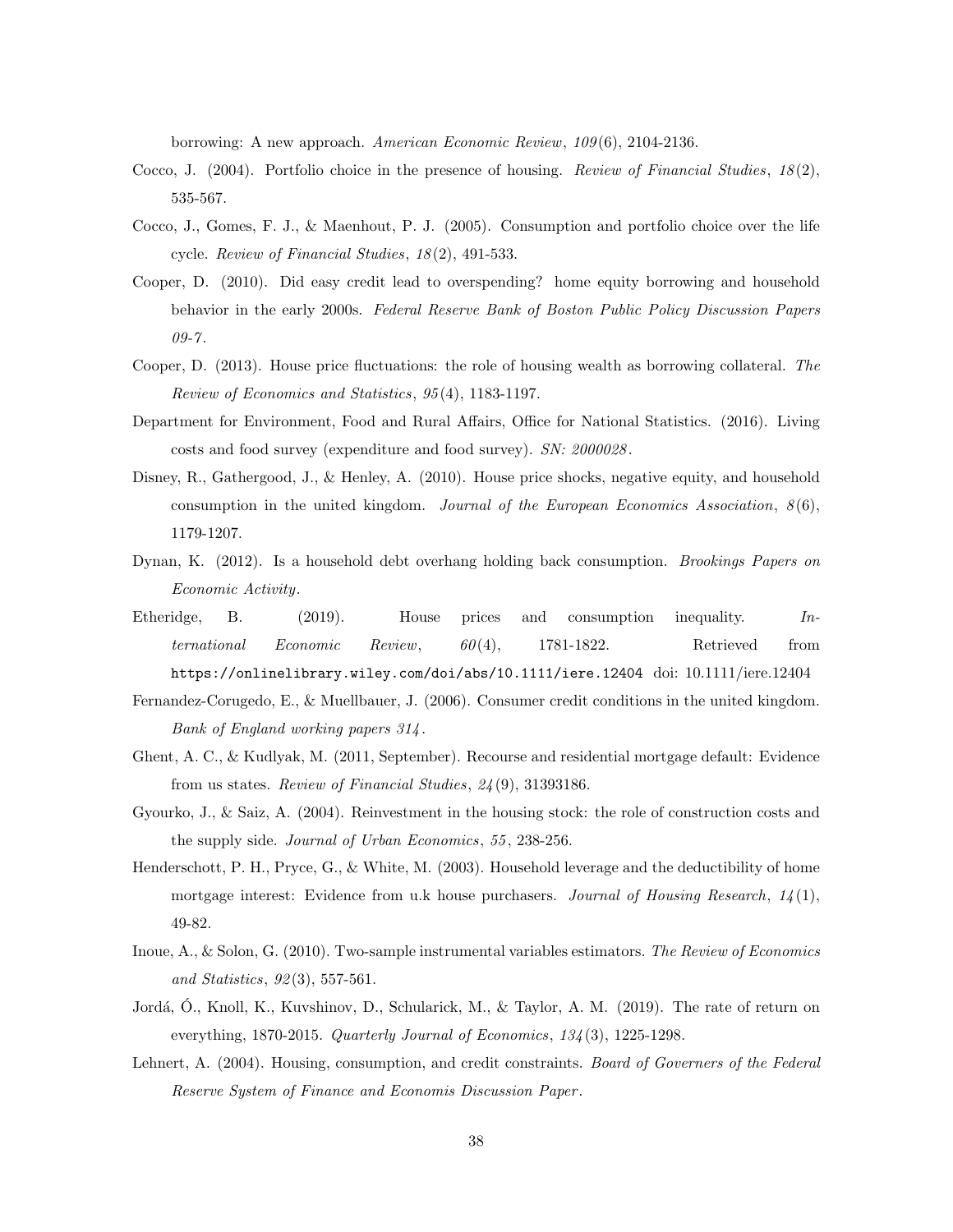borrowing: A new approach. *American Economic Review*, *109*(6), 2104-2136.

Cocco, J. (2004). Portfolio choice in the presence of housing. *Review of Financial Studies*, *18*(2), 535-567.

Cocco, J., Gomes, F. J., & Maenhout, P. J. (2005). Consumption and portfolio choice over the life cycle. *Review of Financial Studies*, *18*(2), 491-533.

Cooper, D. (2010). Did easy credit lead to overspending? home equity borrowing and household behavior in the early 2000s. *Federal Reserve Bank of Boston Public Policy Discussion Papers 09-7*.

Cooper, D. (2013). House price fluctuations: the role of housing wealth as borrowing collateral. *The Review of Economics and Statistics*, *95*(4), 1183-1197.

Department for Environment, Food and Rural Affairs, Office for National Statistics. (2016). Living costs and food survey (expenditure and food survey). *SN: 2000028*.

Disney, R., Gathergood, J., & Henley, A. (2010). House price shocks, negative equity, and household consumption in the united kingdom. *Journal of the European Economics Association*, *8*(6), 1179-1207.

Dynan, K. (2012). Is a household debt overhang holding back consumption. *Brookings Papers on Economic Activity*.

Etheridge, B. (2019). House prices and consumption inequality. *International Economic Review*, *60*(4), 1781-1822. Retrieved from `https://onlinelibrary.wiley.com/doi/abs/10.1111/iere.12404` doi: 10.1111/iere.12404

Fernandez-Corugedo, E., & Muellbauer, J. (2006). Consumer credit conditions in the united kingdom. *Bank of England working papers 314*.

Ghent, A. C., & Kudlyak, M. (2011, September). Recourse and residential mortgage default: Evidence from us states. *Review of Financial Studies*, *24*(9), 31393186.

Gyourko, J., & Saiz, A. (2004). Reinvestment in the housing stock: the role of construction costs and the supply side. *Journal of Urban Economics*, *55*, 238-256.

Henderschott, P. H., Pryce, G., & White, M. (2003). Household leverage and the deductibility of home mortgage interest: Evidence from u.k house purchasers. *Journal of Housing Research*, *14*(1), 49-82.

Inoue, A., & Solon, G. (2010). Two-sample instrumental variables estimators. *The Review of Economics and Statistics*, *92*(3), 557-561.

Jordá, Ó., Knoll, K., Kuvshinov, D., Schularick, M., & Taylor, A. M. (2019). The rate of return on everything, 1870-2015. *Quarterly Journal of Economics*, *134*(3), 1225-1298.

Lehnert, A. (2004). Housing, consumption, and credit constraints. *Board of Governers of the Federal Reserve System of Finance and Economis Discussion Paper*.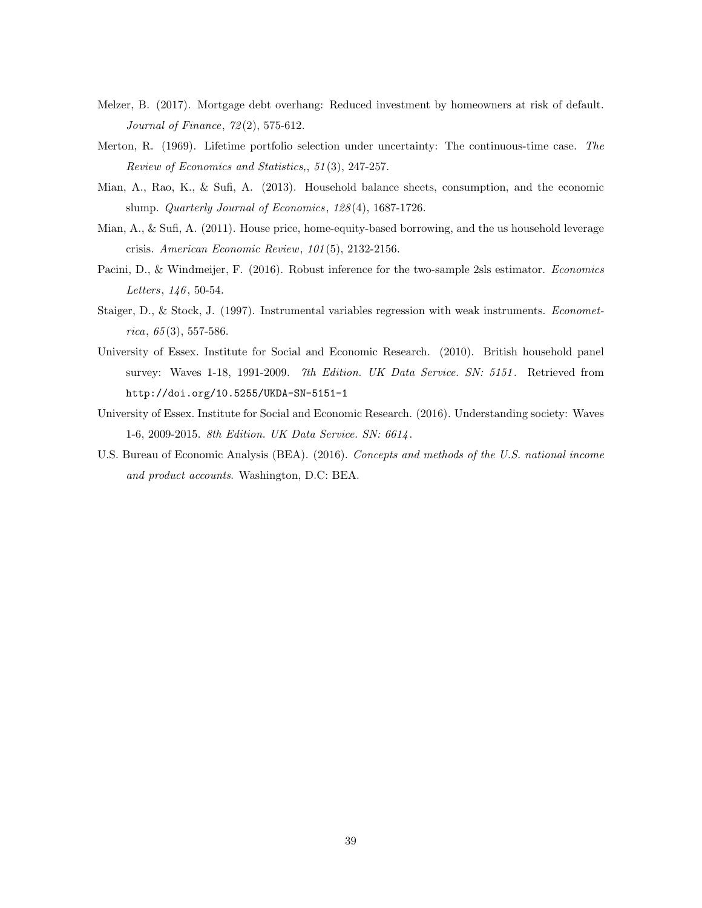Melzer, B. (2017). Mortgage debt overhang: Reduced investment by homeowners at risk of default. *Journal of Finance*, *72*(2), 575-612.

Merton, R. (1969). Lifetime portfolio selection under uncertainty: The continuous-time case. *The Review of Economics and Statistics,*, *51*(3), 247-257.

Mian, A., Rao, K., & Sufi, A. (2013). Household balance sheets, consumption, and the economic slump. *Quarterly Journal of Economics*, *128*(4), 1687-1726.

Mian, A., & Sufi, A. (2011). House price, home-equity-based borrowing, and the us household leverage crisis. *American Economic Review*, *101*(5), 2132-2156.

Pacini, D., & Windmeijer, F. (2016). Robust inference for the two-sample 2sls estimator. *Economics Letters*, *146*, 50-54.

Staiger, D., & Stock, J. (1997). Instrumental variables regression with weak instruments. *Econometrica*, *65*(3), 557-586.

University of Essex. Institute for Social and Economic Research. (2010). British household panel survey: Waves 1-18, 1991-2009. *7th Edition. UK Data Service. SN: 5151*. Retrieved from http://doi.org/10.5255/UKDA-SN-5151-1

University of Essex. Institute for Social and Economic Research. (2016). Understanding society: Waves 1-6, 2009-2015. *8th Edition. UK Data Service. SN: 6614*.

U.S. Bureau of Economic Analysis (BEA). (2016). *Concepts and methods of the U.S. national income and product accounts*. Washington, D.C: BEA.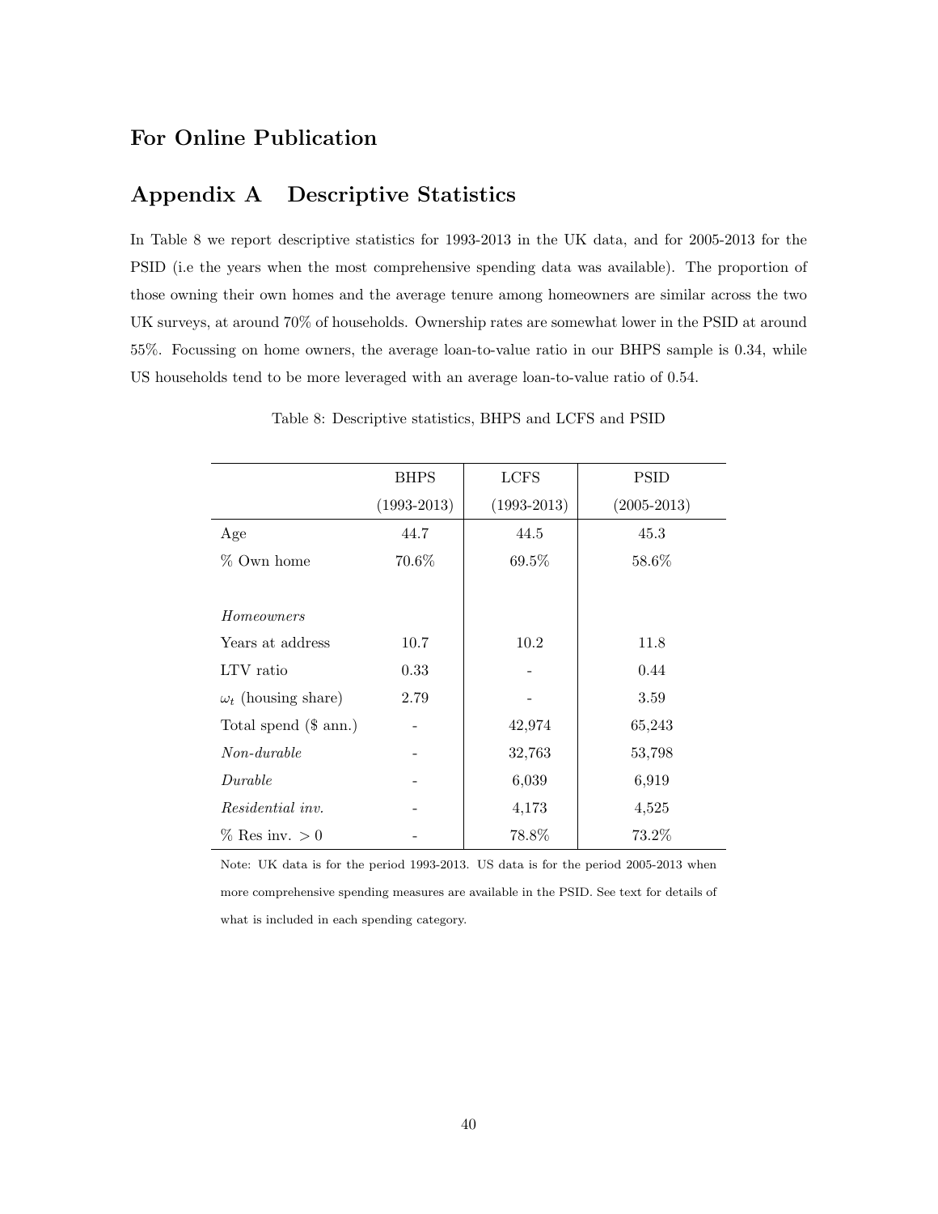## For Online Publication

## Appendix A Descriptive Statistics

In Table 8 we report descriptive statistics for 1993-2013 in the UK data, and for 2005-2013 for the PSID (i.e the years when the most comprehensive spending data was available). The proportion of those owning their own homes and the average tenure among homeowners are similar across the two UK surveys, at around 70% of households. Ownership rates are somewhat lower in the PSID at around 55%. Focussing on home owners, the average loan-to-value ratio in our BHPS sample is 0.34, while US households tend to be more leveraged with an average loan-to-value ratio of 0.54.

Table 8: Descriptive statistics, BHPS and LCFS and PSID

| | BHPS (1993-2013) | LCFS (1993-2013) | PSID (2005-2013) |
|---|---|---|---|
| Age | 44.7 | 44.5 | 45.3 |
| % Own home | 70.6% | 69.5% | 58.6% |
| | | | |
| *Homeowners* | | | |
| Years at address | 10.7 | 10.2 | 11.8 |
| LTV ratio | 0.33 | - | 0.44 |
| $\omega_t$ (housing share) | 2.79 | - | 3.59 |
| Total spend ($ ann.) | - | 42,974 | 65,243 |
| *Non-durable* | - | 32,763 | 53,798 |
| *Durable* | - | 6,039 | 6,919 |
| *Residential inv.* | - | 4,173 | 4,525 |
| % Res inv. $> 0$ | - | 78.8% | 73.2% |

Note: UK data is for the period 1993-2013. US data is for the period 2005-2013 when more comprehensive spending measures are available in the PSID. See text for details of what is included in each spending category.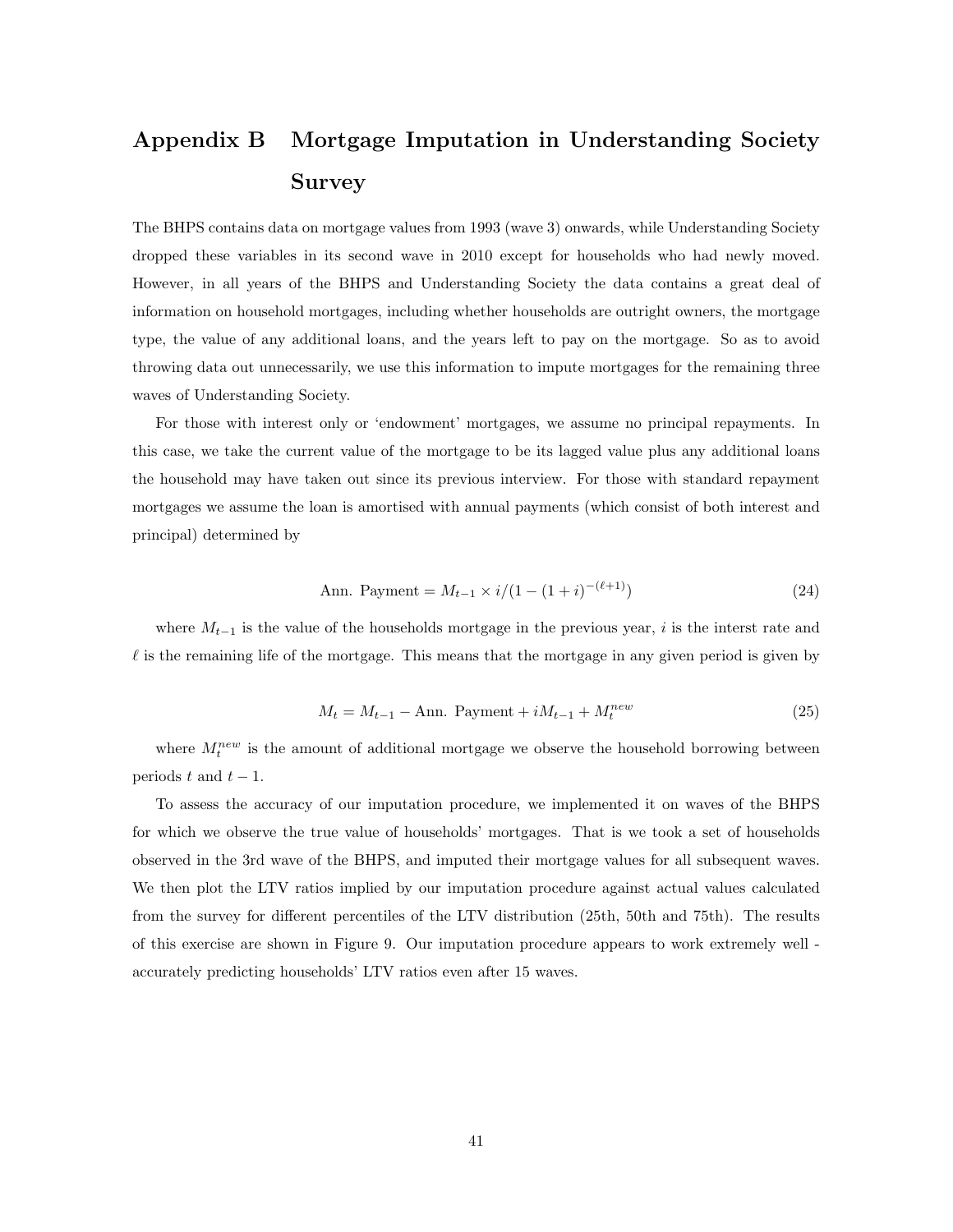# Appendix B Mortgage Imputation in Understanding Society Survey

The BHPS contains data on mortgage values from 1993 (wave 3) onwards, while Understanding Society dropped these variables in its second wave in 2010 except for households who had newly moved. However, in all years of the BHPS and Understanding Society the data contains a great deal of information on household mortgages, including whether households are outright owners, the mortgage type, the value of any additional loans, and the years left to pay on the mortgage. So as to avoid throwing data out unnecessarily, we use this information to impute mortgages for the remaining three waves of Understanding Society.

For those with interest only or 'endowment' mortgages, we assume no principal repayments. In this case, we take the current value of the mortgage to be its lagged value plus any additional loans the household may have taken out since its previous interview. For those with standard repayment mortgages we assume the loan is amortised with annual payments (which consist of both interest and principal) determined by

$$\text{Ann. Payment} = M_{t-1} \times i/(1-(1+i)^{-(\ell+1)}) \tag{24}$$

where $M_{t-1}$ is the value of the households mortgage in the previous year, $i$ is the interst rate and $\ell$ is the remaining life of the mortgage. This means that the mortgage in any given period is given by

$$M_t = M_{t-1} - \text{Ann. Payment} + iM_{t-1} + M_t^{new} \tag{25}$$

where $M_t^{new}$ is the amount of additional mortgage we observe the household borrowing between periods $t$ and $t-1$.

To assess the accuracy of our imputation procedure, we implemented it on waves of the BHPS for which we observe the true value of households' mortgages. That is we took a set of households observed in the 3rd wave of the BHPS, and imputed their mortgage values for all subsequent waves. We then plot the LTV ratios implied by our imputation procedure against actual values calculated from the survey for different percentiles of the LTV distribution (25th, 50th and 75th). The results of this exercise are shown in Figure 9. Our imputation procedure appears to work extremely well - accurately predicting households' LTV ratios even after 15 waves.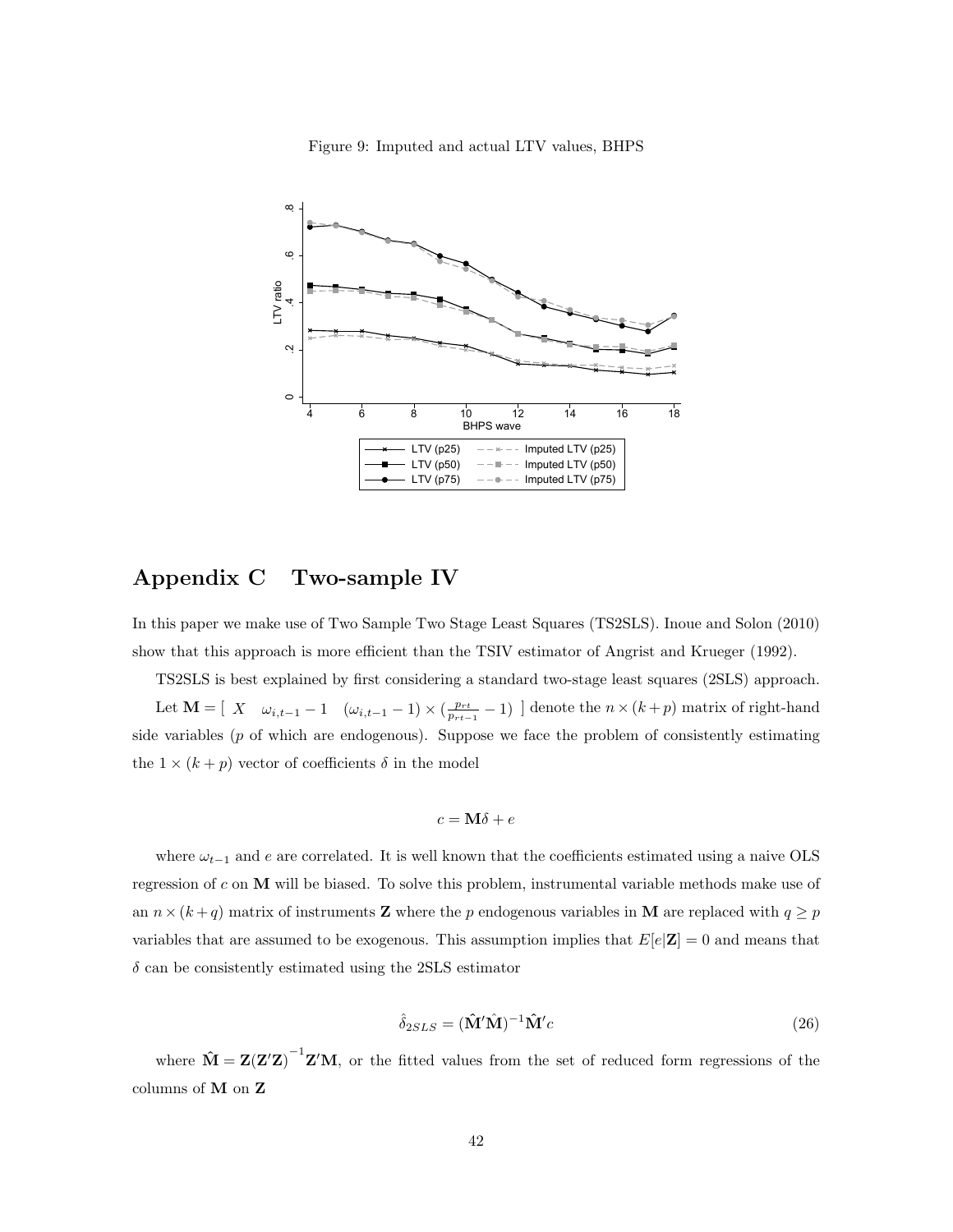Figure 9: Imputed and actual LTV values, BHPS

# Appendix C Two-sample IV

In this paper we make use of Two Sample Two Stage Least Squares (TS2SLS). Inoue and Solon (2010) show that this approach is more efficient than the TSIV estimator of Angrist and Krueger (1992).

TS2SLS is best explained by first considering a standard two-stage least squares (2SLS) approach. Let $\mathbf{M} = [\ X \quad \omega_{i,t-1} - 1 \quad (\omega_{i,t-1} - 1) \times (\frac{p_{rt}}{p_{rt-1}} - 1)\ ]$ denote the $n \times (k + p)$ matrix of right-hand side variables ($p$ of which are endogenous). Suppose we face the problem of consistently estimating the $1 \times (k + p)$ vector of coefficients $\delta$ in the model

$$c = \mathbf{M}\delta + e$$

where $\omega_{t-1}$ and $e$ are correlated. It is well known that the coefficients estimated using a naive OLS regression of $c$ on $\mathbf{M}$ will be biased. To solve this problem, instrumental variable methods make use of an $n \times (k + q)$ matrix of instruments $\mathbf{Z}$ where the $p$ endogenous variables in $\mathbf{M}$ are replaced with $q \geq p$ variables that are assumed to be exogenous. This assumption implies that $E[e|\mathbf{Z}] = 0$ and means that $\delta$ can be consistently estimated using the 2SLS estimator

$$\hat{\delta}_{2SLS} = (\hat{\mathbf{M}}'\hat{\mathbf{M}})^{-1}\hat{\mathbf{M}}'c \tag{26}$$

where $\hat{\mathbf{M}} = \mathbf{Z}(\mathbf{Z}'\mathbf{Z})^{-1}\mathbf{Z}'\mathbf{M}$, or the fitted values from the set of reduced form regressions of the columns of $\mathbf{M}$ on $\mathbf{Z}$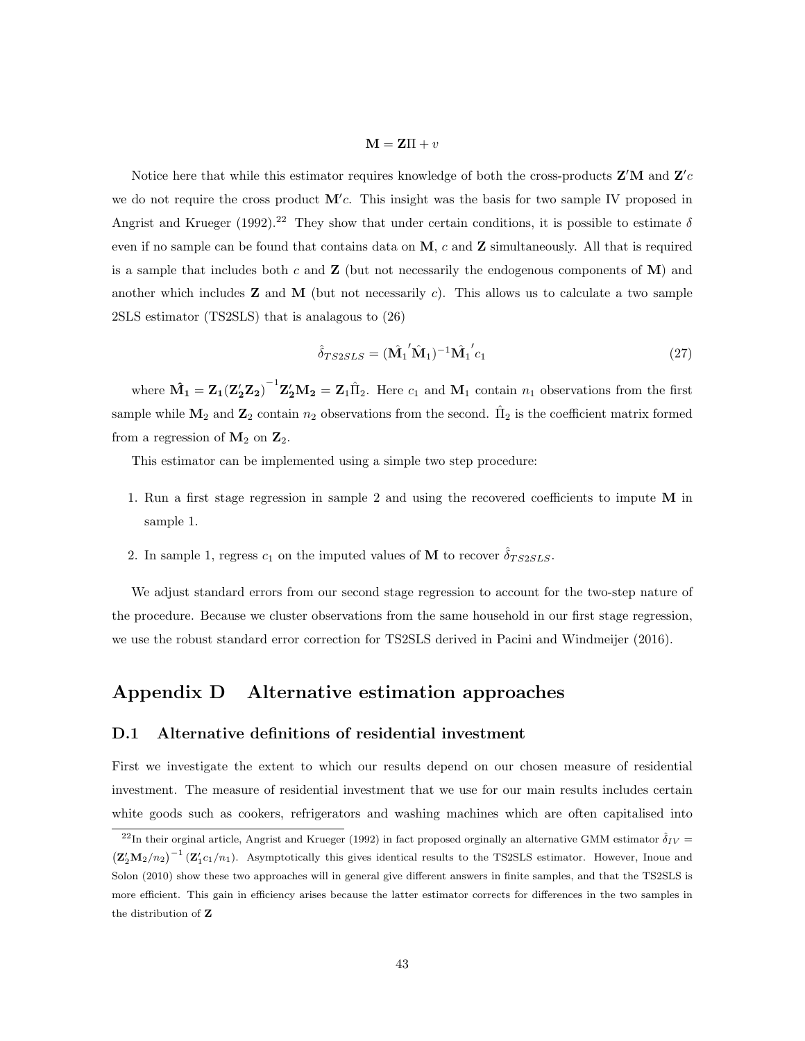$$\mathbf{M} = \mathbf{Z}\Pi + v$$

Notice here that while this estimator requires knowledge of both the cross-products $\mathbf{Z}'\mathbf{M}$ and $\mathbf{Z}'c$ we do not require the cross product $\mathbf{M}'c$. This insight was the basis for two sample IV proposed in Angrist and Krueger (1992).[22] They show that under certain conditions, it is possible to estimate $\delta$ even if no sample can be found that contains data on $\mathbf{M}$, $c$ and $\mathbf{Z}$ simultaneously. All that is required is a sample that includes both $c$ and $\mathbf{Z}$ (but not necessarily the endogenous components of $\mathbf{M}$) and another which includes $\mathbf{Z}$ and $\mathbf{M}$ (but not necessarily $c$). This allows us to calculate a two sample 2SLS estimator (TS2SLS) that is analagous to (26)

$$\hat{\delta}_{TS2SLS} = (\hat{\mathbf{M}}_1{}'\hat{\mathbf{M}}_1)^{-1}\hat{\mathbf{M}}_1{}'c_1 \tag{27}$$

where $\hat{\mathbf{M}}_\mathbf{1} = \mathbf{Z_1}(\mathbf{Z_2'Z_2})^{-1}\mathbf{Z_2'M_2} = \mathbf{Z}_1\hat{\Pi}_2$. Here $c_1$ and $\mathbf{M}_1$ contain $n_1$ observations from the first sample while $\mathbf{M}_2$ and $\mathbf{Z}_2$ contain $n_2$ observations from the second. $\hat{\Pi}_2$ is the coefficient matrix formed from a regression of $\mathbf{M}_2$ on $\mathbf{Z}_2$.

This estimator can be implemented using a simple two step procedure:

1. Run a first stage regression in sample 2 and using the recovered coefficients to impute $\mathbf{M}$ in sample 1.
2. In sample 1, regress $c_1$ on the imputed values of $\mathbf{M}$ to recover $\hat{\delta}_{TS2SLS}$.

We adjust standard errors from our second stage regression to account for the two-step nature of the procedure. Because we cluster observations from the same household in our first stage regression, we use the robust standard error correction for TS2SLS derived in Pacini and Windmeijer (2016).

# Appendix D Alternative estimation approaches

## D.1 Alternative definitions of residential investment

First we investigate the extent to which our results depend on our chosen measure of residential investment. The measure of residential investment that we use for our main results includes certain white goods such as cookers, refrigerators and washing machines which are often capitalised into

[22] In their orginal article, Angrist and Krueger (1992) in fact proposed orginally an alternative GMM estimator $\hat{\delta}_{IV} = (\mathbf{Z}_2'\mathbf{M}_2/n_2)^{-1}(\mathbf{Z}_1'c_1/n_1)$. Asymptotically this gives identical results to the TS2SLS estimator. However, Inoue and Solon (2010) show these two approaches will in general give different answers in finite samples, and that the TS2SLS is more efficient. This gain in efficiency arises because the latter estimator corrects for differences in the two samples in the distribution of $\mathbf{Z}$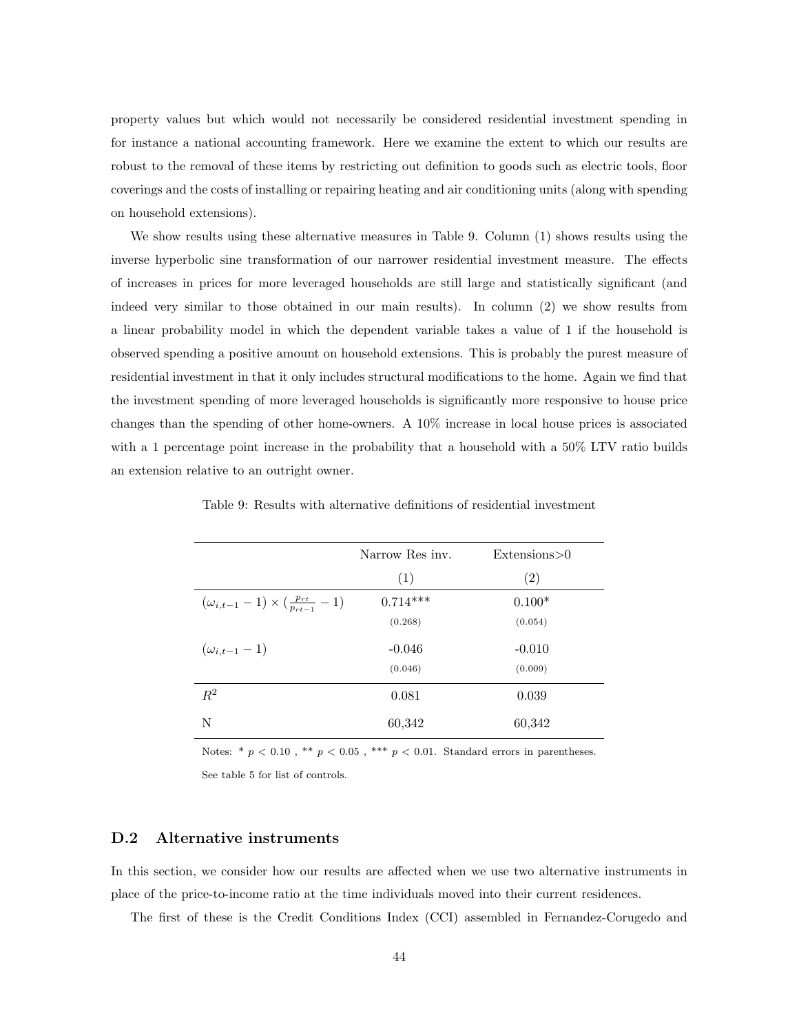property values but which would not necessarily be considered residential investment spending in for instance a national accounting framework. Here we examine the extent to which our results are robust to the removal of these items by restricting out definition to goods such as electric tools, floor coverings and the costs of installing or repairing heating and air conditioning units (along with spending on household extensions).

We show results using these alternative measures in Table 9. Column (1) shows results using the inverse hyperbolic sine transformation of our narrower residential investment measure. The effects of increases in prices for more leveraged households are still large and statistically significant (and indeed very similar to those obtained in our main results). In column (2) we show results from a linear probability model in which the dependent variable takes a value of 1 if the household is observed spending a positive amount on household extensions. This is probably the purest measure of residential investment in that it only includes structural modifications to the home. Again we find that the investment spending of more leveraged households is significantly more responsive to house price changes than the spending of other home-owners. A 10% increase in local house prices is associated with a 1 percentage point increase in the probability that a household with a 50% LTV ratio builds an extension relative to an outright owner.

Table 9: Results with alternative definitions of residential investment

| | Narrow Res inv. | Extensions>0 |
|---|---|---|
| | (1) | (2) |
| $(\omega_{i,t-1} - 1) \times (\frac{p_{rt}}{p_{rt-1}} - 1)$ | 0.714*** | 0.100* |
| | (0.268) | (0.054) |
| $(\omega_{i,t-1} - 1)$ | -0.046 | -0.010 |
| | (0.046) | (0.009) |
| $R^2$ | 0.081 | 0.039 |
| N | 60,342 | 60,342 |

Notes: * $p < 0.10$ , ** $p < 0.05$ , *** $p < 0.01$. Standard errors in parentheses. See table 5 for list of controls.

## D.2 Alternative instruments

In this section, we consider how our results are affected when we use two alternative instruments in place of the price-to-income ratio at the time individuals moved into their current residences.

The first of these is the Credit Conditions Index (CCI) assembled in Fernandez-Corugedo and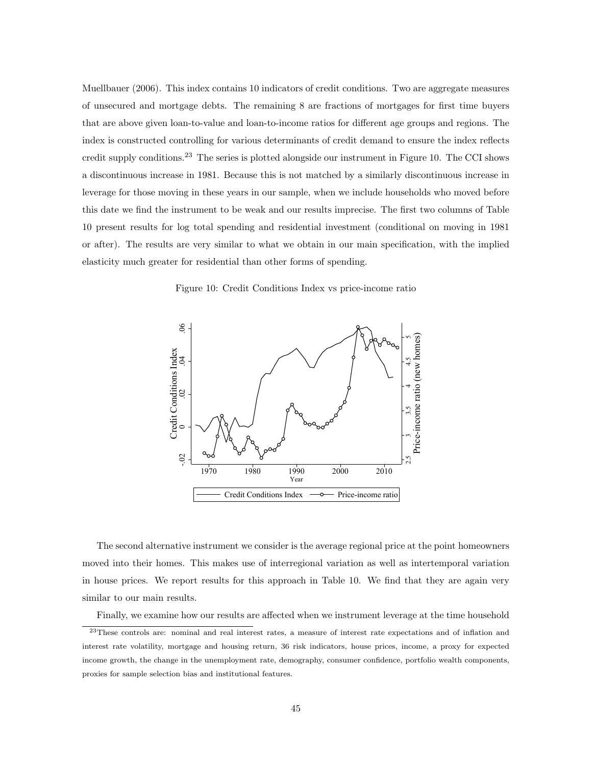Muellbauer (2006). This index contains 10 indicators of credit conditions. Two are aggregate measures of unsecured and mortgage debts. The remaining 8 are fractions of mortgages for first time buyers that are above given loan-to-value and loan-to-income ratios for different age groups and regions. The index is constructed controlling for various determinants of credit demand to ensure the index reflects credit supply conditions.[23] The series is plotted alongside our instrument in Figure 10. The CCI shows a discontinuous increase in 1981. Because this is not matched by a similarly discontinuous increase in leverage for those moving in these years in our sample, when we include households who moved before this date we find the instrument to be weak and our results imprecise. The first two columns of Table 10 present results for log total spending and residential investment (conditional on moving in 1981 or after). The results are very similar to what we obtain in our main specification, with the implied elasticity much greater for residential than other forms of spending.

Figure 10: Credit Conditions Index vs price-income ratio

The second alternative instrument we consider is the average regional price at the point homeowners moved into their homes. This makes use of interregional variation as well as intertemporal variation in house prices. We report results for this approach in Table 10. We find that they are again very similar to our main results.

Finally, we examine how our results are affected when we instrument leverage at the time household

[23] These controls are: nominal and real interest rates, a measure of interest rate expectations and of inflation and interest rate volatility, mortgage and housing return, 36 risk indicators, house prices, income, a proxy for expected income growth, the change in the unemployment rate, demography, consumer confidence, portfolio wealth components, proxies for sample selection bias and institutional features.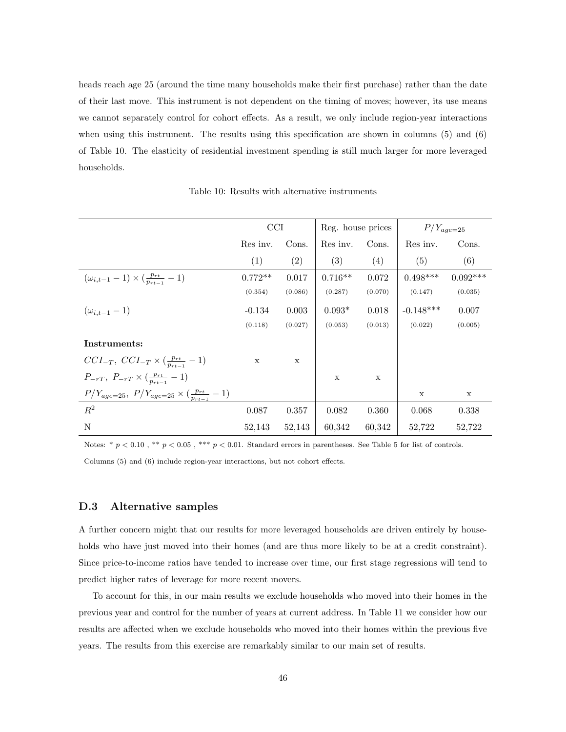heads reach age 25 (around the time many households make their first purchase) rather than the date of their last move. This instrument is not dependent on the timing of moves; however, its use means we cannot separately control for cohort effects. As a result, we only include region-year interactions when using this instrument. The results using this specification are shown in columns (5) and (6) of Table 10. The elasticity of residential investment spending is still much larger for more leveraged households.

Table 10: Results with alternative instruments

| | CCI | | Reg. house prices | | $P/Y_{age=25}$ | |
|---|---|---|---|---|---|---|
| | Res inv. | Cons. | Res inv. | Cons. | Res inv. | Cons. |
| | (1) | (2) | (3) | (4) | (5) | (6) |
| $(\omega_{i,t-1} - 1) \times (\frac{p_{rt}}{p_{rt-1}} - 1)$ | 0.772** | 0.017 | 0.716** | 0.072 | 0.498*** | 0.092*** |
| | (0.354) | (0.086) | (0.287) | (0.070) | (0.147) | (0.035) |
| $(\omega_{i,t-1} - 1)$ | -0.134 | 0.003 | 0.093* | 0.018 | -0.148*** | 0.007 |
| | (0.118) | (0.027) | (0.053) | (0.013) | (0.022) | (0.005) |
| **Instruments:** | | | | | | |
| $CCI_{-T},\ CCI_{-T} \times (\frac{p_{rt}}{p_{rt-1}} - 1)$ | x | x | | | | |
| $P_{-rT},\ P_{-rT} \times (\frac{p_{rt}}{p_{rt-1}} - 1)$ | | | x | x | | |
| $P/Y_{age=25},\ P/Y_{age=25} \times (\frac{p_{rt}}{p_{rt-1}} - 1)$ | | | | | x | x |
| $R^2$ | 0.087 | 0.357 | 0.082 | 0.360 | 0.068 | 0.338 |
| N | 52,143 | 52,143 | 60,342 | 60,342 | 52,722 | 52,722 |

Notes: * $p < 0.10$ , ** $p < 0.05$ , *** $p < 0.01$. Standard errors in parentheses. See Table 5 for list of controls. Columns (5) and (6) include region-year interactions, but not cohort effects.

### D.3 Alternative samples

A further concern might that our results for more leveraged households are driven entirely by households who have just moved into their homes (and are thus more likely to be at a credit constraint). Since price-to-income ratios have tended to increase over time, our first stage regressions will tend to predict higher rates of leverage for more recent movers.

To account for this, in our main results we exclude households who moved into their homes in the previous year and control for the number of years at current address. In Table 11 we consider how our results are affected when we exclude households who moved into their homes within the previous five years. The results from this exercise are remarkably similar to our main set of results.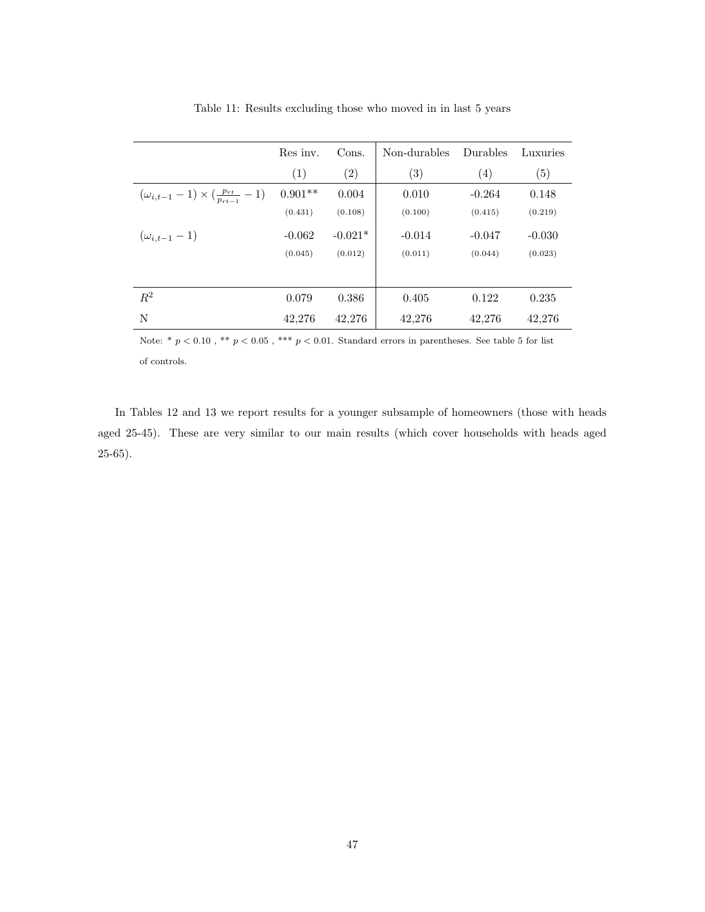Table 11: Results excluding those who moved in in last 5 years

| | Res inv. | Cons. | Non-durables | Durables | Luxuries |
|---|---|---|---|---|---|
| | (1) | (2) | (3) | (4) | (5) |
| $(\omega_{i,t-1} - 1) \times (\frac{p_{rt}}{p_{rt-1}} - 1)$ | 0.901** | 0.004 | 0.010 | -0.264 | 0.148 |
| | (0.431) | (0.108) | (0.100) | (0.415) | (0.219) |
| $(\omega_{i,t-1} - 1)$ | -0.062 | -0.021* | -0.014 | -0.047 | -0.030 |
| | (0.045) | (0.012) | (0.011) | (0.044) | (0.023) |
| $R^2$ | 0.079 | 0.386 | 0.405 | 0.122 | 0.235 |
| N | 42,276 | 42,276 | 42,276 | 42,276 | 42,276 |

Note: * $p < 0.10$ , ** $p < 0.05$ , *** $p < 0.01$. Standard errors in parentheses. See table 5 for list of controls.

In Tables 12 and 13 we report results for a younger subsample of homeowners (those with heads aged 25-45). These are very similar to our main results (which cover households with heads aged 25-65).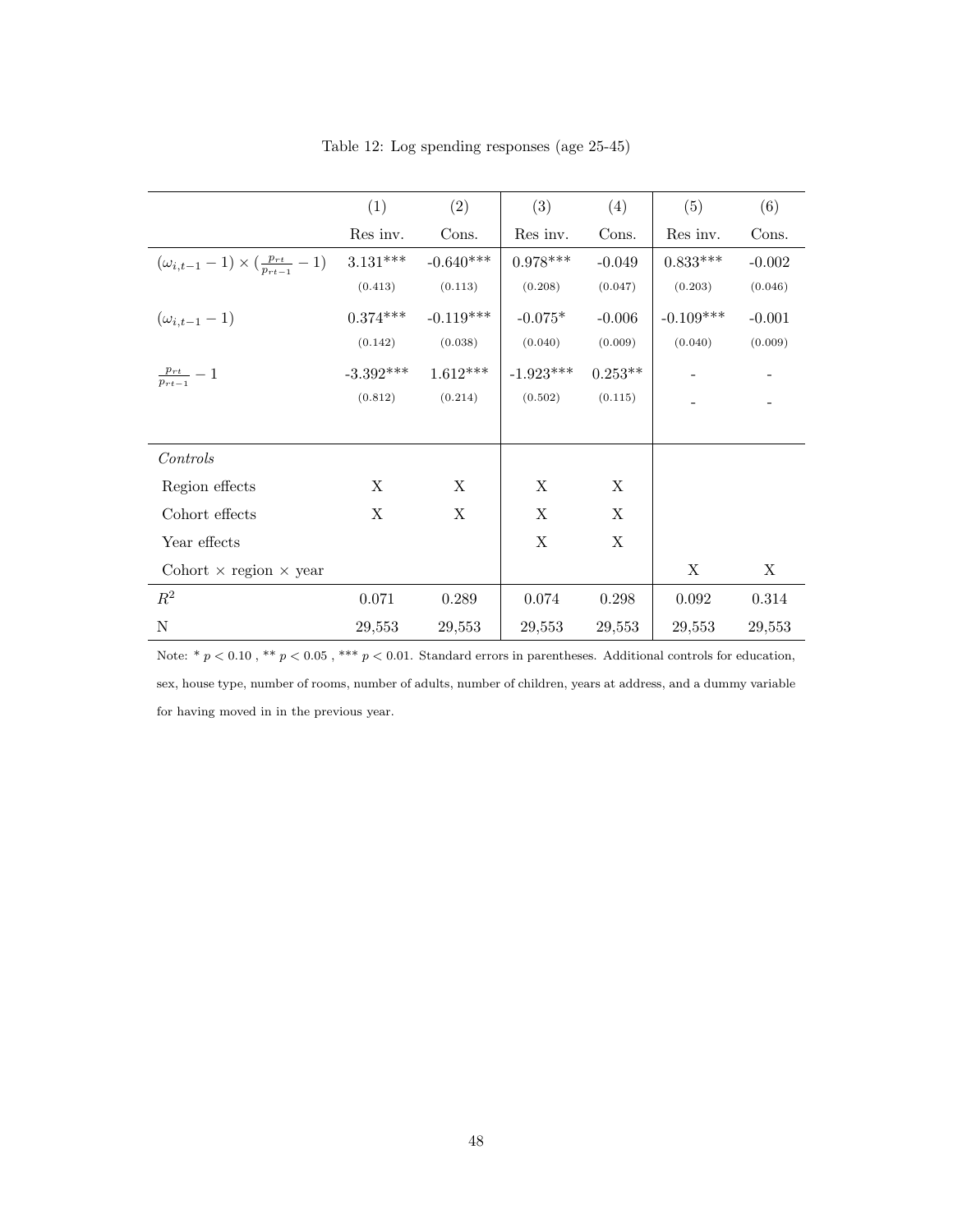Table 12: Log spending responses (age 25-45)

| | (1) | (2) | (3) | (4) | (5) | (6) |
|---|---|---|---|---|---|---|
| | Res inv. | Cons. | Res inv. | Cons. | Res inv. | Cons. |
| $(\omega_{i,t-1} - 1) \times (\frac{p_{rt}}{p_{rt-1}} - 1)$ | 3.131*** | -0.640*** | 0.978*** | -0.049 | 0.833*** | -0.002 |
| | (0.413) | (0.113) | (0.208) | (0.047) | (0.203) | (0.046) |
| $(\omega_{i,t-1} - 1)$ | 0.374*** | -0.119*** | -0.075* | -0.006 | -0.109*** | -0.001 |
| | (0.142) | (0.038) | (0.040) | (0.009) | (0.040) | (0.009) |
| $\frac{p_{rt}}{p_{rt-1}} - 1$ | -3.392*** | 1.612*** | -1.923*** | 0.253** | - | - |
| | (0.812) | (0.214) | (0.502) | (0.115) | - | - |
| *Controls* | | | | | | |
| Region effects | X | X | X | X | | |
| Cohort effects | X | X | X | X | | |
| Year effects | | | X | X | | |
| Cohort × region × year | | | | | X | X |
| $R^2$ | 0.071 | 0.289 | 0.074 | 0.298 | 0.092 | 0.314 |
| N | 29,553 | 29,553 | 29,553 | 29,553 | 29,553 | 29,553 |

Note: * $p < 0.10$ , ** $p < 0.05$ , *** $p < 0.01$. Standard errors in parentheses. Additional controls for education, sex, house type, number of rooms, number of adults, number of children, years at address, and a dummy variable for having moved in in the previous year.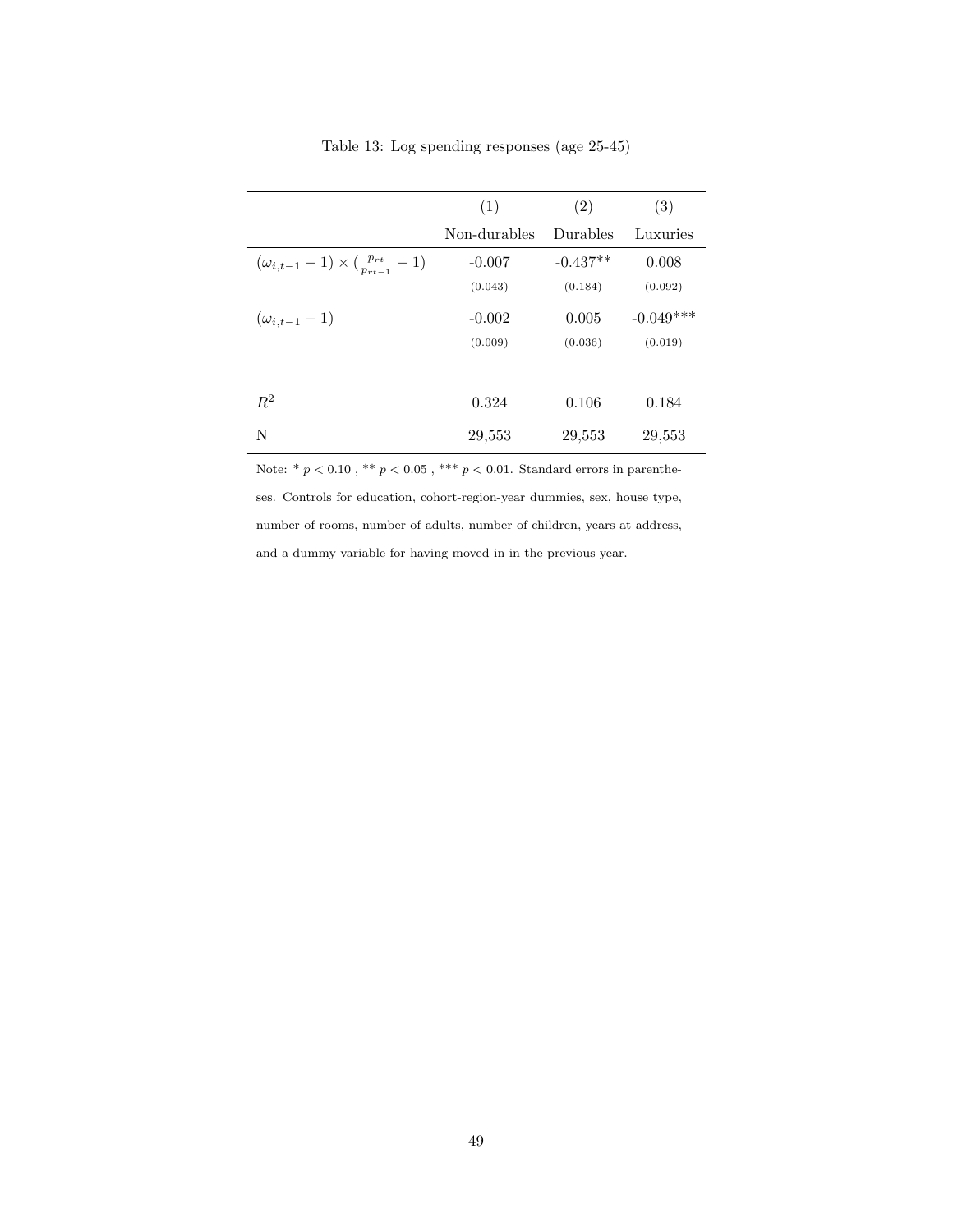Table 13: Log spending responses (age 25-45)

| | (1) | (2) | (3) |
|---|---|---|---|
| | Non-durables | Durables | Luxuries |
| $(\omega_{i,t-1} - 1) \times (\frac{p_{rt}}{p_{rt-1}} - 1)$ | -0.007 | -0.437** | 0.008 |
| | (0.043) | (0.184) | (0.092) |
| $(\omega_{i,t-1} - 1)$ | -0.002 | 0.005 | -0.049*** |
| | (0.009) | (0.036) | (0.019) |
| $R^2$ | 0.324 | 0.106 | 0.184 |
| N | 29,553 | 29,553 | 29,553 |

Note: * $p < 0.10$ , ** $p < 0.05$ , *** $p < 0.01$. Standard errors in parentheses. Controls for education, cohort-region-year dummies, sex, house type, number of rooms, number of adults, number of children, years at address, and a dummy variable for having moved in in the previous year.